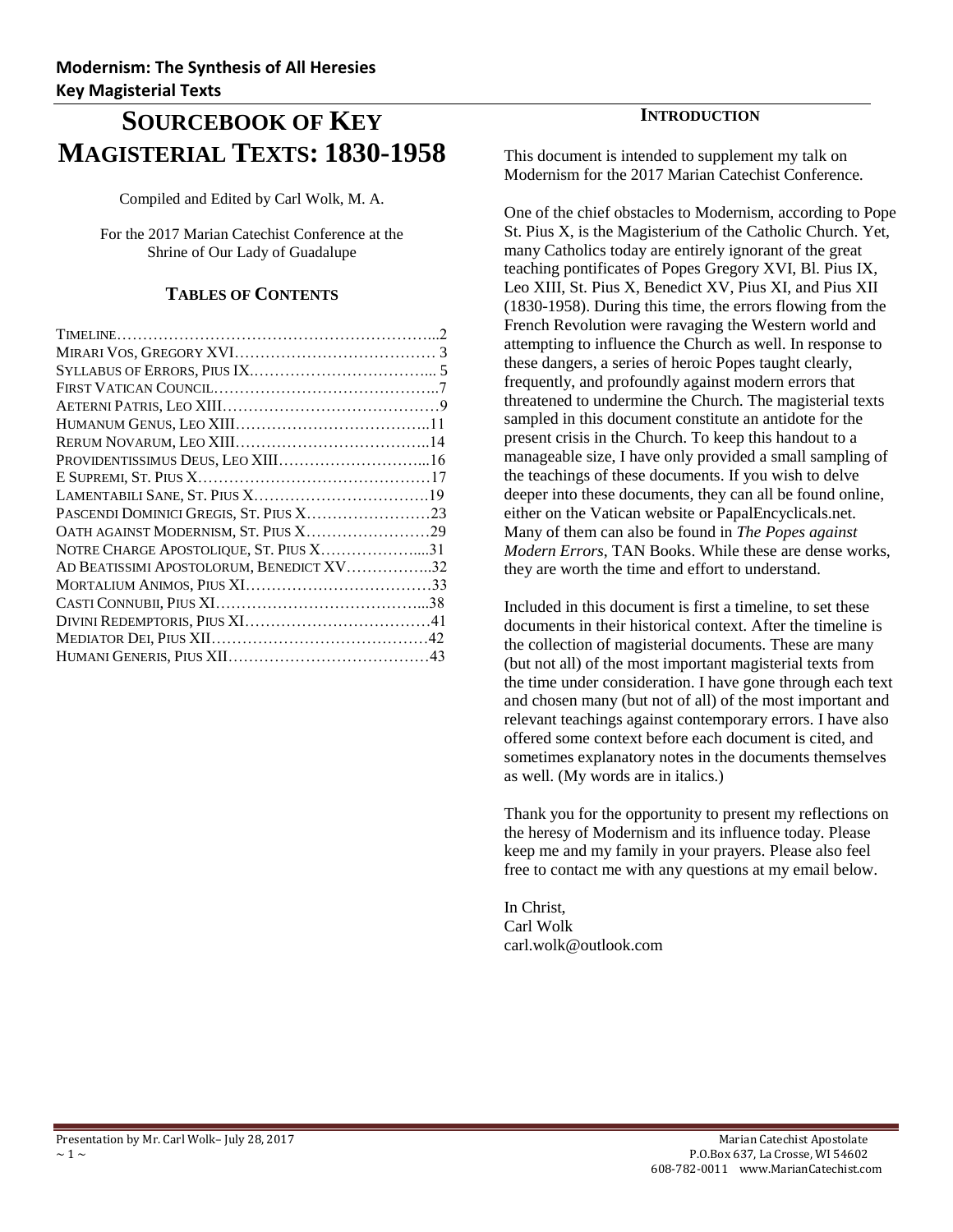# Sourcebook of Key Magisterial Texts: 1830-1958

Compiled and Edited by Carl Wolk, M. A.

For the 2017 Marian Catechist Conference at the Shrine of Our Lady of Guadalupe

## Tables of Contents

| | |
|---|---|
| Timeline | 2 |
| Mirari Vos, Gregory XVI | 3 |
| Syllabus of Errors, Pius IX | 5 |
| First Vatican Council | 7 |
| Aeterni Patris, Leo XIII | 9 |
| Humanum Genus, Leo XIII | 11 |
| Rerum Novarum, Leo XIII | 14 |
| Providentissimus Deus, Leo XIII | 16 |
| E Supremi, St. Pius X | 17 |
| Lamentabili Sane, St. Pius X | 19 |
| Pascendi Dominici Gregis, St. Pius X | 23 |
| Oath against Modernism, St. Pius X | 29 |
| Notre Charge Apostolique, St. Pius X | 31 |
| Ad Beatissimi Apostolorum, Benedict XV | 32 |
| Mortalium Animos, Pius XI | 33 |
| Casti Connubii, Pius XI | 38 |
| Divini Redemptoris, Pius XI | 41 |
| Mediator Dei, Pius XII | 42 |
| Humani Generis, Pius XII | 43 |

## Introduction

This document is intended to supplement my talk on Modernism for the 2017 Marian Catechist Conference.

One of the chief obstacles to Modernism, according to Pope St. Pius X, is the Magisterium of the Catholic Church. Yet, many Catholics today are entirely ignorant of the great teaching pontificates of Popes Gregory XVI, Bl. Pius IX, Leo XIII, St. Pius X, Benedict XV, Pius XI, and Pius XII (1830-1958). During this time, the errors flowing from the French Revolution were ravaging the Western world and attempting to influence the Church as well. In response to these dangers, a series of heroic Popes taught clearly, frequently, and profoundly against modern errors that threatened to undermine the Church. The magisterial texts sampled in this document constitute an antidote for the present crisis in the Church. To keep this handout to a manageable size, I have only provided a small sampling of the teachings of these documents. If you wish to delve deeper into these documents, they can all be found online, either on the Vatican website or PapalEncyclicals.net. Many of them can also be found in *The Popes against Modern Errors*, TAN Books. While these are dense works, they are worth the time and effort to understand.

Included in this document is first a timeline, to set these documents in their historical context. After the timeline is the collection of magisterial documents. These are many (but not all) of the most important magisterial texts from the time under consideration. I have gone through each text and chosen many (but not of all) of the most important and relevant teachings against contemporary errors. I have also offered some context before each document is cited, and sometimes explanatory notes in the documents themselves as well. (My words are in italics.)

Thank you for the opportunity to present my reflections on the heresy of Modernism and its influence today. Please keep me and my family in your prayers. Please also feel free to contact me with any questions at my email below.

In Christ,
Carl Wolk
carl.wolk@outlook.com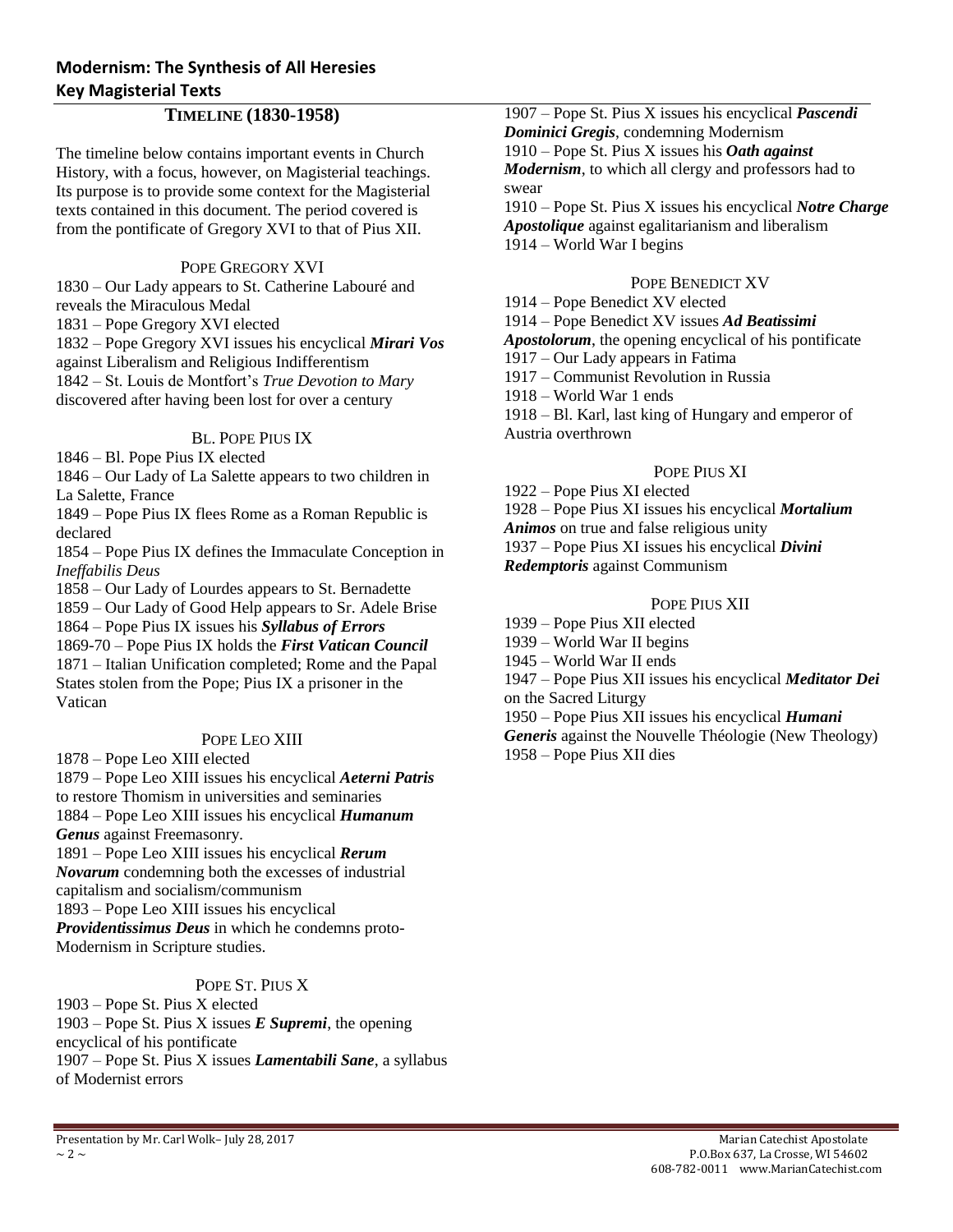## Modernism: The Synthesis of All Heresies
## Key Magisterial Texts

### TIMELINE (1830-1958)

The timeline below contains important events in Church History, with a focus, however, on Magisterial teachings. Its purpose is to provide some context for the Magisterial texts contained in this document. The period covered is from the pontificate of Gregory XVI to that of Pius XII.

#### POPE GREGORY XVI

1830 – Our Lady appears to St. Catherine Labouré and reveals the Miraculous Medal
1831 – Pope Gregory XVI elected
1832 – Pope Gregory XVI issues his encyclical ***Mirari Vos*** against Liberalism and Religious Indifferentism
1842 – St. Louis de Montfort's *True Devotion to Mary* discovered after having been lost for over a century

#### BL. POPE PIUS IX

1846 – Bl. Pope Pius IX elected
1846 – Our Lady of La Salette appears to two children in La Salette, France
1849 – Pope Pius IX flees Rome as a Roman Republic is declared
1854 – Pope Pius IX defines the Immaculate Conception in *Ineffabilis Deus*
1858 – Our Lady of Lourdes appears to St. Bernadette
1859 – Our Lady of Good Help appears to Sr. Adele Brise
1864 – Pope Pius IX issues his ***Syllabus of Errors***
1869-70 – Pope Pius IX holds the ***First Vatican Council***
1871 – Italian Unification completed; Rome and the Papal States stolen from the Pope; Pius IX a prisoner in the Vatican

#### POPE LEO XIII

1878 – Pope Leo XIII elected
1879 – Pope Leo XIII issues his encyclical ***Aeterni Patris*** to restore Thomism in universities and seminaries
1884 – Pope Leo XIII issues his encyclical ***Humanum Genus*** against Freemasonry.
1891 – Pope Leo XIII issues his encyclical ***Rerum Novarum*** condemning both the excesses of industrial capitalism and socialism/communism
1893 – Pope Leo XIII issues his encyclical ***Providentissimus Deus*** in which he condemns proto-Modernism in Scripture studies.

#### POPE ST. PIUS X

1903 – Pope St. Pius X elected
1903 – Pope St. Pius X issues ***E Supremi***, the opening encyclical of his pontificate
1907 – Pope St. Pius X issues ***Lamentabili Sane***, a syllabus of Modernist errors
1907 – Pope St. Pius X issues his encyclical ***Pascendi Dominici Gregis***, condemning Modernism
1910 – Pope St. Pius X issues his ***Oath against Modernism***, to which all clergy and professors had to swear
1910 – Pope St. Pius X issues his encyclical ***Notre Charge Apostolique*** against egalitarianism and liberalism
1914 – World War I begins

#### POPE BENEDICT XV

1914 – Pope Benedict XV elected
1914 – Pope Benedict XV issues ***Ad Beatissimi Apostolorum***, the opening encyclical of his pontificate
1917 – Our Lady appears in Fatima
1917 – Communist Revolution in Russia
1918 – World War 1 ends
1918 – Bl. Karl, last king of Hungary and emperor of Austria overthrown

#### POPE PIUS XI

1922 – Pope Pius XI elected
1928 – Pope Pius XI issues his encyclical ***Mortalium Animos*** on true and false religious unity
1937 – Pope Pius XI issues his encyclical ***Divini Redemptoris*** against Communism

#### POPE PIUS XII

1939 – Pope Pius XII elected
1939 – World War II begins
1945 – World War II ends
1947 – Pope Pius XII issues his encyclical ***Meditator Dei*** on the Sacred Liturgy
1950 – Pope Pius XII issues his encyclical ***Humani Generis*** against the Nouvelle Théologie (New Theology)
1958 – Pope Pius XII dies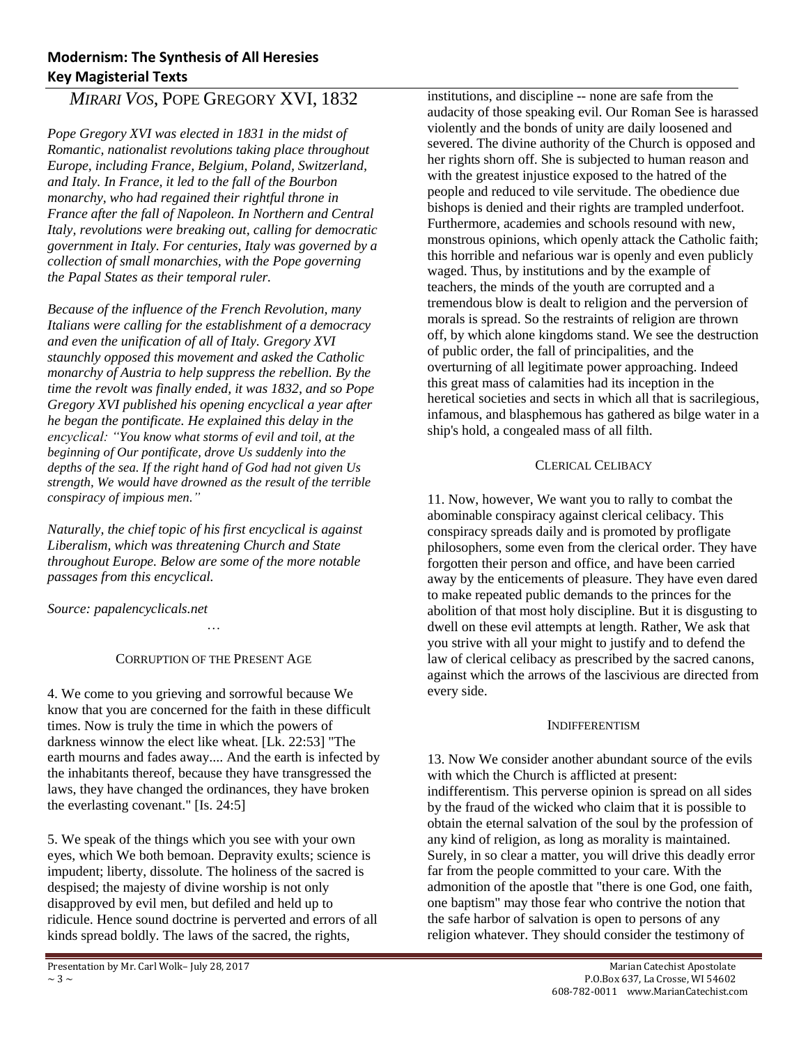# *Mirari Vos*, Pope Gregory XVI, 1832

*Pope Gregory XVI was elected in 1831 in the midst of Romantic, nationalist revolutions taking place throughout Europe, including France, Belgium, Poland, Switzerland, and Italy. In France, it led to the fall of the Bourbon monarchy, who had regained their rightful throne in France after the fall of Napoleon. In Northern and Central Italy, revolutions were breaking out, calling for democratic government in Italy. For centuries, Italy was governed by a collection of small monarchies, with the Pope governing the Papal States as their temporal ruler.*

*Because of the influence of the French Revolution, many Italians were calling for the establishment of a democracy and even the unification of all of Italy. Gregory XVI staunchly opposed this movement and asked the Catholic monarchy of Austria to help suppress the rebellion. By the time the revolt was finally ended, it was 1832, and so Pope Gregory XVI published his opening encyclical a year after he began the pontificate. He explained this delay in the encyclical: "You know what storms of evil and toil, at the beginning of Our pontificate, drove Us suddenly into the depths of the sea. If the right hand of God had not given Us strength, We would have drowned as the result of the terrible conspiracy of impious men."*

*Naturally, the chief topic of his first encyclical is against Liberalism, which was threatening Church and State throughout Europe. Below are some of the more notable passages from this encyclical.*

*Source: papalencyclicals.net*

…

### Corruption of the Present Age

4. We come to you grieving and sorrowful because We know that you are concerned for the faith in these difficult times. Now is truly the time in which the powers of darkness winnow the elect like wheat. [Lk. 22:53] "The earth mourns and fades away.... And the earth is infected by the inhabitants thereof, because they have transgressed the laws, they have changed the ordinances, they have broken the everlasting covenant." [Is. 24:5]

5. We speak of the things which you see with your own eyes, which We both bemoan. Depravity exults; science is impudent; liberty, dissolute. The holiness of the sacred is despised; the majesty of divine worship is not only disapproved by evil men, but defiled and held up to ridicule. Hence sound doctrine is perverted and errors of all kinds spread boldly. The laws of the sacred, the rights, institutions, and discipline -- none are safe from the audacity of those speaking evil. Our Roman See is harassed violently and the bonds of unity are daily loosened and severed. The divine authority of the Church is opposed and her rights shorn off. She is subjected to human reason and with the greatest injustice exposed to the hatred of the people and reduced to vile servitude. The obedience due bishops is denied and their rights are trampled underfoot. Furthermore, academies and schools resound with new, monstrous opinions, which openly attack the Catholic faith; this horrible and nefarious war is openly and even publicly waged. Thus, by institutions and by the example of teachers, the minds of the youth are corrupted and a tremendous blow is dealt to religion and the perversion of morals is spread. So the restraints of religion are thrown off, by which alone kingdoms stand. We see the destruction of public order, the fall of principalities, and the overturning of all legitimate power approaching. Indeed this great mass of calamities had its inception in the heretical societies and sects in which all that is sacrilegious, infamous, and blasphemous has gathered as bilge water in a ship's hold, a congealed mass of all filth.

### Clerical Celibacy

11. Now, however, We want you to rally to combat the abominable conspiracy against clerical celibacy. This conspiracy spreads daily and is promoted by profligate philosophers, some even from the clerical order. They have forgotten their person and office, and have been carried away by the enticements of pleasure. They have even dared to make repeated public demands to the princes for the abolition of that most holy discipline. But it is disgusting to dwell on these evil attempts at length. Rather, We ask that you strive with all your might to justify and to defend the law of clerical celibacy as prescribed by the sacred canons, against which the arrows of the lascivious are directed from every side.

### Indifferentism

13. Now We consider another abundant source of the evils with which the Church is afflicted at present: indifferentism. This perverse opinion is spread on all sides by the fraud of the wicked who claim that it is possible to obtain the eternal salvation of the soul by the profession of any kind of religion, as long as morality is maintained. Surely, in so clear a matter, you will drive this deadly error far from the people committed to your care. With the admonition of the apostle that "there is one God, one faith, one baptism" may those fear who contrive the notion that the safe harbor of salvation is open to persons of any religion whatever. They should consider the testimony of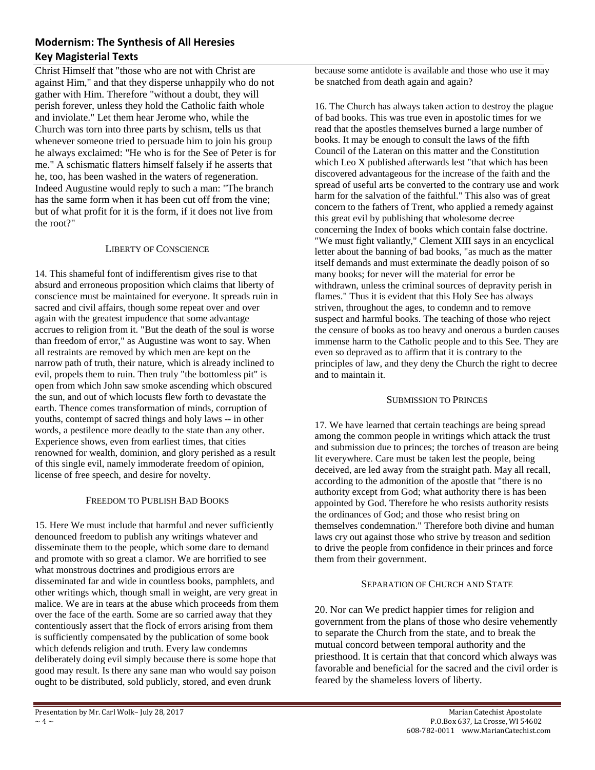Christ Himself that "those who are not with Christ are against Him," and that they disperse unhappily who do not gather with Him. Therefore "without a doubt, they will perish forever, unless they hold the Catholic faith whole and inviolate." Let them hear Jerome who, while the Church was torn into three parts by schism, tells us that whenever someone tried to persuade him to join his group he always exclaimed: "He who is for the See of Peter is for me." A schismatic flatters himself falsely if he asserts that he, too, has been washed in the waters of regeneration. Indeed Augustine would reply to such a man: "The branch has the same form when it has been cut off from the vine; but of what profit for it is the form, if it does not live from the root?"

### LIBERTY OF CONSCIENCE

14. This shameful font of indifferentism gives rise to that absurd and erroneous proposition which claims that liberty of conscience must be maintained for everyone. It spreads ruin in sacred and civil affairs, though some repeat over and over again with the greatest impudence that some advantage accrues to religion from it. "But the death of the soul is worse than freedom of error," as Augustine was wont to say. When all restraints are removed by which men are kept on the narrow path of truth, their nature, which is already inclined to evil, propels them to ruin. Then truly "the bottomless pit" is open from which John saw smoke ascending which obscured the sun, and out of which locusts flew forth to devastate the earth. Thence comes transformation of minds, corruption of youths, contempt of sacred things and holy laws -- in other words, a pestilence more deadly to the state than any other. Experience shows, even from earliest times, that cities renowned for wealth, dominion, and glory perished as a result of this single evil, namely immoderate freedom of opinion, license of free speech, and desire for novelty.

### FREEDOM TO PUBLISH BAD BOOKS

15. Here We must include that harmful and never sufficiently denounced freedom to publish any writings whatever and disseminate them to the people, which some dare to demand and promote with so great a clamor. We are horrified to see what monstrous doctrines and prodigious errors are disseminated far and wide in countless books, pamphlets, and other writings which, though small in weight, are very great in malice. We are in tears at the abuse which proceeds from them over the face of the earth. Some are so carried away that they contentiously assert that the flock of errors arising from them is sufficiently compensated by the publication of some book which defends religion and truth. Every law condemns deliberately doing evil simply because there is some hope that good may result. Is there any sane man who would say poison ought to be distributed, sold publicly, stored, and even drunk because some antidote is available and those who use it may be snatched from death again and again?

16. The Church has always taken action to destroy the plague of bad books. This was true even in apostolic times for we read that the apostles themselves burned a large number of books. It may be enough to consult the laws of the fifth Council of the Lateran on this matter and the Constitution which Leo X published afterwards lest "that which has been discovered advantageous for the increase of the faith and the spread of useful arts be converted to the contrary use and work harm for the salvation of the faithful." This also was of great concern to the fathers of Trent, who applied a remedy against this great evil by publishing that wholesome decree concerning the Index of books which contain false doctrine. "We must fight valiantly," Clement XIII says in an encyclical letter about the banning of bad books, "as much as the matter itself demands and must exterminate the deadly poison of so many books; for never will the material for error be withdrawn, unless the criminal sources of depravity perish in flames." Thus it is evident that this Holy See has always striven, throughout the ages, to condemn and to remove suspect and harmful books. The teaching of those who reject the censure of books as too heavy and onerous a burden causes immense harm to the Catholic people and to this See. They are even so depraved as to affirm that it is contrary to the principles of law, and they deny the Church the right to decree and to maintain it.

### SUBMISSION TO PRINCES

17. We have learned that certain teachings are being spread among the common people in writings which attack the trust and submission due to princes; the torches of treason are being lit everywhere. Care must be taken lest the people, being deceived, are led away from the straight path. May all recall, according to the admonition of the apostle that "there is no authority except from God; what authority there is has been appointed by God. Therefore he who resists authority resists the ordinances of God; and those who resist bring on themselves condemnation." Therefore both divine and human laws cry out against those who strive by treason and sedition to drive the people from confidence in their princes and force them from their government.

### SEPARATION OF CHURCH AND STATE

20. Nor can We predict happier times for religion and government from the plans of those who desire vehemently to separate the Church from the state, and to break the mutual concord between temporal authority and the priesthood. It is certain that that concord which always was favorable and beneficial for the sacred and the civil order is feared by the shameless lovers of liberty.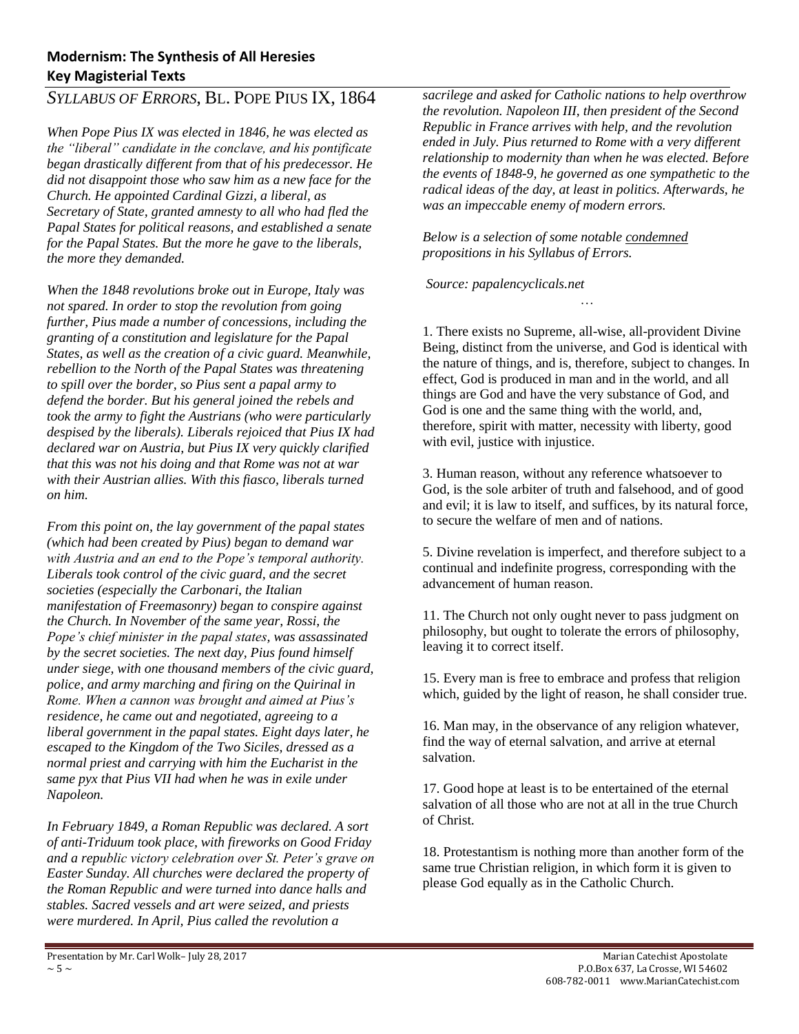## Modernism: The Synthesis of All Heresies
## Key Magisterial Texts

# *SYLLABUS OF ERRORS*, BL. POPE PIUS IX, 1864

*When Pope Pius IX was elected in 1846, he was elected as the "liberal" candidate in the conclave, and his pontificate began drastically different from that of his predecessor. He did not disappoint those who saw him as a new face for the Church. He appointed Cardinal Gizzi, a liberal, as Secretary of State, granted amnesty to all who had fled the Papal States for political reasons, and established a senate for the Papal States. But the more he gave to the liberals, the more they demanded.*

*When the 1848 revolutions broke out in Europe, Italy was not spared. In order to stop the revolution from going further, Pius made a number of concessions, including the granting of a constitution and legislature for the Papal States, as well as the creation of a civic guard. Meanwhile, rebellion to the North of the Papal States was threatening to spill over the border, so Pius sent a papal army to defend the border. But his general joined the rebels and took the army to fight the Austrians (who were particularly despised by the liberals). Liberals rejoiced that Pius IX had declared war on Austria, but Pius IX very quickly clarified that this was not his doing and that Rome was not at war with their Austrian allies. With this fiasco, liberals turned on him.*

*From this point on, the lay government of the papal states (which had been created by Pius) began to demand war with Austria and an end to the Pope's temporal authority. Liberals took control of the civic guard, and the secret societies (especially the Carbonari, the Italian manifestation of Freemasonry) began to conspire against the Church. In November of the same year, Rossi, the Pope's chief minister in the papal states, was assassinated by the secret societies. The next day, Pius found himself under siege, with one thousand members of the civic guard, police, and army marching and firing on the Quirinal in Rome. When a cannon was brought and aimed at Pius's residence, he came out and negotiated, agreeing to a liberal government in the papal states. Eight days later, he escaped to the Kingdom of the Two Sicilies, dressed as a normal priest and carrying with him the Eucharist in the same pyx that Pius VII had when he was in exile under Napoleon.*

*In February 1849, a Roman Republic was declared. A sort of anti-Triduum took place, with fireworks on Good Friday and a republic victory celebration over St. Peter's grave on Easter Sunday. All churches were declared the property of the Roman Republic and were turned into dance halls and stables. Sacred vessels and art were seized, and priests were murdered. In April, Pius called the revolution a sacrilege and asked for Catholic nations to help overthrow the revolution. Napoleon III, then president of the Second Republic in France arrives with help, and the revolution ended in July. Pius returned to Rome with a very different relationship to modernity than when he was elected. Before the events of 1848-9, he governed as one sympathetic to the radical ideas of the day, at least in politics. Afterwards, he was an impeccable enemy of modern errors.*

*Below is a selection of some notable* *<u>condemned</u>* *propositions in his Syllabus of Errors.*

*Source: papalencyclicals.net*

…

1. There exists no Supreme, all-wise, all-provident Divine Being, distinct from the universe, and God is identical with the nature of things, and is, therefore, subject to changes. In effect, God is produced in man and in the world, and all things are God and have the very substance of God, and God is one and the same thing with the world, and, therefore, spirit with matter, necessity with liberty, good with evil, justice with injustice.

3. Human reason, without any reference whatsoever to God, is the sole arbiter of truth and falsehood, and of good and evil; it is law to itself, and suffices, by its natural force, to secure the welfare of men and of nations.

5. Divine revelation is imperfect, and therefore subject to a continual and indefinite progress, corresponding with the advancement of human reason.

11. The Church not only ought never to pass judgment on philosophy, but ought to tolerate the errors of philosophy, leaving it to correct itself.

15. Every man is free to embrace and profess that religion which, guided by the light of reason, he shall consider true.

16. Man may, in the observance of any religion whatever, find the way of eternal salvation, and arrive at eternal salvation.

17. Good hope at least is to be entertained of the eternal salvation of all those who are not at all in the true Church of Christ.

18. Protestantism is nothing more than another form of the same true Christian religion, in which form it is given to please God equally as in the Catholic Church.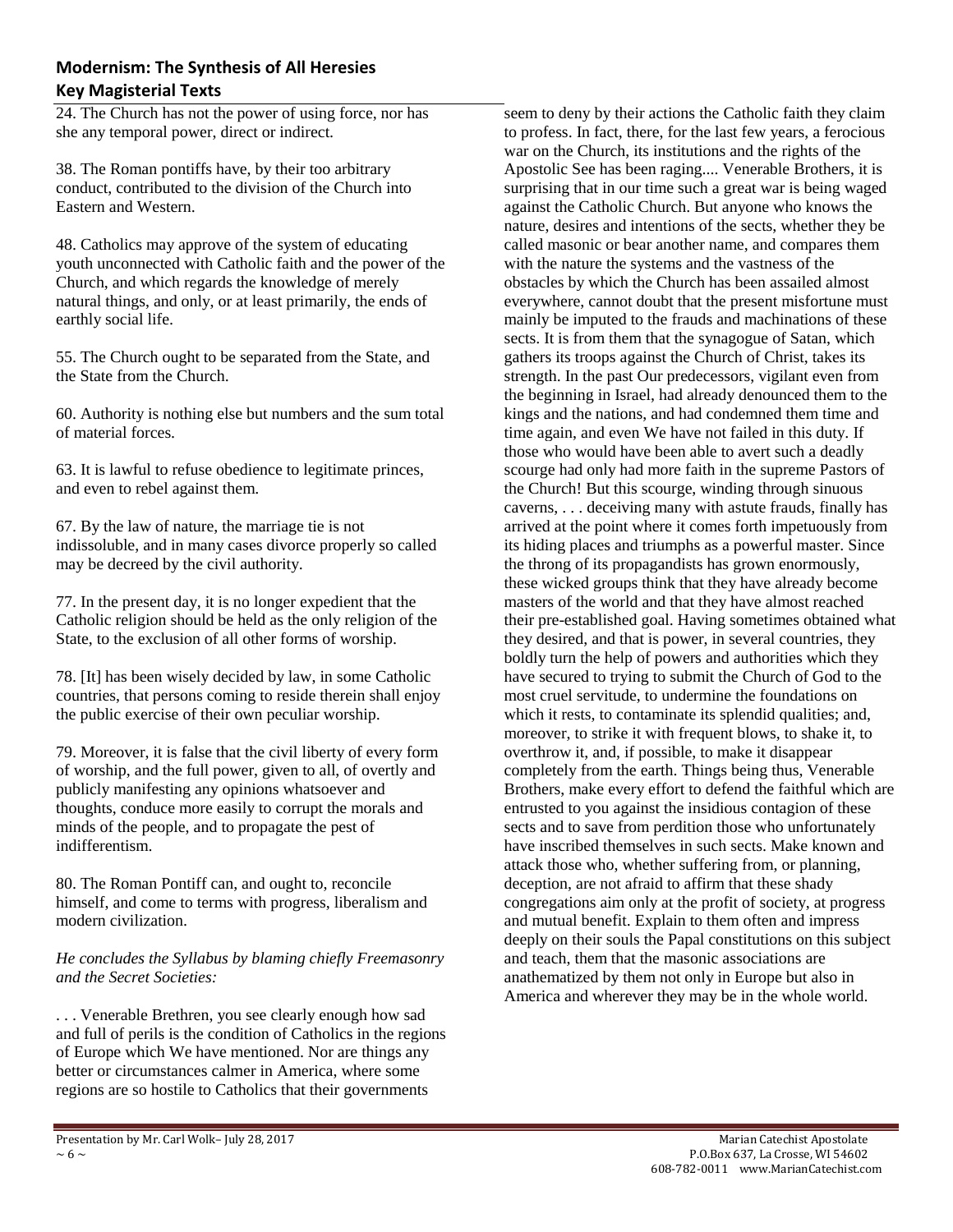24. The Church has not the power of using force, nor has she any temporal power, direct or indirect.

38. The Roman pontiffs have, by their too arbitrary conduct, contributed to the division of the Church into Eastern and Western.

48. Catholics may approve of the system of educating youth unconnected with Catholic faith and the power of the Church, and which regards the knowledge of merely natural things, and only, or at least primarily, the ends of earthly social life.

55. The Church ought to be separated from the State, and the State from the Church.

60. Authority is nothing else but numbers and the sum total of material forces.

63. It is lawful to refuse obedience to legitimate princes, and even to rebel against them.

67. By the law of nature, the marriage tie is not indissoluble, and in many cases divorce properly so called may be decreed by the civil authority.

77. In the present day, it is no longer expedient that the Catholic religion should be held as the only religion of the State, to the exclusion of all other forms of worship.

78. [It] has been wisely decided by law, in some Catholic countries, that persons coming to reside therein shall enjoy the public exercise of their own peculiar worship.

79. Moreover, it is false that the civil liberty of every form of worship, and the full power, given to all, of overtly and publicly manifesting any opinions whatsoever and thoughts, conduce more easily to corrupt the morals and minds of the people, and to propagate the pest of indifferentism.

80. The Roman Pontiff can, and ought to, reconcile himself, and come to terms with progress, liberalism and modern civilization.

*He concludes the Syllabus by blaming chiefly Freemasonry and the Secret Societies:*

. . . Venerable Brethren, you see clearly enough how sad and full of perils is the condition of Catholics in the regions of Europe which We have mentioned. Nor are things any better or circumstances calmer in America, where some regions are so hostile to Catholics that their governments seem to deny by their actions the Catholic faith they claim to profess. In fact, there, for the last few years, a ferocious war on the Church, its institutions and the rights of the Apostolic See has been raging.... Venerable Brothers, it is surprising that in our time such a great war is being waged against the Catholic Church. But anyone who knows the nature, desires and intentions of the sects, whether they be called masonic or bear another name, and compares them with the nature the systems and the vastness of the obstacles by which the Church has been assailed almost everywhere, cannot doubt that the present misfortune must mainly be imputed to the frauds and machinations of these sects. It is from them that the synagogue of Satan, which gathers its troops against the Church of Christ, takes its strength. In the past Our predecessors, vigilant even from the beginning in Israel, had already denounced them to the kings and the nations, and had condemned them time and time again, and even We have not failed in this duty. If those who would have been able to avert such a deadly scourge had only had more faith in the supreme Pastors of the Church! But this scourge, winding through sinuous caverns, . . . deceiving many with astute frauds, finally has arrived at the point where it comes forth impetuously from its hiding places and triumphs as a powerful master. Since the throng of its propagandists has grown enormously, these wicked groups think that they have already become masters of the world and that they have almost reached their pre-established goal. Having sometimes obtained what they desired, and that is power, in several countries, they boldly turn the help of powers and authorities which they have secured to trying to submit the Church of God to the most cruel servitude, to undermine the foundations on which it rests, to contaminate its splendid qualities; and, moreover, to strike it with frequent blows, to shake it, to overthrow it, and, if possible, to make it disappear completely from the earth. Things being thus, Venerable Brothers, make every effort to defend the faithful which are entrusted to you against the insidious contagion of these sects and to save from perdition those who unfortunately have inscribed themselves in such sects. Make known and attack those who, whether suffering from, or planning, deception, are not afraid to affirm that these shady congregations aim only at the profit of society, at progress and mutual benefit. Explain to them often and impress deeply on their souls the Papal constitutions on this subject and teach, them that the masonic associations are anathematized by them not only in Europe but also in America and wherever they may be in the whole world.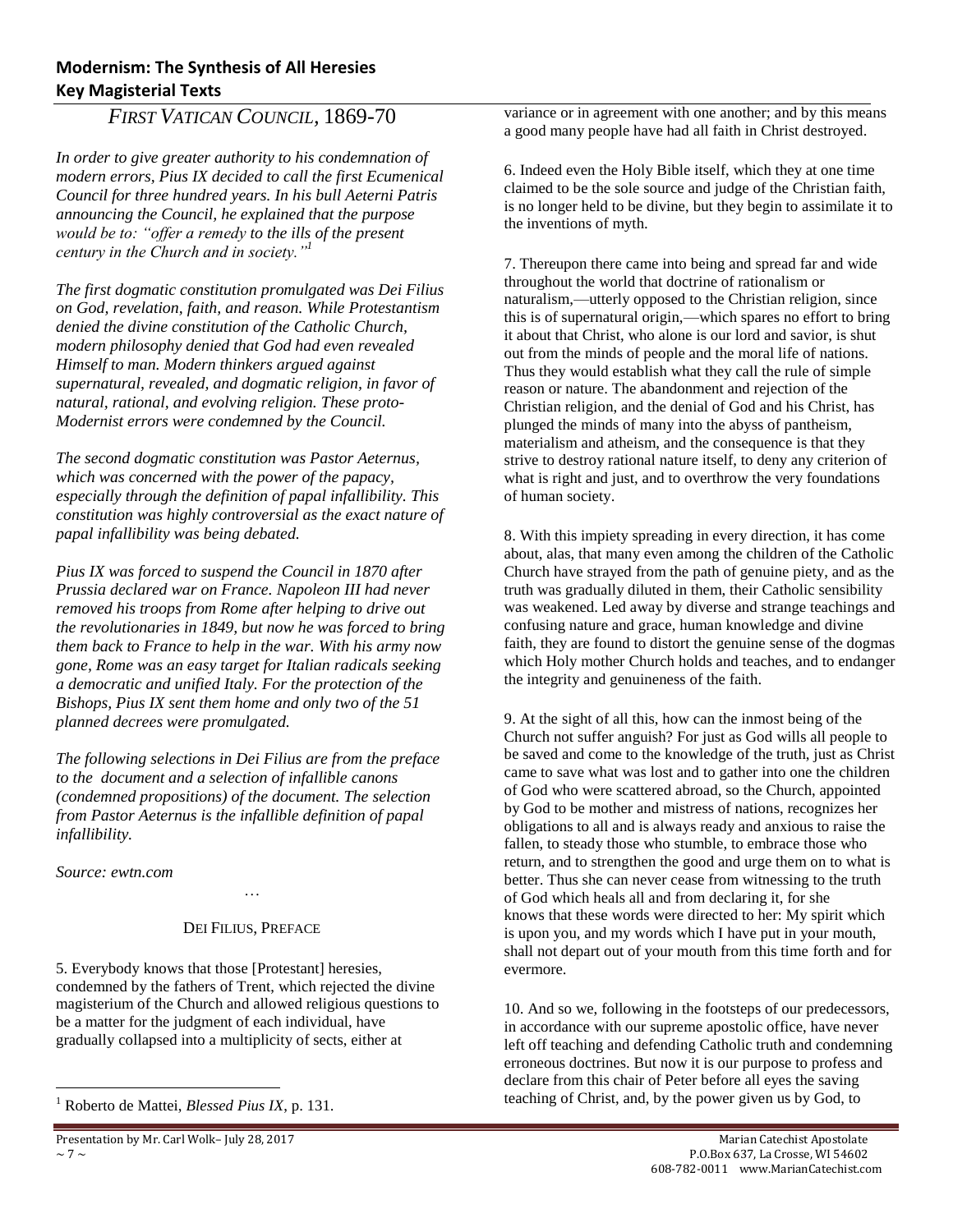## FIRST VATICAN COUNCIL, 1869-70

*In order to give greater authority to his condemnation of modern errors, Pius IX decided to call the first Ecumenical Council for three hundred years. In his bull Aeterni Patris announcing the Council, he explained that the purpose would be to: "offer a remedy to the ills of the present century in the Church and in society."*[1]

*The first dogmatic constitution promulgated was Dei Filius on God, revelation, faith, and reason. While Protestantism denied the divine constitution of the Catholic Church, modern philosophy denied that God had even revealed Himself to man. Modern thinkers argued against supernatural, revealed, and dogmatic religion, in favor of natural, rational, and evolving religion. These proto-Modernist errors were condemned by the Council.*

*The second dogmatic constitution was Pastor Aeternus, which was concerned with the power of the papacy, especially through the definition of papal infallibility. This constitution was highly controversial as the exact nature of papal infallibility was being debated.*

*Pius IX was forced to suspend the Council in 1870 after Prussia declared war on France. Napoleon III had never removed his troops from Rome after helping to drive out the revolutionaries in 1849, but now he was forced to bring them back to France to help in the war. With his army now gone, Rome was an easy target for Italian radicals seeking a democratic and unified Italy. For the protection of the Bishops, Pius IX sent them home and only two of the 51 planned decrees were promulgated.*

*The following selections in Dei Filius are from the preface to the document and a selection of infallible canons (condemned propositions) of the document. The selection from Pastor Aeternus is the infallible definition of papal infallibility.*

*Source: ewtn.com*

…

### DEI FILIUS, PREFACE

5. Everybody knows that those [Protestant] heresies, condemned by the fathers of Trent, which rejected the divine magisterium of the Church and allowed religious questions to be a matter for the judgment of each individual, have gradually collapsed into a multiplicity of sects, either at variance or in agreement with one another; and by this means a good many people have had all faith in Christ destroyed.

6. Indeed even the Holy Bible itself, which they at one time claimed to be the sole source and judge of the Christian faith, is no longer held to be divine, but they begin to assimilate it to the inventions of myth.

7. Thereupon there came into being and spread far and wide throughout the world that doctrine of rationalism or naturalism,—utterly opposed to the Christian religion, since this is of supernatural origin,—which spares no effort to bring it about that Christ, who alone is our lord and savior, is shut out from the minds of people and the moral life of nations. Thus they would establish what they call the rule of simple reason or nature. The abandonment and rejection of the Christian religion, and the denial of God and his Christ, has plunged the minds of many into the abyss of pantheism, materialism and atheism, and the consequence is that they strive to destroy rational nature itself, to deny any criterion of what is right and just, and to overthrow the very foundations of human society.

8. With this impiety spreading in every direction, it has come about, alas, that many even among the children of the Catholic Church have strayed from the path of genuine piety, and as the truth was gradually diluted in them, their Catholic sensibility was weakened. Led away by diverse and strange teachings and confusing nature and grace, human knowledge and divine faith, they are found to distort the genuine sense of the dogmas which Holy mother Church holds and teaches, and to endanger the integrity and genuineness of the faith.

9. At the sight of all this, how can the inmost being of the Church not suffer anguish? For just as God wills all people to be saved and come to the knowledge of the truth, just as Christ came to save what was lost and to gather into one the children of God who were scattered abroad, so the Church, appointed by God to be mother and mistress of nations, recognizes her obligations to all and is always ready and anxious to raise the fallen, to steady those who stumble, to embrace those who return, and to strengthen the good and urge them on to what is better. Thus she can never cease from witnessing to the truth of God which heals all and from declaring it, for she knows that these words were directed to her: My spirit which is upon you, and my words which I have put in your mouth, shall not depart out of your mouth from this time forth and for evermore.

10. And so we, following in the footsteps of our predecessors, in accordance with our supreme apostolic office, have never left off teaching and defending Catholic truth and condemning erroneous doctrines. But now it is our purpose to profess and declare from this chair of Peter before all eyes the saving teaching of Christ, and, by the power given us by God, to

[1] Roberto de Mattei, *Blessed Pius IX*, p. 131.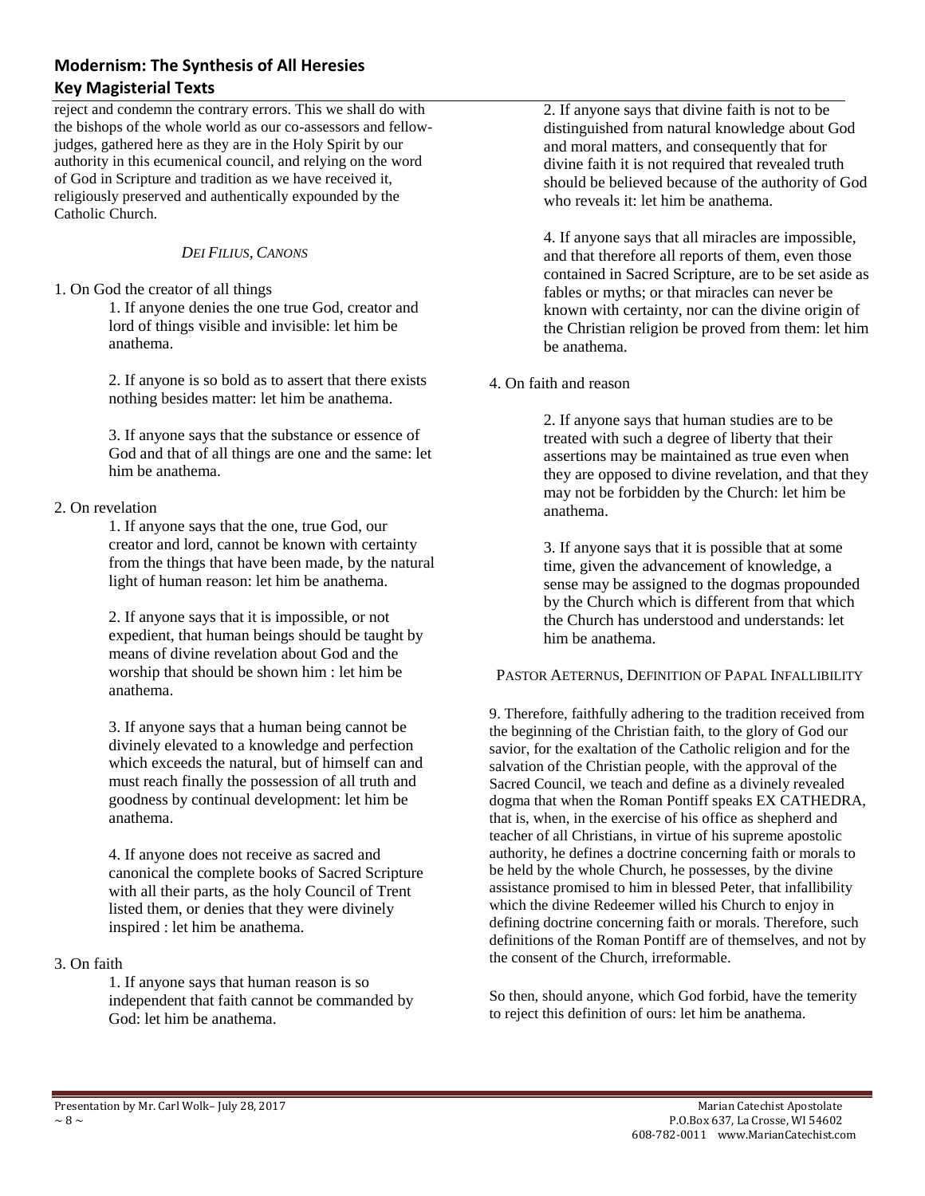reject and condemn the contrary errors. This we shall do with the bishops of the whole world as our co-assessors and fellow-judges, gathered here as they are in the Holy Spirit by our authority in this ecumenical council, and relying on the word of God in Scripture and tradition as we have received it, religiously preserved and authentically expounded by the Catholic Church.

### *DEI FILIUS, CANONS*

1. On God the creator of all things

   1. If anyone denies the one true God, creator and lord of things visible and invisible: let him be anathema.

   2. If anyone is so bold as to assert that there exists nothing besides matter: let him be anathema.

   3. If anyone says that the substance or essence of God and that of all things are one and the same: let him be anathema.

2. On revelation

   1. If anyone says that the one, true God, our creator and lord, cannot be known with certainty from the things that have been made, by the natural light of human reason: let him be anathema.

   2. If anyone says that it is impossible, or not expedient, that human beings should be taught by means of divine revelation about God and the worship that should be shown him : let him be anathema.

   3. If anyone says that a human being cannot be divinely elevated to a knowledge and perfection which exceeds the natural, but of himself can and must reach finally the possession of all truth and goodness by continual development: let him be anathema.

   4. If anyone does not receive as sacred and canonical the complete books of Sacred Scripture with all their parts, as the holy Council of Trent listed them, or denies that they were divinely inspired : let him be anathema.

3. On faith

   1. If anyone says that human reason is so independent that faith cannot be commanded by God: let him be anathema.

   2. If anyone says that divine faith is not to be distinguished from natural knowledge about God and moral matters, and consequently that for divine faith it is not required that revealed truth should be believed because of the authority of God who reveals it: let him be anathema.

   4. If anyone says that all miracles are impossible, and that therefore all reports of them, even those contained in Sacred Scripture, are to be set aside as fables or myths; or that miracles can never be known with certainty, nor can the divine origin of the Christian religion be proved from them: let him be anathema.

4. On faith and reason

   2. If anyone says that human studies are to be treated with such a degree of liberty that their assertions may be maintained as true even when they are opposed to divine revelation, and that they may not be forbidden by the Church: let him be anathema.

   3. If anyone says that it is possible that at some time, given the advancement of knowledge, a sense may be assigned to the dogmas propounded by the Church which is different from that which the Church has understood and understands: let him be anathema.

### PASTOR AETERNUS, DEFINITION OF PAPAL INFALLIBILITY

9. Therefore, faithfully adhering to the tradition received from the beginning of the Christian faith, to the glory of God our savior, for the exaltation of the Catholic religion and for the salvation of the Christian people, with the approval of the Sacred Council, we teach and define as a divinely revealed dogma that when the Roman Pontiff speaks EX CATHEDRA, that is, when, in the exercise of his office as shepherd and teacher of all Christians, in virtue of his supreme apostolic authority, he defines a doctrine concerning faith or morals to be held by the whole Church, he possesses, by the divine assistance promised to him in blessed Peter, that infallibility which the divine Redeemer willed his Church to enjoy in defining doctrine concerning faith or morals. Therefore, such definitions of the Roman Pontiff are of themselves, and not by the consent of the Church, irreformable.

So then, should anyone, which God forbid, have the temerity to reject this definition of ours: let him be anathema.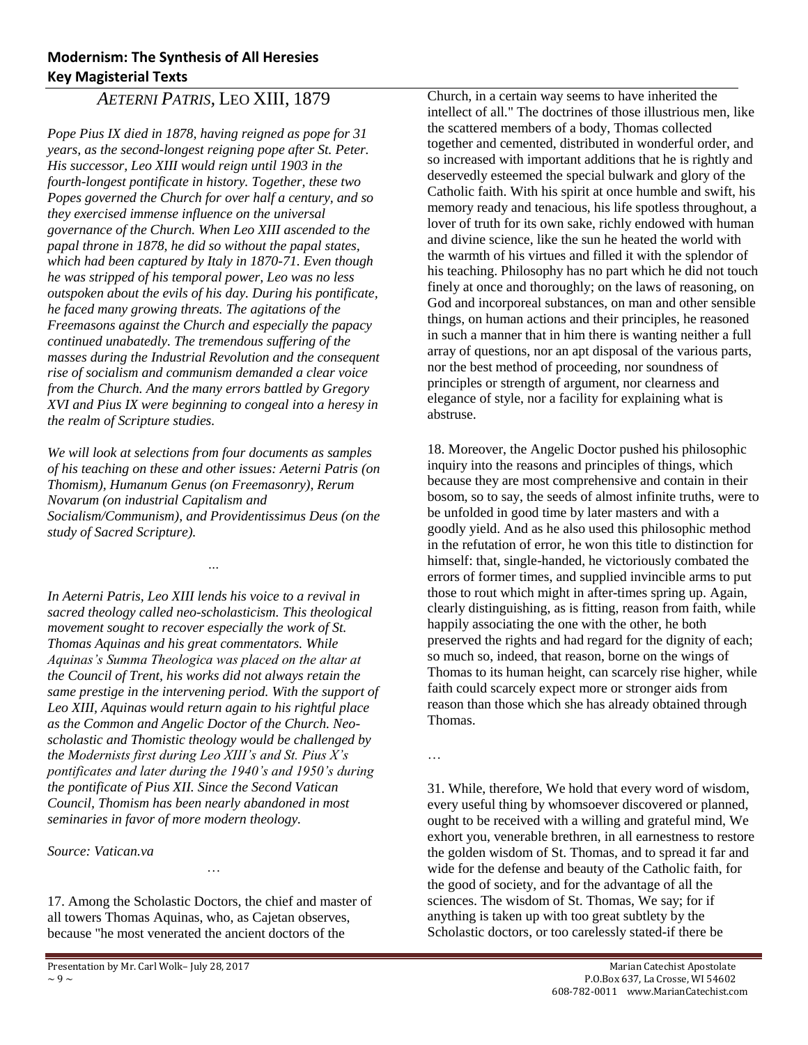## *AETERNI PATRIS*, LEO XIII, 1879

*Pope Pius IX died in 1878, having reigned as pope for 31 years, as the second-longest reigning pope after St. Peter. His successor, Leo XIII would reign until 1903 in the fourth-longest pontificate in history. Together, these two Popes governed the Church for over half a century, and so they exercised immense influence on the universal governance of the Church. When Leo XIII ascended to the papal throne in 1878, he did so without the papal states, which had been captured by Italy in 1870-71. Even though he was stripped of his temporal power, Leo was no less outspoken about the evils of his day. During his pontificate, he faced many growing threats. The agitations of the Freemasons against the Church and especially the papacy continued unabatedly. The tremendous suffering of the masses during the Industrial Revolution and the consequent rise of socialism and communism demanded a clear voice from the Church. And the many errors battled by Gregory XVI and Pius IX were beginning to congeal into a heresy in the realm of Scripture studies.*

*We will look at selections from four documents as samples of his teaching on these and other issues: Aeterni Patris (on Thomism), Humanum Genus (on Freemasonry), Rerum Novarum (on industrial Capitalism and Socialism/Communism), and Providentissimus Deus (on the study of Sacred Scripture).*

…

*In Aeterni Patris, Leo XIII lends his voice to a revival in sacred theology called neo-scholasticism. This theological movement sought to recover especially the work of St. Thomas Aquinas and his great commentators. While Aquinas's Summa Theologica was placed on the altar at the Council of Trent, his works did not always retain the same prestige in the intervening period. With the support of Leo XIII, Aquinas would return again to his rightful place as the Common and Angelic Doctor of the Church. Neo-scholastic and Thomistic theology would be challenged by the Modernists first during Leo XIII's and St. Pius X's pontificates and later during the 1940's and 1950's during the pontificate of Pius XII. Since the Second Vatican Council, Thomism has been nearly abandoned in most seminaries in favor of more modern theology.*

*Source: Vatican.va*

…

17. Among the Scholastic Doctors, the chief and master of all towers Thomas Aquinas, who, as Cajetan observes, because "he most venerated the ancient doctors of the Church, in a certain way seems to have inherited the intellect of all." The doctrines of those illustrious men, like the scattered members of a body, Thomas collected together and cemented, distributed in wonderful order, and so increased with important additions that he is rightly and deservedly esteemed the special bulwark and glory of the Catholic faith. With his spirit at once humble and swift, his memory ready and tenacious, his life spotless throughout, a lover of truth for its own sake, richly endowed with human and divine science, like the sun he heated the world with the warmth of his virtues and filled it with the splendor of his teaching. Philosophy has no part which he did not touch finely at once and thoroughly; on the laws of reasoning, on God and incorporeal substances, on man and other sensible things, on human actions and their principles, he reasoned in such a manner that in him there is wanting neither a full array of questions, nor an apt disposal of the various parts, nor the best method of proceeding, nor soundness of principles or strength of argument, nor clearness and elegance of style, nor a facility for explaining what is abstruse.

18. Moreover, the Angelic Doctor pushed his philosophic inquiry into the reasons and principles of things, which because they are most comprehensive and contain in their bosom, so to say, the seeds of almost infinite truths, were to be unfolded in good time by later masters and with a goodly yield. And as he also used this philosophic method in the refutation of error, he won this title to distinction for himself: that, single-handed, he victoriously combated the errors of former times, and supplied invincible arms to put those to rout which might in after-times spring up. Again, clearly distinguishing, as is fitting, reason from faith, while happily associating the one with the other, he both preserved the rights and had regard for the dignity of each; so much so, indeed, that reason, borne on the wings of Thomas to its human height, can scarcely rise higher, while faith could scarcely expect more or stronger aids from reason than those which she has already obtained through Thomas.

…

31. While, therefore, We hold that every word of wisdom, every useful thing by whomsoever discovered or planned, ought to be received with a willing and grateful mind, We exhort you, venerable brethren, in all earnestness to restore the golden wisdom of St. Thomas, and to spread it far and wide for the defense and beauty of the Catholic faith, for the good of society, and for the advantage of all the sciences. The wisdom of St. Thomas, We say; for if anything is taken up with too great subtlety by the Scholastic doctors, or too carelessly stated-if there be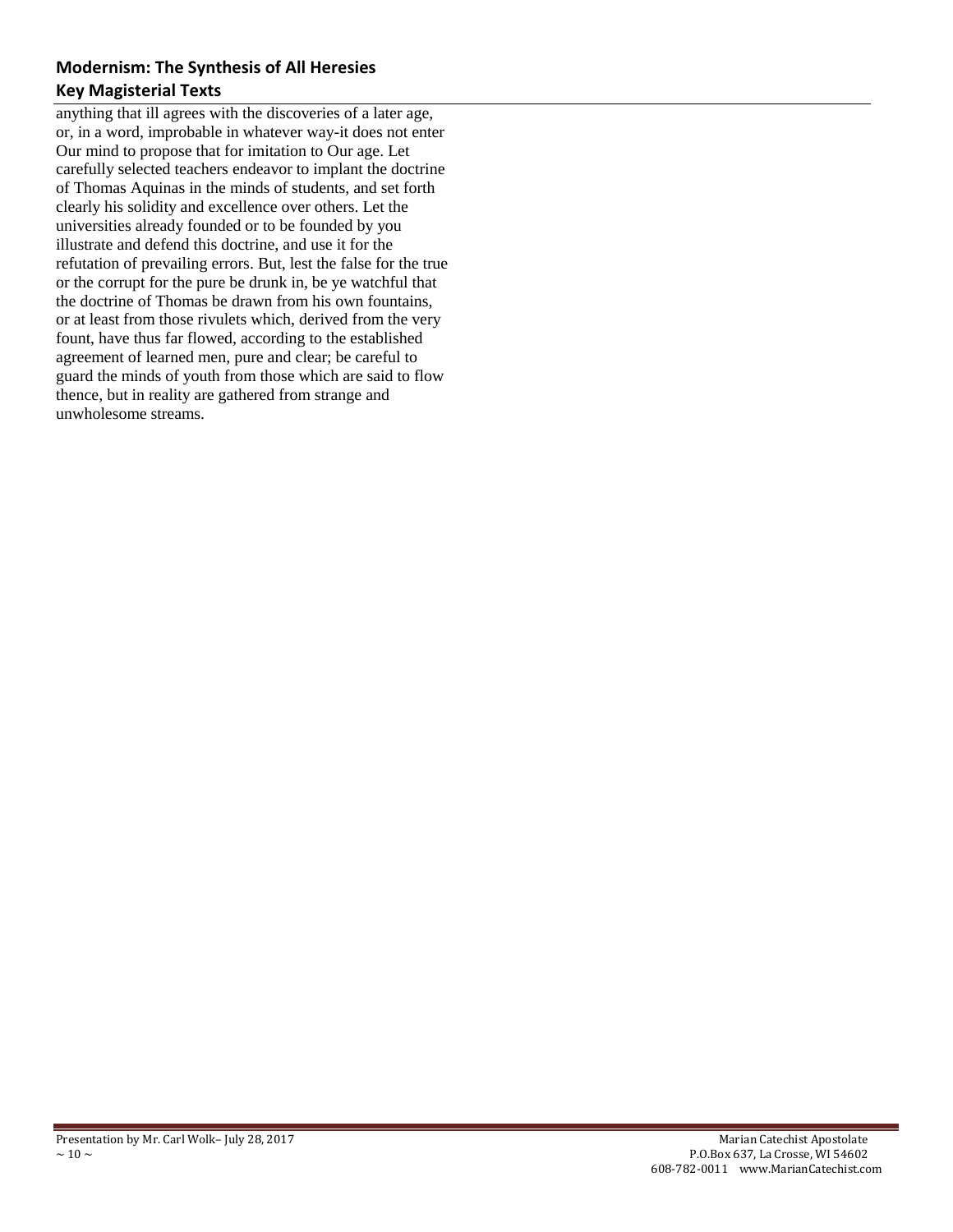anything that ill agrees with the discoveries of a later age, or, in a word, improbable in whatever way-it does not enter Our mind to propose that for imitation to Our age. Let carefully selected teachers endeavor to implant the doctrine of Thomas Aquinas in the minds of students, and set forth clearly his solidity and excellence over others. Let the universities already founded or to be founded by you illustrate and defend this doctrine, and use it for the refutation of prevailing errors. But, lest the false for the true or the corrupt for the pure be drunk in, be ye watchful that the doctrine of Thomas be drawn from his own fountains, or at least from those rivulets which, derived from the very fount, have thus far flowed, according to the established agreement of learned men, pure and clear; be careful to guard the minds of youth from those which are said to flow thence, but in reality are gathered from strange and unwholesome streams.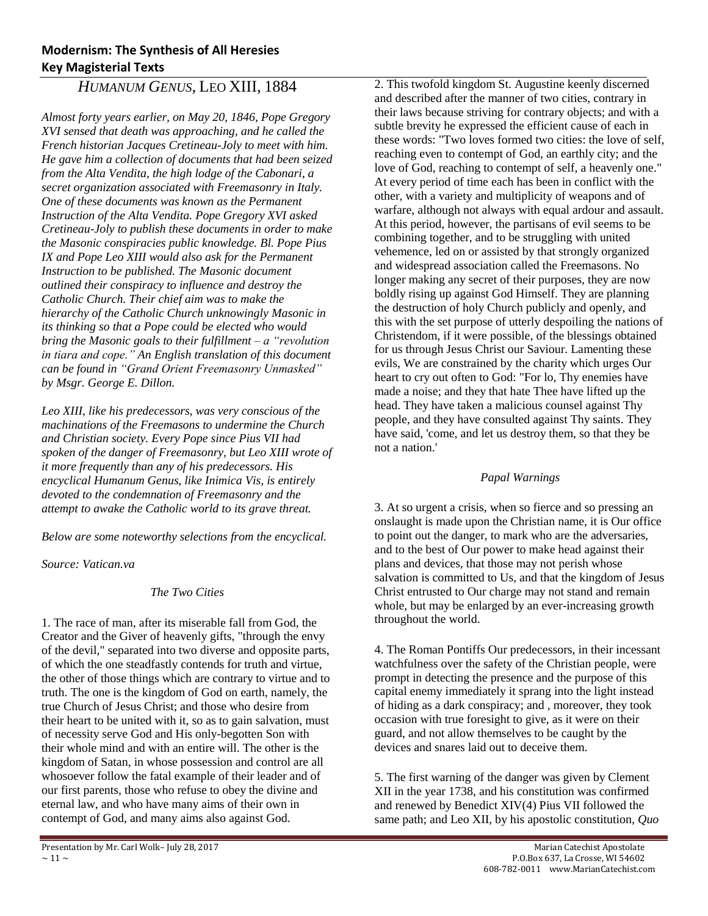## *HUMANUM GENUS*, LEO XIII, 1884

*Almost forty years earlier, on May 20, 1846, Pope Gregory XVI sensed that death was approaching, and he called the French historian Jacques Cretineau-Joly to meet with him. He gave him a collection of documents that had been seized from the Alta Vendita, the high lodge of the Cabonari, a secret organization associated with Freemasonry in Italy. One of these documents was known as the Permanent Instruction of the Alta Vendita. Pope Gregory XVI asked Cretineau-Joly to publish these documents in order to make the Masonic conspiracies public knowledge. Bl. Pope Pius IX and Pope Leo XIII would also ask for the Permanent Instruction to be published. The Masonic document outlined their conspiracy to influence and destroy the Catholic Church. Their chief aim was to make the hierarchy of the Catholic Church unknowingly Masonic in its thinking so that a Pope could be elected who would bring the Masonic goals to their fulfillment – a "revolution in tiara and cope." An English translation of this document can be found in "Grand Orient Freemasonry Unmasked" by Msgr. George E. Dillon.*

*Leo XIII, like his predecessors, was very conscious of the machinations of the Freemasons to undermine the Church and Christian society. Every Pope since Pius VII had spoken of the danger of Freemasonry, but Leo XIII wrote of it more frequently than any of his predecessors. His encyclical Humanum Genus, like Inimica Vis, is entirely devoted to the condemnation of Freemasonry and the attempt to awake the Catholic world to its grave threat.*

*Below are some noteworthy selections from the encyclical.*

*Source: Vatican.va*

### *The Two Cities*

1. The race of man, after its miserable fall from God, the Creator and the Giver of heavenly gifts, "through the envy of the devil," separated into two diverse and opposite parts, of which the one steadfastly contends for truth and virtue, the other of those things which are contrary to virtue and to truth. The one is the kingdom of God on earth, namely, the true Church of Jesus Christ; and those who desire from their heart to be united with it, so as to gain salvation, must of necessity serve God and His only-begotten Son with their whole mind and with an entire will. The other is the kingdom of Satan, in whose possession and control are all whosoever follow the fatal example of their leader and of our first parents, those who refuse to obey the divine and eternal law, and who have many aims of their own in contempt of God, and many aims also against God.

2. This twofold kingdom St. Augustine keenly discerned and described after the manner of two cities, contrary in their laws because striving for contrary objects; and with a subtle brevity he expressed the efficient cause of each in these words: "Two loves formed two cities: the love of self, reaching even to contempt of God, an earthly city; and the love of God, reaching to contempt of self, a heavenly one." At every period of time each has been in conflict with the other, with a variety and multiplicity of weapons and of warfare, although not always with equal ardour and assault. At this period, however, the partisans of evil seems to be combining together, and to be struggling with united vehemence, led on or assisted by that strongly organized and widespread association called the Freemasons. No longer making any secret of their purposes, they are now boldly rising up against God Himself. They are planning the destruction of holy Church publicly and openly, and this with the set purpose of utterly despoiling the nations of Christendom, if it were possible, of the blessings obtained for us through Jesus Christ our Saviour. Lamenting these evils, We are constrained by the charity which urges Our heart to cry out often to God: "For lo, Thy enemies have made a noise; and they that hate Thee have lifted up the head. They have taken a malicious counsel against Thy people, and they have consulted against Thy saints. They have said, 'come, and let us destroy them, so that they be not a nation.'

### *Papal Warnings*

3. At so urgent a crisis, when so fierce and so pressing an onslaught is made upon the Christian name, it is Our office to point out the danger, to mark who are the adversaries, and to the best of Our power to make head against their plans and devices, that those may not perish whose salvation is committed to Us, and that the kingdom of Jesus Christ entrusted to Our charge may not stand and remain whole, but may be enlarged by an ever-increasing growth throughout the world.

4. The Roman Pontiffs Our predecessors, in their incessant watchfulness over the safety of the Christian people, were prompt in detecting the presence and the purpose of this capital enemy immediately it sprang into the light instead of hiding as a dark conspiracy; and , moreover, they took occasion with true foresight to give, as it were on their guard, and not allow themselves to be caught by the devices and snares laid out to deceive them.

5. The first warning of the danger was given by Clement XII in the year 1738, and his constitution was confirmed and renewed by Benedict XIV(4) Pius VII followed the same path; and Leo XII, by his apostolic constitution, *Quo*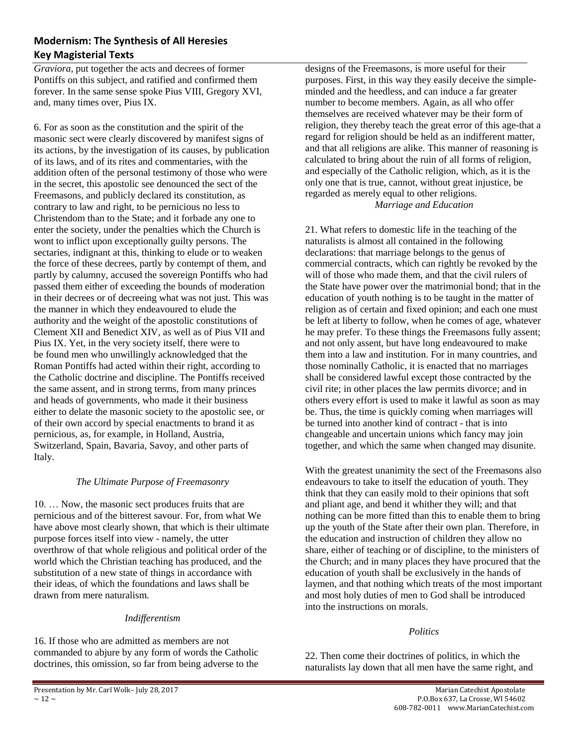*Graviora*, put together the acts and decrees of former Pontiffs on this subject, and ratified and confirmed them forever. In the same sense spoke Pius VIII, Gregory XVI, and, many times over, Pius IX.

6. For as soon as the constitution and the spirit of the masonic sect were clearly discovered by manifest signs of its actions, by the investigation of its causes, by publication of its laws, and of its rites and commentaries, with the addition often of the personal testimony of those who were in the secret, this apostolic see denounced the sect of the Freemasons, and publicly declared its constitution, as contrary to law and right, to be pernicious no less to Christendom than to the State; and it forbade any one to enter the society, under the penalties which the Church is wont to inflict upon exceptionally guilty persons. The sectaries, indignant at this, thinking to elude or to weaken the force of these decrees, partly by contempt of them, and partly by calumny, accused the sovereign Pontiffs who had passed them either of exceeding the bounds of moderation in their decrees or of decreeing what was not just. This was the manner in which they endeavoured to elude the authority and the weight of the apostolic constitutions of Clement XII and Benedict XIV, as well as of Pius VII and Pius IX. Yet, in the very society itself, there were to be found men who unwillingly acknowledged that the Roman Pontiffs had acted within their right, according to the Catholic doctrine and discipline. The Pontiffs received the same assent, and in strong terms, from many princes and heads of governments, who made it their business either to delate the masonic society to the apostolic see, or of their own accord by special enactments to brand it as pernicious, as, for example, in Holland, Austria, Switzerland, Spain, Bavaria, Savoy, and other parts of Italy.

*The Ultimate Purpose of Freemasonry*

10. … Now, the masonic sect produces fruits that are pernicious and of the bitterest savour. For, from what We have above most clearly shown, that which is their ultimate purpose forces itself into view - namely, the utter overthrow of that whole religious and political order of the world which the Christian teaching has produced, and the substitution of a new state of things in accordance with their ideas, of which the foundations and laws shall be drawn from mere naturalism.

*Indifferentism*

16. If those who are admitted as members are not commanded to abjure by any form of words the Catholic doctrines, this omission, so far from being adverse to the designs of the Freemasons, is more useful for their purposes. First, in this way they easily deceive the simple-minded and the heedless, and can induce a far greater number to become members. Again, as all who offer themselves are received whatever may be their form of religion, they thereby teach the great error of this age-that a regard for religion should be held as an indifferent matter, and that all religions are alike. This manner of reasoning is calculated to bring about the ruin of all forms of religion, and especially of the Catholic religion, which, as it is the only one that is true, cannot, without great injustice, be regarded as merely equal to other religions.

*Marriage and Education*

21. What refers to domestic life in the teaching of the naturalists is almost all contained in the following declarations: that marriage belongs to the genus of commercial contracts, which can rightly be revoked by the will of those who made them, and that the civil rulers of the State have power over the matrimonial bond; that in the education of youth nothing is to be taught in the matter of religion as of certain and fixed opinion; and each one must be left at liberty to follow, when he comes of age, whatever he may prefer. To these things the Freemasons fully assent; and not only assent, but have long endeavoured to make them into a law and institution. For in many countries, and those nominally Catholic, it is enacted that no marriages shall be considered lawful except those contracted by the civil rite; in other places the law permits divorce; and in others every effort is used to make it lawful as soon as may be. Thus, the time is quickly coming when marriages will be turned into another kind of contract - that is into changeable and uncertain unions which fancy may join together, and which the same when changed may disunite.

With the greatest unanimity the sect of the Freemasons also endeavours to take to itself the education of youth. They think that they can easily mold to their opinions that soft and pliant age, and bend it whither they will; and that nothing can be more fitted than this to enable them to bring up the youth of the State after their own plan. Therefore, in the education and instruction of children they allow no share, either of teaching or of discipline, to the ministers of the Church; and in many places they have procured that the education of youth shall be exclusively in the hands of laymen, and that nothing which treats of the most important and most holy duties of men to God shall be introduced into the instructions on morals.

*Politics*

22. Then come their doctrines of politics, in which the naturalists lay down that all men have the same right, and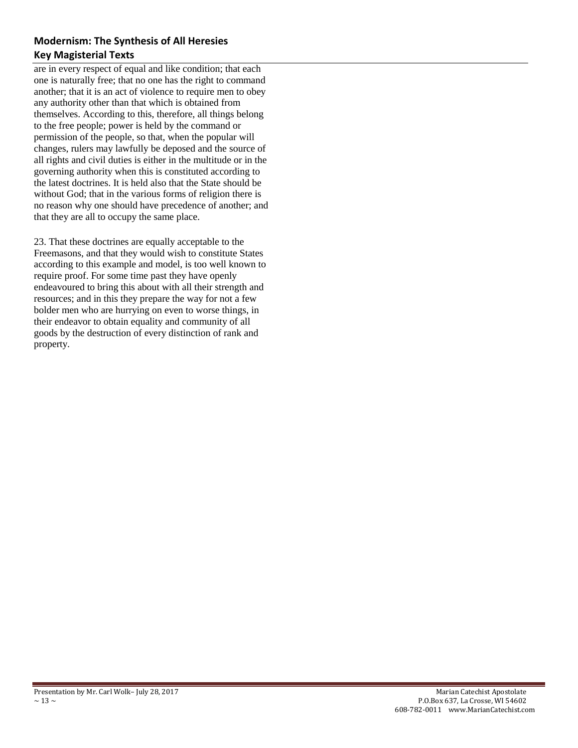are in every respect of equal and like condition; that each one is naturally free; that no one has the right to command another; that it is an act of violence to require men to obey any authority other than that which is obtained from themselves. According to this, therefore, all things belong to the free people; power is held by the command or permission of the people, so that, when the popular will changes, rulers may lawfully be deposed and the source of all rights and civil duties is either in the multitude or in the governing authority when this is constituted according to the latest doctrines. It is held also that the State should be without God; that in the various forms of religion there is no reason why one should have precedence of another; and that they are all to occupy the same place.

23. That these doctrines are equally acceptable to the Freemasons, and that they would wish to constitute States according to this example and model, is too well known to require proof. For some time past they have openly endeavoured to bring this about with all their strength and resources; and in this they prepare the way for not a few bolder men who are hurrying on even to worse things, in their endeavor to obtain equality and community of all goods by the destruction of every distinction of rank and property.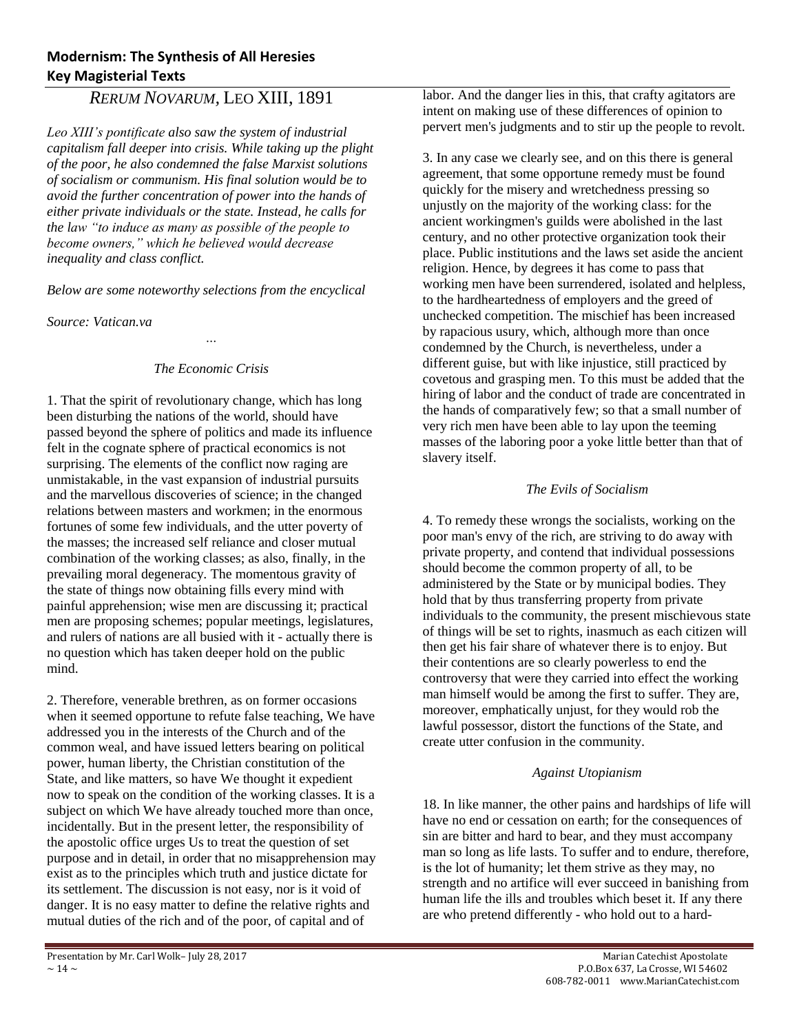# *RERUM NOVARUM*, LEO XIII, 1891

*Leo XIII's pontificate also saw the system of industrial capitalism fall deeper into crisis. While taking up the plight of the poor, he also condemned the false Marxist solutions of socialism or communism. His final solution would be to avoid the further concentration of power into the hands of either private individuals or the state. Instead, he calls for the law "to induce as many as possible of the people to become owners," which he believed would decrease inequality and class conflict.*

*Below are some noteworthy selections from the encyclical*

*Source: Vatican.va*

…

### *The Economic Crisis*

1. That the spirit of revolutionary change, which has long been disturbing the nations of the world, should have passed beyond the sphere of politics and made its influence felt in the cognate sphere of practical economics is not surprising. The elements of the conflict now raging are unmistakable, in the vast expansion of industrial pursuits and the marvellous discoveries of science; in the changed relations between masters and workmen; in the enormous fortunes of some few individuals, and the utter poverty of the masses; the increased self reliance and closer mutual combination of the working classes; as also, finally, in the prevailing moral degeneracy. The momentous gravity of the state of things now obtaining fills every mind with painful apprehension; wise men are discussing it; practical men are proposing schemes; popular meetings, legislatures, and rulers of nations are all busied with it - actually there is no question which has taken deeper hold on the public mind.

2. Therefore, venerable brethren, as on former occasions when it seemed opportune to refute false teaching, We have addressed you in the interests of the Church and of the common weal, and have issued letters bearing on political power, human liberty, the Christian constitution of the State, and like matters, so have We thought it expedient now to speak on the condition of the working classes. It is a subject on which We have already touched more than once, incidentally. But in the present letter, the responsibility of the apostolic office urges Us to treat the question of set purpose and in detail, in order that no misapprehension may exist as to the principles which truth and justice dictate for its settlement. The discussion is not easy, nor is it void of danger. It is no easy matter to define the relative rights and mutual duties of the rich and of the poor, of capital and of labor. And the danger lies in this, that crafty agitators are intent on making use of these differences of opinion to pervert men's judgments and to stir up the people to revolt.

3. In any case we clearly see, and on this there is general agreement, that some opportune remedy must be found quickly for the misery and wretchedness pressing so unjustly on the majority of the working class: for the ancient workingmen's guilds were abolished in the last century, and no other protective organization took their place. Public institutions and the laws set aside the ancient religion. Hence, by degrees it has come to pass that working men have been surrendered, isolated and helpless, to the hardheartedness of employers and the greed of unchecked competition. The mischief has been increased by rapacious usury, which, although more than once condemned by the Church, is nevertheless, under a different guise, but with like injustice, still practiced by covetous and grasping men. To this must be added that the hiring of labor and the conduct of trade are concentrated in the hands of comparatively few; so that a small number of very rich men have been able to lay upon the teeming masses of the laboring poor a yoke little better than that of slavery itself.

### *The Evils of Socialism*

4. To remedy these wrongs the socialists, working on the poor man's envy of the rich, are striving to do away with private property, and contend that individual possessions should become the common property of all, to be administered by the State or by municipal bodies. They hold that by thus transferring property from private individuals to the community, the present mischievous state of things will be set to rights, inasmuch as each citizen will then get his fair share of whatever there is to enjoy. But their contentions are so clearly powerless to end the controversy that were they carried into effect the working man himself would be among the first to suffer. They are, moreover, emphatically unjust, for they would rob the lawful possessor, distort the functions of the State, and create utter confusion in the community.

### *Against Utopianism*

18. In like manner, the other pains and hardships of life will have no end or cessation on earth; for the consequences of sin are bitter and hard to bear, and they must accompany man so long as life lasts. To suffer and to endure, therefore, is the lot of humanity; let them strive as they may, no strength and no artifice will ever succeed in banishing from human life the ills and troubles which beset it. If any there are who pretend differently - who hold out to a hard-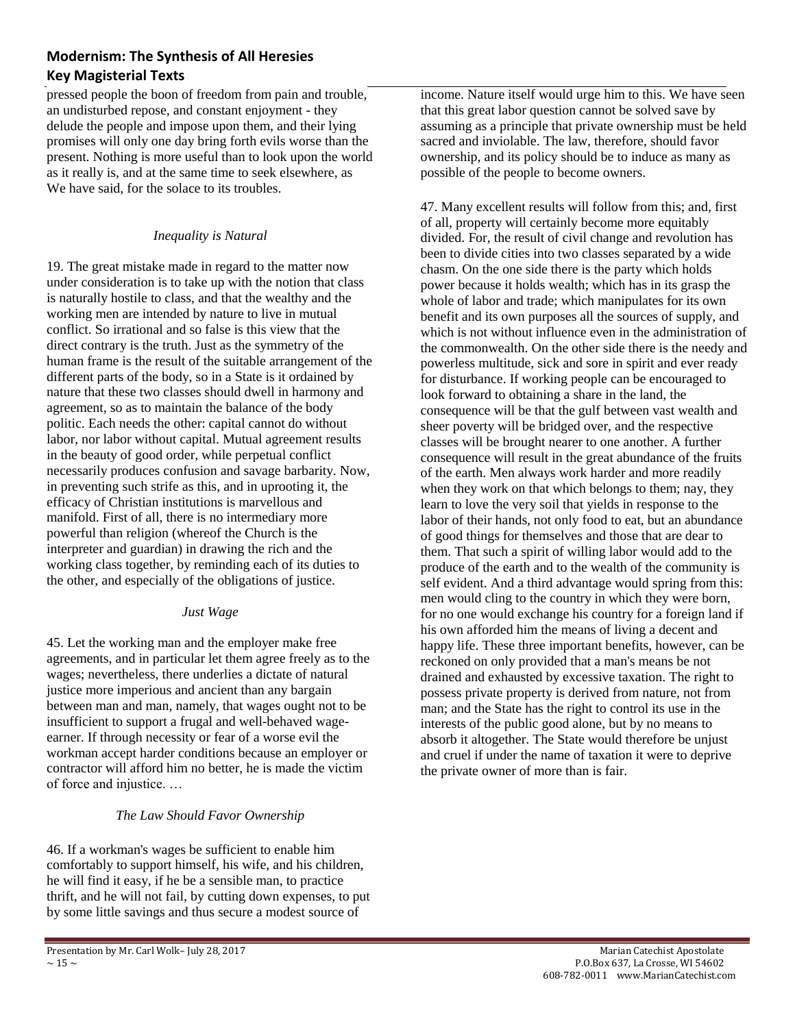pressed people the boon of freedom from pain and trouble, an undisturbed repose, and constant enjoyment - they delude the people and impose upon them, and their lying promises will only one day bring forth evils worse than the present. Nothing is more useful than to look upon the world as it really is, and at the same time to seek elsewhere, as We have said, for the solace to its troubles.

*Inequality is Natural*

19. The great mistake made in regard to the matter now under consideration is to take up with the notion that class is naturally hostile to class, and that the wealthy and the working men are intended by nature to live in mutual conflict. So irrational and so false is this view that the direct contrary is the truth. Just as the symmetry of the human frame is the result of the suitable arrangement of the different parts of the body, so in a State is it ordained by nature that these two classes should dwell in harmony and agreement, so as to maintain the balance of the body politic. Each needs the other: capital cannot do without labor, nor labor without capital. Mutual agreement results in the beauty of good order, while perpetual conflict necessarily produces confusion and savage barbarity. Now, in preventing such strife as this, and in uprooting it, the efficacy of Christian institutions is marvellous and manifold. First of all, there is no intermediary more powerful than religion (whereof the Church is the interpreter and guardian) in drawing the rich and the working class together, by reminding each of its duties to the other, and especially of the obligations of justice.

*Just Wage*

45. Let the working man and the employer make free agreements, and in particular let them agree freely as to the wages; nevertheless, there underlies a dictate of natural justice more imperious and ancient than any bargain between man and man, namely, that wages ought not to be insufficient to support a frugal and well-behaved wage-earner. If through necessity or fear of a worse evil the workman accept harder conditions because an employer or contractor will afford him no better, he is made the victim of force and injustice. …

*The Law Should Favor Ownership*

46. If a workman's wages be sufficient to enable him comfortably to support himself, his wife, and his children, he will find it easy, if he be a sensible man, to practice thrift, and he will not fail, by cutting down expenses, to put by some little savings and thus secure a modest source of income. Nature itself would urge him to this. We have seen that this great labor question cannot be solved save by assuming as a principle that private ownership must be held sacred and inviolable. The law, therefore, should favor ownership, and its policy should be to induce as many as possible of the people to become owners.

47. Many excellent results will follow from this; and, first of all, property will certainly become more equitably divided. For, the result of civil change and revolution has been to divide cities into two classes separated by a wide chasm. On the one side there is the party which holds power because it holds wealth; which has in its grasp the whole of labor and trade; which manipulates for its own benefit and its own purposes all the sources of supply, and which is not without influence even in the administration of the commonwealth. On the other side there is the needy and powerless multitude, sick and sore in spirit and ever ready for disturbance. If working people can be encouraged to look forward to obtaining a share in the land, the consequence will be that the gulf between vast wealth and sheer poverty will be bridged over, and the respective classes will be brought nearer to one another. A further consequence will result in the great abundance of the fruits of the earth. Men always work harder and more readily when they work on that which belongs to them; nay, they learn to love the very soil that yields in response to the labor of their hands, not only food to eat, but an abundance of good things for themselves and those that are dear to them. That such a spirit of willing labor would add to the produce of the earth and to the wealth of the community is self evident. And a third advantage would spring from this: men would cling to the country in which they were born, for no one would exchange his country for a foreign land if his own afforded him the means of living a decent and happy life. These three important benefits, however, can be reckoned on only provided that a man's means be not drained and exhausted by excessive taxation. The right to possess private property is derived from nature, not from man; and the State has the right to control its use in the interests of the public good alone, but by no means to absorb it altogether. The State would therefore be unjust and cruel if under the name of taxation it were to deprive the private owner of more than is fair.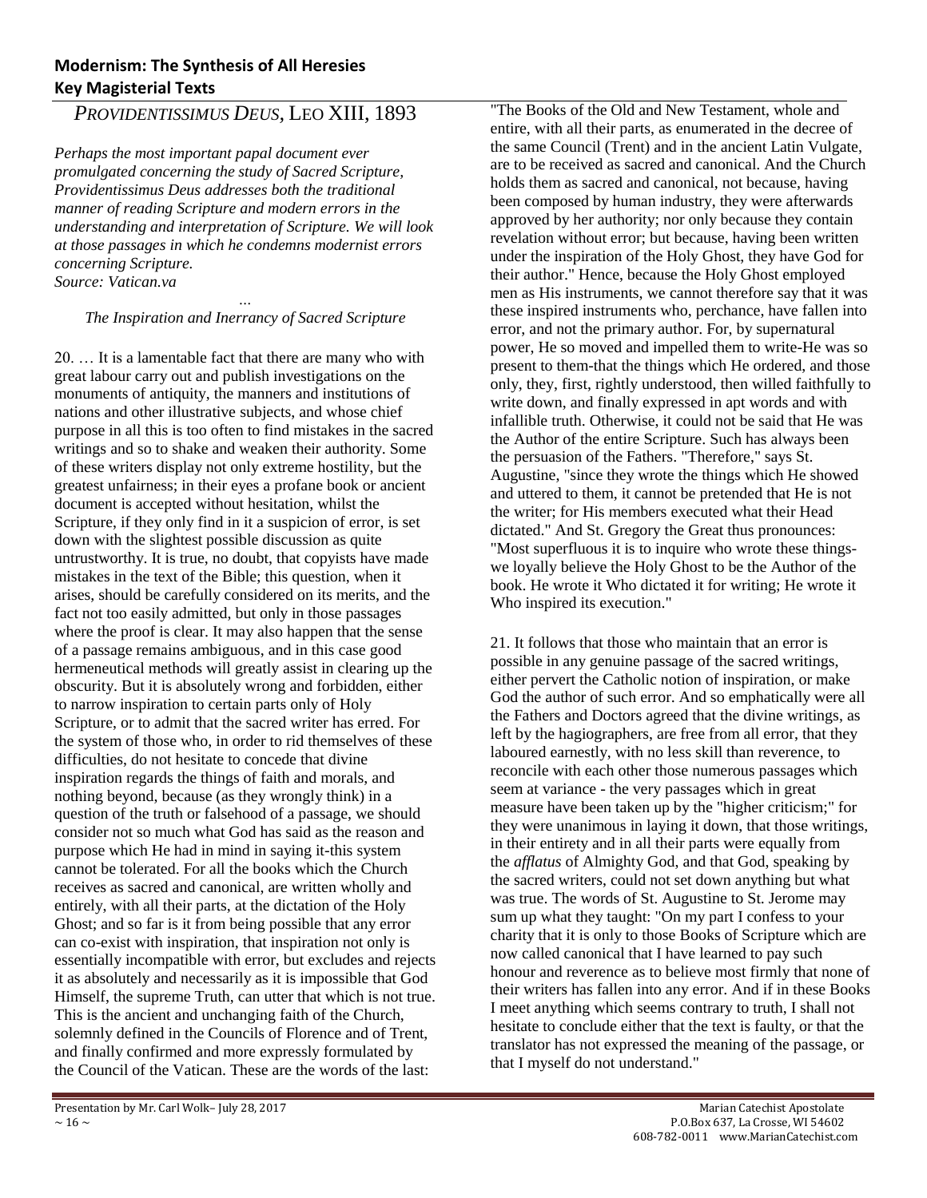**Modernism: The Synthesis of All Heresies**
**Key Magisterial Texts**

## *PROVIDENTISSIMUS DEUS*, LEO XIII, 1893

*Perhaps the most important papal document ever promulgated concerning the study of Sacred Scripture, Providentissimus Deus addresses both the traditional manner of reading Scripture and modern errors in the understanding and interpretation of Scripture. We will look at those passages in which he condemns modernist errors concerning Scripture.*
*Source: Vatican.va*

…

*The Inspiration and Inerrancy of Sacred Scripture*

20. … It is a lamentable fact that there are many who with great labour carry out and publish investigations on the monuments of antiquity, the manners and institutions of nations and other illustrative subjects, and whose chief purpose in all this is too often to find mistakes in the sacred writings and so to shake and weaken their authority. Some of these writers display not only extreme hostility, but the greatest unfairness; in their eyes a profane book or ancient document is accepted without hesitation, whilst the Scripture, if they only find in it a suspicion of error, is set down with the slightest possible discussion as quite untrustworthy. It is true, no doubt, that copyists have made mistakes in the text of the Bible; this question, when it arises, should be carefully considered on its merits, and the fact not too easily admitted, but only in those passages where the proof is clear. It may also happen that the sense of a passage remains ambiguous, and in this case good hermeneutical methods will greatly assist in clearing up the obscurity. But it is absolutely wrong and forbidden, either to narrow inspiration to certain parts only of Holy Scripture, or to admit that the sacred writer has erred. For the system of those who, in order to rid themselves of these difficulties, do not hesitate to concede that divine inspiration regards the things of faith and morals, and nothing beyond, because (as they wrongly think) in a question of the truth or falsehood of a passage, we should consider not so much what God has said as the reason and purpose which He had in mind in saying it-this system cannot be tolerated. For all the books which the Church receives as sacred and canonical, are written wholly and entirely, with all their parts, at the dictation of the Holy Ghost; and so far is it from being possible that any error can co-exist with inspiration, that inspiration not only is essentially incompatible with error, but excludes and rejects it as absolutely and necessarily as it is impossible that God Himself, the supreme Truth, can utter that which is not true. This is the ancient and unchanging faith of the Church, solemnly defined in the Councils of Florence and of Trent, and finally confirmed and more expressly formulated by the Council of the Vatican. These are the words of the last: "The Books of the Old and New Testament, whole and entire, with all their parts, as enumerated in the decree of the same Council (Trent) and in the ancient Latin Vulgate, are to be received as sacred and canonical. And the Church holds them as sacred and canonical, not because, having been composed by human industry, they were afterwards approved by her authority; nor only because they contain revelation without error; but because, having been written under the inspiration of the Holy Ghost, they have God for their author." Hence, because the Holy Ghost employed men as His instruments, we cannot therefore say that it was these inspired instruments who, perchance, have fallen into error, and not the primary author. For, by supernatural power, He so moved and impelled them to write-He was so present to them-that the things which He ordered, and those only, they, first, rightly understood, then willed faithfully to write down, and finally expressed in apt words and with infallible truth. Otherwise, it could not be said that He was the Author of the entire Scripture. Such has always been the persuasion of the Fathers. "Therefore," says St. Augustine, "since they wrote the things which He showed and uttered to them, it cannot be pretended that He is not the writer; for His members executed what their Head dictated." And St. Gregory the Great thus pronounces: "Most superfluous it is to inquire who wrote these things-we loyally believe the Holy Ghost to be the Author of the book. He wrote it Who dictated it for writing; He wrote it Who inspired its execution."

21. It follows that those who maintain that an error is possible in any genuine passage of the sacred writings, either pervert the Catholic notion of inspiration, or make God the author of such error. And so emphatically were all the Fathers and Doctors agreed that the divine writings, as left by the hagiographers, are free from all error, that they laboured earnestly, with no less skill than reverence, to reconcile with each other those numerous passages which seem at variance - the very passages which in great measure have been taken up by the "higher criticism;" for they were unanimous in laying it down, that those writings, in their entirety and in all their parts were equally from the *afflatus* of Almighty God, and that God, speaking by the sacred writers, could not set down anything but what was true. The words of St. Augustine to St. Jerome may sum up what they taught: "On my part I confess to your charity that it is only to those Books of Scripture which are now called canonical that I have learned to pay such honour and reverence as to believe most firmly that none of their writers has fallen into any error. And if in these Books I meet anything which seems contrary to truth, I shall not hesitate to conclude either that the text is faulty, or that the translator has not expressed the meaning of the passage, or that I myself do not understand."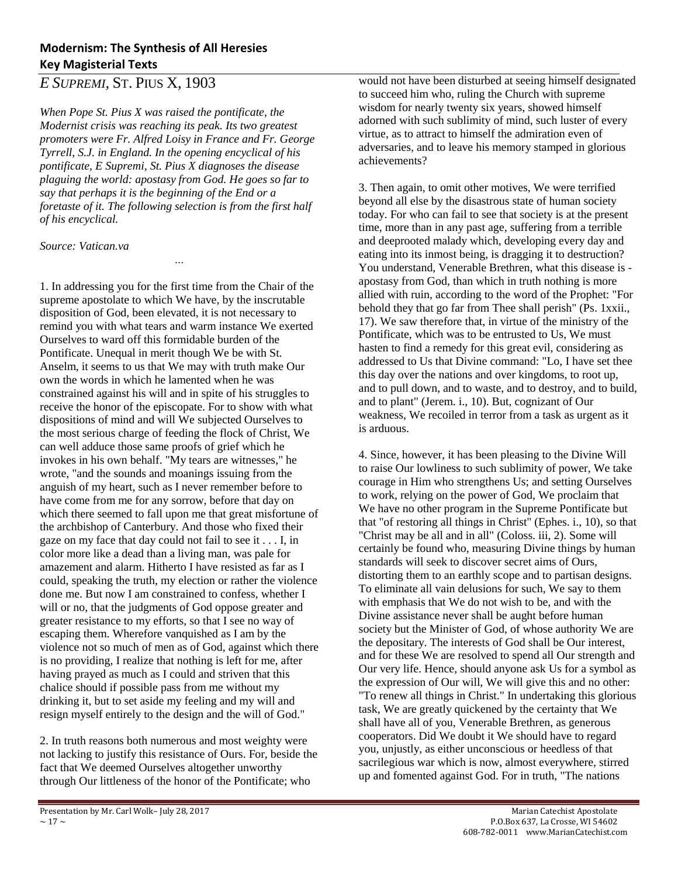## Modernism: The Synthesis of All Heresies
## Key Magisterial Texts

# *E SUPREMI*, ST. PIUS X, 1903

*When Pope St. Pius X was raised the pontificate, the Modernist crisis was reaching its peak. Its two greatest promoters were Fr. Alfred Loisy in France and Fr. George Tyrrell, S.J. in England. In the opening encyclical of his pontificate, E Supremi, St. Pius X diagnoses the disease plaguing the world: apostasy from God. He goes so far to say that perhaps it is the beginning of the End or a foretaste of it. The following selection is from the first half of his encyclical.*

*Source: Vatican.va*

...

1. In addressing you for the first time from the Chair of the supreme apostolate to which We have, by the inscrutable disposition of God, been elevated, it is not necessary to remind you with what tears and warm instance We exerted Ourselves to ward off this formidable burden of the Pontificate. Unequal in merit though We be with St. Anselm, it seems to us that We may with truth make Our own the words in which he lamented when he was constrained against his will and in spite of his struggles to receive the honor of the episcopate. For to show with what dispositions of mind and will We subjected Ourselves to the most serious charge of feeding the flock of Christ, We can well adduce those same proofs of grief which he invokes in his own behalf. "My tears are witnesses," he wrote, "and the sounds and moanings issuing from the anguish of my heart, such as I never remember before to have come from me for any sorrow, before that day on which there seemed to fall upon me that great misfortune of the archbishop of Canterbury. And those who fixed their gaze on my face that day could not fail to see it . . . I, in color more like a dead than a living man, was pale for amazement and alarm. Hitherto I have resisted as far as I could, speaking the truth, my election or rather the violence done me. But now I am constrained to confess, whether I will or no, that the judgments of God oppose greater and greater resistance to my efforts, so that I see no way of escaping them. Wherefore vanquished as I am by the violence not so much of men as of God, against which there is no providing, I realize that nothing is left for me, after having prayed as much as I could and striven that this chalice should if possible pass from me without my drinking it, but to set aside my feeling and my will and resign myself entirely to the design and the will of God."

2. In truth reasons both numerous and most weighty were not lacking to justify this resistance of Ours. For, beside the fact that We deemed Ourselves altogether unworthy through Our littleness of the honor of the Pontificate; who would not have been disturbed at seeing himself designated to succeed him who, ruling the Church with supreme wisdom for nearly twenty six years, showed himself adorned with such sublimity of mind, such luster of every virtue, as to attract to himself the admiration even of adversaries, and to leave his memory stamped in glorious achievements?

3. Then again, to omit other motives, We were terrified beyond all else by the disastrous state of human society today. For who can fail to see that society is at the present time, more than in any past age, suffering from a terrible and deeprooted malady which, developing every day and eating into its inmost being, is dragging it to destruction? You understand, Venerable Brethren, what this disease is - apostasy from God, than which in truth nothing is more allied with ruin, according to the word of the Prophet: "For behold they that go far from Thee shall perish" (Ps. 1xxii., 17). We saw therefore that, in virtue of the ministry of the Pontificate, which was to be entrusted to Us, We must hasten to find a remedy for this great evil, considering as addressed to Us that Divine command: "Lo, I have set thee this day over the nations and over kingdoms, to root up, and to pull down, and to waste, and to destroy, and to build, and to plant" (Jerem. i., 10). But, cognizant of Our weakness, We recoiled in terror from a task as urgent as it is arduous.

4. Since, however, it has been pleasing to the Divine Will to raise Our lowliness to such sublimity of power, We take courage in Him who strengthens Us; and setting Ourselves to work, relying on the power of God, We proclaim that We have no other program in the Supreme Pontificate but that "of restoring all things in Christ" (Ephes. i., 10), so that "Christ may be all and in all" (Coloss. iii, 2). Some will certainly be found who, measuring Divine things by human standards will seek to discover secret aims of Ours, distorting them to an earthly scope and to partisan designs. To eliminate all vain delusions for such, We say to them with emphasis that We do not wish to be, and with the Divine assistance never shall be aught before human society but the Minister of God, of whose authority We are the depositary. The interests of God shall be Our interest, and for these We are resolved to spend all Our strength and Our very life. Hence, should anyone ask Us for a symbol as the expression of Our will, We will give this and no other: "To renew all things in Christ." In undertaking this glorious task, We are greatly quickened by the certainty that We shall have all of you, Venerable Brethren, as generous cooperators. Did We doubt it We should have to regard you, unjustly, as either unconscious or heedless of that sacrilegious war which is now, almost everywhere, stirred up and fomented against God. For in truth, "The nations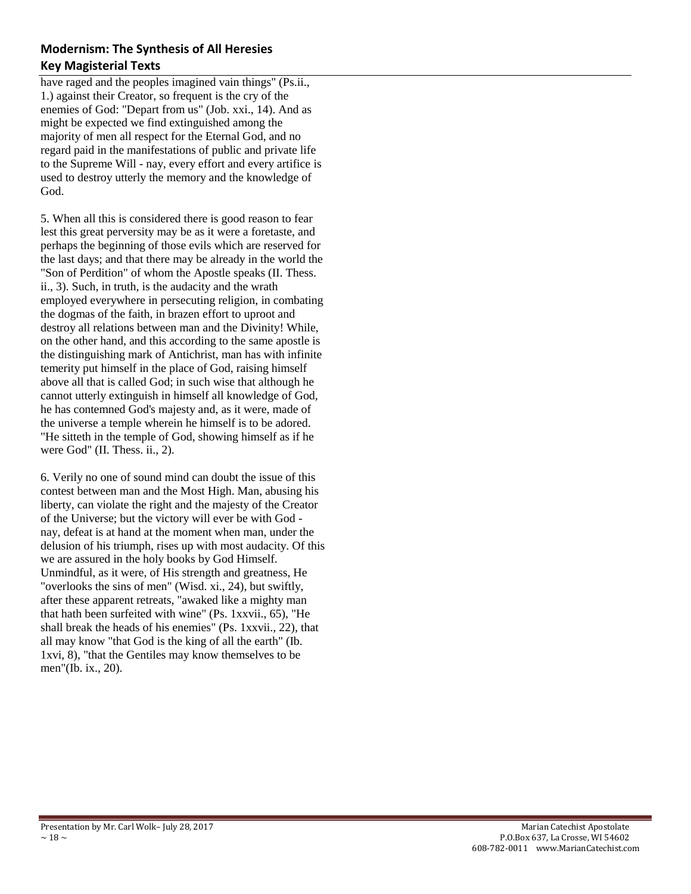have raged and the peoples imagined vain things" (Ps.ii., 1.) against their Creator, so frequent is the cry of the enemies of God: "Depart from us" (Job. xxi., 14). And as might be expected we find extinguished among the majority of men all respect for the Eternal God, and no regard paid in the manifestations of public and private life to the Supreme Will - nay, every effort and every artifice is used to destroy utterly the memory and the knowledge of God.

5. When all this is considered there is good reason to fear lest this great perversity may be as it were a foretaste, and perhaps the beginning of those evils which are reserved for the last days; and that there may be already in the world the "Son of Perdition" of whom the Apostle speaks (II. Thess. ii., 3). Such, in truth, is the audacity and the wrath employed everywhere in persecuting religion, in combating the dogmas of the faith, in brazen effort to uproot and destroy all relations between man and the Divinity! While, on the other hand, and this according to the same apostle is the distinguishing mark of Antichrist, man has with infinite temerity put himself in the place of God, raising himself above all that is called God; in such wise that although he cannot utterly extinguish in himself all knowledge of God, he has contemned God's majesty and, as it were, made of the universe a temple wherein he himself is to be adored. "He sitteth in the temple of God, showing himself as if he were God" (II. Thess. ii., 2).

6. Verily no one of sound mind can doubt the issue of this contest between man and the Most High. Man, abusing his liberty, can violate the right and the majesty of the Creator of the Universe; but the victory will ever be with God - nay, defeat is at hand at the moment when man, under the delusion of his triumph, rises up with most audacity. Of this we are assured in the holy books by God Himself. Unmindful, as it were, of His strength and greatness, He "overlooks the sins of men" (Wisd. xi., 24), but swiftly, after these apparent retreats, "awaked like a mighty man that hath been surfeited with wine" (Ps. 1xxvii., 65), "He shall break the heads of his enemies" (Ps. 1xxvii., 22), that all may know "that God is the king of all the earth" (Ib. 1xvi, 8), "that the Gentiles may know themselves to be men"(Ib. ix., 20).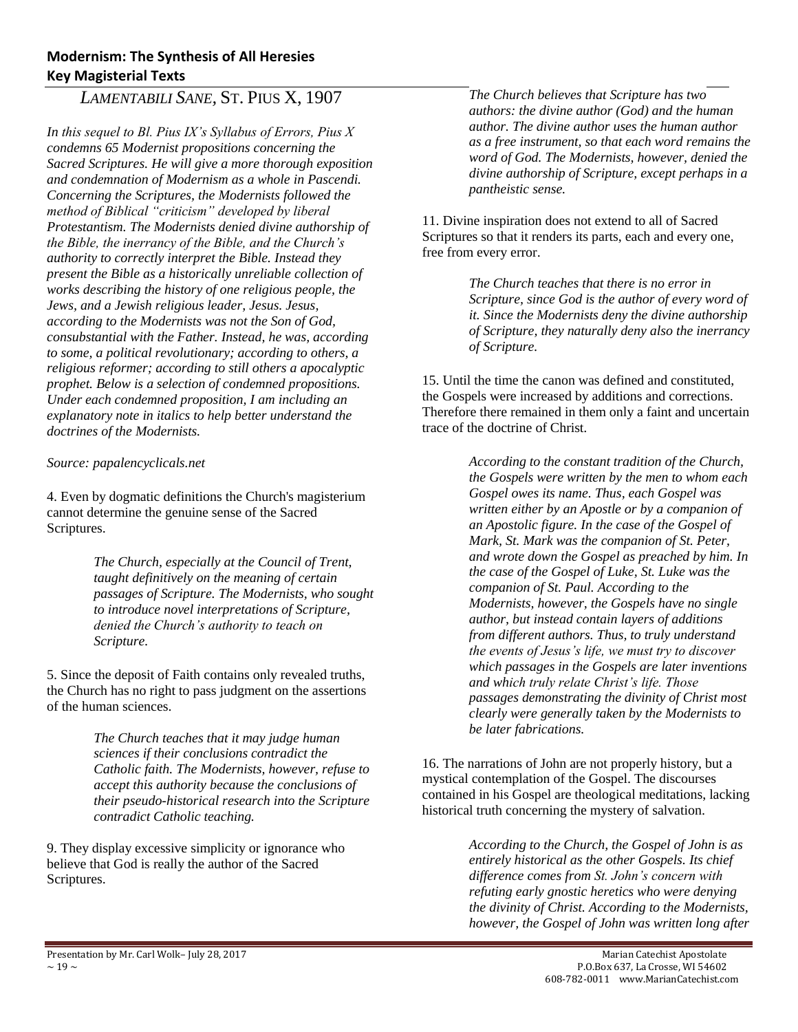## Modernism: The Synthesis of All Heresies
## Key Magisterial Texts

### *LAMENTABILI SANE*, ST. PIUS X, 1907

*In this sequel to Bl. Pius IX's Syllabus of Errors, Pius X condemns 65 Modernist propositions concerning the Sacred Scriptures. He will give a more thorough exposition and condemnation of Modernism as a whole in Pascendi. Concerning the Scriptures, the Modernists followed the method of Biblical "criticism" developed by liberal Protestantism. The Modernists denied divine authorship of the Bible, the inerrancy of the Bible, and the Church's authority to correctly interpret the Bible. Instead they present the Bible as a historically unreliable collection of works describing the history of one religious people, the Jews, and a Jewish religious leader, Jesus. Jesus, according to the Modernists was not the Son of God, consubstantial with the Father. Instead, he was, according to some, a political revolutionary; according to others, a religious reformer; according to still others a apocalyptic prophet. Below is a selection of condemned propositions. Under each condemned proposition, I am including an explanatory note in italics to help better understand the doctrines of the Modernists.*

*Source: papalencyclicals.net*

4. Even by dogmatic definitions the Church's magisterium cannot determine the genuine sense of the Sacred Scriptures.

> *The Church, especially at the Council of Trent, taught definitively on the meaning of certain passages of Scripture. The Modernists, who sought to introduce novel interpretations of Scripture, denied the Church's authority to teach on Scripture.*

5. Since the deposit of Faith contains only revealed truths, the Church has no right to pass judgment on the assertions of the human sciences.

> *The Church teaches that it may judge human sciences if their conclusions contradict the Catholic faith. The Modernists, however, refuse to accept this authority because the conclusions of their pseudo-historical research into the Scripture contradict Catholic teaching.*

9. They display excessive simplicity or ignorance who believe that God is really the author of the Sacred Scriptures.

> *The Church believes that Scripture has two authors: the divine author (God) and the human author. The divine author uses the human author as a free instrument, so that each word remains the word of God. The Modernists, however, denied the divine authorship of Scripture, except perhaps in a pantheistic sense.*

11. Divine inspiration does not extend to all of Sacred Scriptures so that it renders its parts, each and every one, free from every error.

> *The Church teaches that there is no error in Scripture, since God is the author of every word of it. Since the Modernists deny the divine authorship of Scripture, they naturally deny also the inerrancy of Scripture.*

15. Until the time the canon was defined and constituted, the Gospels were increased by additions and corrections. Therefore there remained in them only a faint and uncertain trace of the doctrine of Christ.

> *According to the constant tradition of the Church, the Gospels were written by the men to whom each Gospel owes its name. Thus, each Gospel was written either by an Apostle or by a companion of an Apostolic figure. In the case of the Gospel of Mark, St. Mark was the companion of St. Peter, and wrote down the Gospel as preached by him. In the case of the Gospel of Luke, St. Luke was the companion of St. Paul. According to the Modernists, however, the Gospels have no single author, but instead contain layers of additions from different authors. Thus, to truly understand the events of Jesus's life, we must try to discover which passages in the Gospels are later inventions and which truly relate Christ's life. Those passages demonstrating the divinity of Christ most clearly were generally taken by the Modernists to be later fabrications.*

16. The narrations of John are not properly history, but a mystical contemplation of the Gospel. The discourses contained in his Gospel are theological meditations, lacking historical truth concerning the mystery of salvation.

> *According to the Church, the Gospel of John is as entirely historical as the other Gospels. Its chief difference comes from St. John's concern with refuting early gnostic heretics who were denying the divinity of Christ. According to the Modernists, however, the Gospel of John was written long after*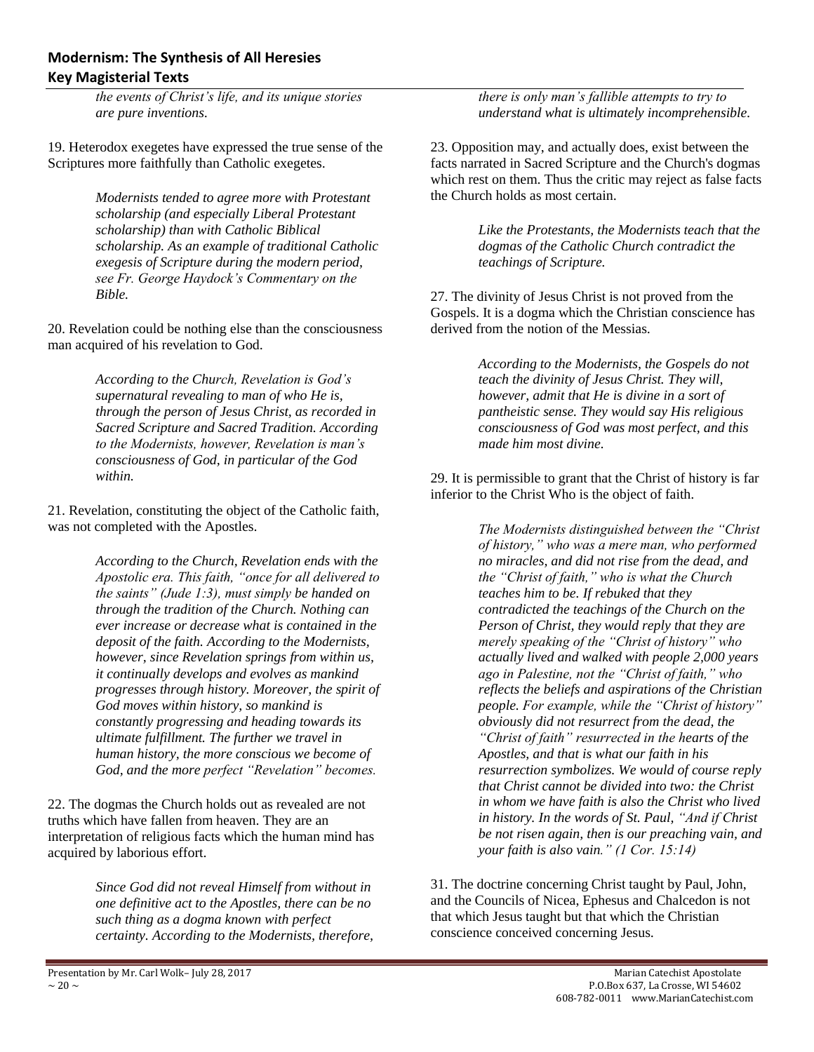*the events of Christ's life, and its unique stories are pure inventions.*

19. Heterodox exegetes have expressed the true sense of the Scriptures more faithfully than Catholic exegetes.

> *Modernists tended to agree more with Protestant scholarship (and especially Liberal Protestant scholarship) than with Catholic Biblical scholarship. As an example of traditional Catholic exegesis of Scripture during the modern period, see Fr. George Haydock's Commentary on the Bible.*

20. Revelation could be nothing else than the consciousness man acquired of his revelation to God.

> *According to the Church, Revelation is God's supernatural revealing to man of who He is, through the person of Jesus Christ, as recorded in Sacred Scripture and Sacred Tradition. According to the Modernists, however, Revelation is man's consciousness of God, in particular of the God within.*

21. Revelation, constituting the object of the Catholic faith, was not completed with the Apostles.

> *According to the Church, Revelation ends with the Apostolic era. This faith, "once for all delivered to the saints" (Jude 1:3), must simply be handed on through the tradition of the Church. Nothing can ever increase or decrease what is contained in the deposit of the faith. According to the Modernists, however, since Revelation springs from within us, it continually develops and evolves as mankind progresses through history. Moreover, the spirit of God moves within history, so mankind is constantly progressing and heading towards its ultimate fulfillment. The further we travel in human history, the more conscious we become of God, and the more perfect "Revelation" becomes.*

22. The dogmas the Church holds out as revealed are not truths which have fallen from heaven. They are an interpretation of religious facts which the human mind has acquired by laborious effort.

> *Since God did not reveal Himself from without in one definitive act to the Apostles, there can be no such thing as a dogma known with perfect certainty. According to the Modernists, therefore, there is only man's fallible attempts to try to understand what is ultimately incomprehensible.*

23. Opposition may, and actually does, exist between the facts narrated in Sacred Scripture and the Church's dogmas which rest on them. Thus the critic may reject as false facts the Church holds as most certain.

> *Like the Protestants, the Modernists teach that the dogmas of the Catholic Church contradict the teachings of Scripture.*

27. The divinity of Jesus Christ is not proved from the Gospels. It is a dogma which the Christian conscience has derived from the notion of the Messias.

> *According to the Modernists, the Gospels do not teach the divinity of Jesus Christ. They will, however, admit that He is divine in a sort of pantheistic sense. They would say His religious consciousness of God was most perfect, and this made him most divine.*

29. It is permissible to grant that the Christ of history is far inferior to the Christ Who is the object of faith.

> *The Modernists distinguished between the "Christ of history," who was a mere man, who performed no miracles, and did not rise from the dead, and the "Christ of faith," who is what the Church teaches him to be. If rebuked that they contradicted the teachings of the Church on the Person of Christ, they would reply that they are merely speaking of the "Christ of history" who actually lived and walked with people 2,000 years ago in Palestine, not the "Christ of faith," who reflects the beliefs and aspirations of the Christian people. For example, while the "Christ of history" obviously did not resurrect from the dead, the "Christ of faith" resurrected in the hearts of the Apostles, and that is what our faith in his resurrection symbolizes. We would of course reply that Christ cannot be divided into two: the Christ in whom we have faith is also the Christ who lived in history. In the words of St. Paul, "And if Christ be not risen again, then is our preaching vain, and your faith is also vain." (1 Cor. 15:14)*

31. The doctrine concerning Christ taught by Paul, John, and the Councils of Nicea, Ephesus and Chalcedon is not that which Jesus taught but that which the Christian conscience conceived concerning Jesus.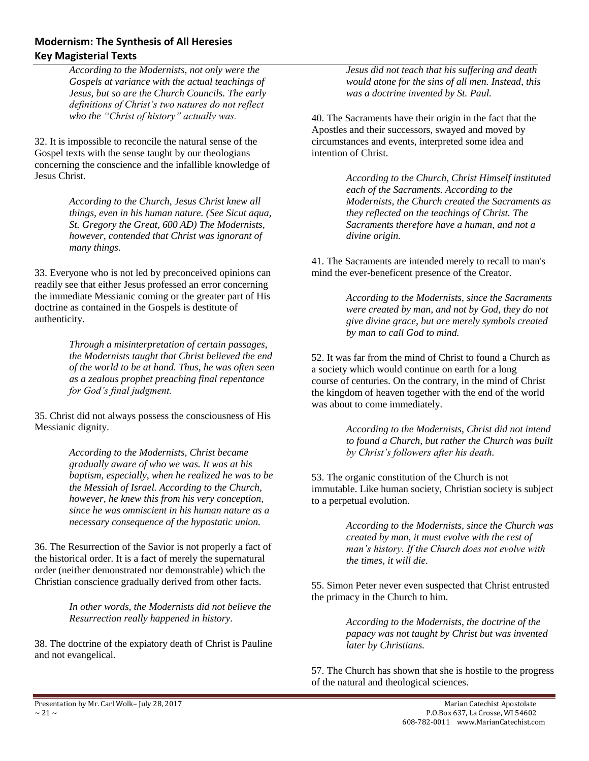*According to the Modernists, not only were the Gospels at variance with the actual teachings of Jesus, but so are the Church Councils. The early definitions of Christ's two natures do not reflect who the "Christ of history" actually was.*

32. It is impossible to reconcile the natural sense of the Gospel texts with the sense taught by our theologians concerning the conscience and the infallible knowledge of Jesus Christ.

> *According to the Church, Jesus Christ knew all things, even in his human nature. (See Sicut aqua, St. Gregory the Great, 600 AD) The Modernists, however, contended that Christ was ignorant of many things.*

33. Everyone who is not led by preconceived opinions can readily see that either Jesus professed an error concerning the immediate Messianic coming or the greater part of His doctrine as contained in the Gospels is destitute of authenticity.

> *Through a misinterpretation of certain passages, the Modernists taught that Christ believed the end of the world to be at hand. Thus, he was often seen as a zealous prophet preaching final repentance for God's final judgment.*

35. Christ did not always possess the consciousness of His Messianic dignity.

> *According to the Modernists, Christ became gradually aware of who we was. It was at his baptism, especially, when he realized he was to be the Messiah of Israel. According to the Church, however, he knew this from his very conception, since he was omniscient in his human nature as a necessary consequence of the hypostatic union.*

36. The Resurrection of the Savior is not properly a fact of the historical order. It is a fact of merely the supernatural order (neither demonstrated nor demonstrable) which the Christian conscience gradually derived from other facts.

> *In other words, the Modernists did not believe the Resurrection really happened in history.*

38. The doctrine of the expiatory death of Christ is Pauline and not evangelical.

> *Jesus did not teach that his suffering and death would atone for the sins of all men. Instead, this was a doctrine invented by St. Paul.*

40. The Sacraments have their origin in the fact that the Apostles and their successors, swayed and moved by circumstances and events, interpreted some idea and intention of Christ.

> *According to the Church, Christ Himself instituted each of the Sacraments. According to the Modernists, the Church created the Sacraments as they reflected on the teachings of Christ. The Sacraments therefore have a human, and not a divine origin.*

41. The Sacraments are intended merely to recall to man's mind the ever-beneficent presence of the Creator.

> *According to the Modernists, since the Sacraments were created by man, and not by God, they do not give divine grace, but are merely symbols created by man to call God to mind.*

52. It was far from the mind of Christ to found a Church as a society which would continue on earth for a long course of centuries. On the contrary, in the mind of Christ the kingdom of heaven together with the end of the world was about to come immediately.

> *According to the Modernists, Christ did not intend to found a Church, but rather the Church was built by Christ's followers after his death.*

53. The organic constitution of the Church is not immutable. Like human society, Christian society is subject to a perpetual evolution.

> *According to the Modernists, since the Church was created by man, it must evolve with the rest of man's history. If the Church does not evolve with the times, it will die.*

55. Simon Peter never even suspected that Christ entrusted the primacy in the Church to him.

> *According to the Modernists, the doctrine of the papacy was not taught by Christ but was invented later by Christians.*

57. The Church has shown that she is hostile to the progress of the natural and theological sciences.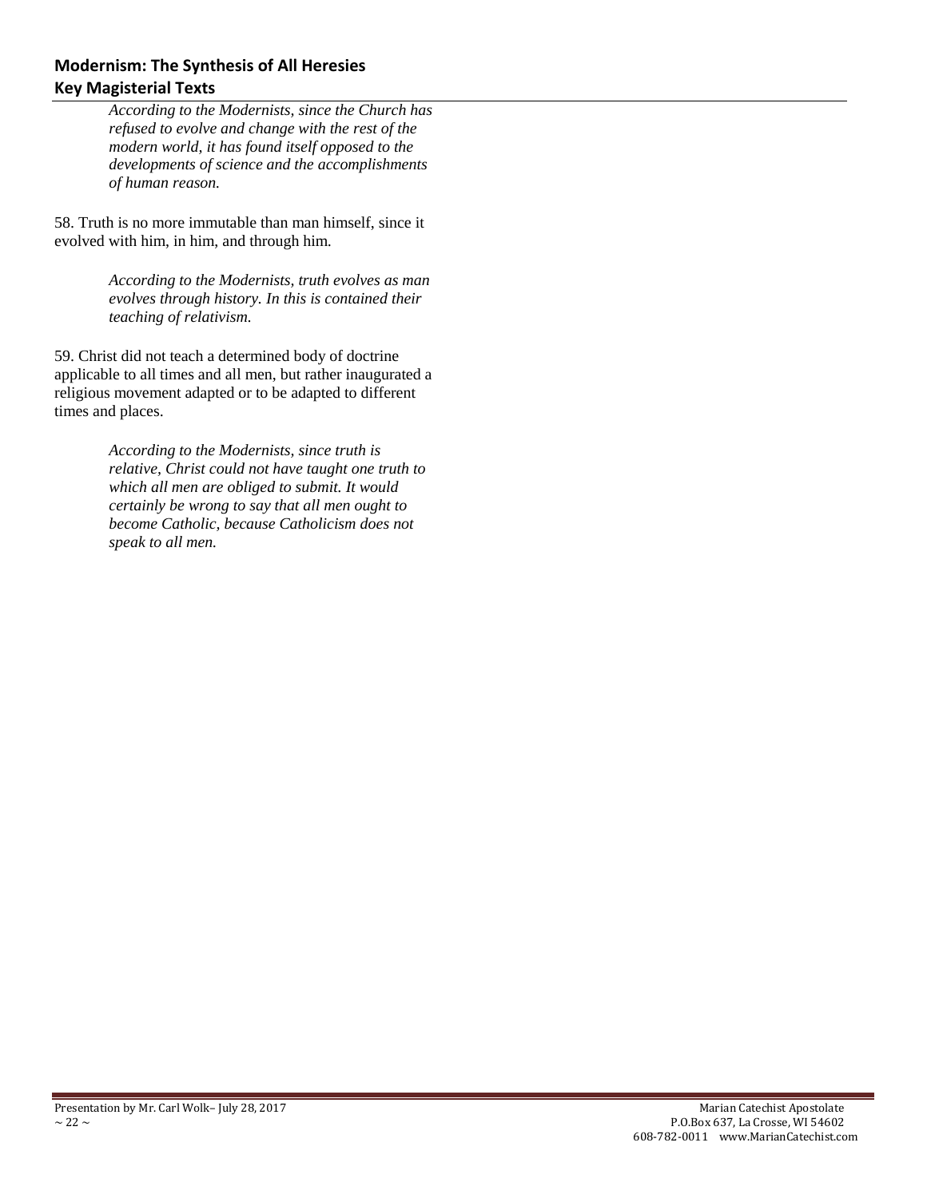*According to the Modernists, since the Church has refused to evolve and change with the rest of the modern world, it has found itself opposed to the developments of science and the accomplishments of human reason.*

58. Truth is no more immutable than man himself, since it evolved with him, in him, and through him.

*According to the Modernists, truth evolves as man evolves through history. In this is contained their teaching of relativism.*

59. Christ did not teach a determined body of doctrine applicable to all times and all men, but rather inaugurated a religious movement adapted or to be adapted to different times and places.

*According to the Modernists, since truth is relative, Christ could not have taught one truth to which all men are obliged to submit. It would certainly be wrong to say that all men ought to become Catholic, because Catholicism does not speak to all men.*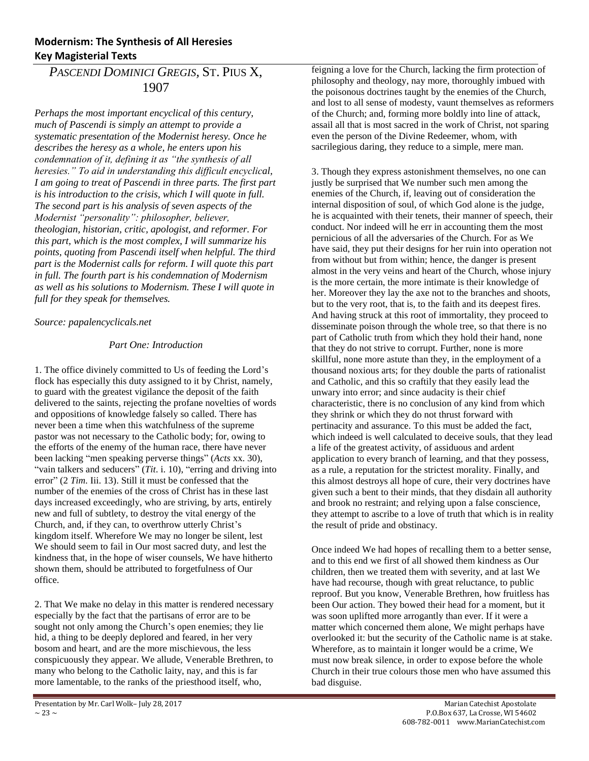## Modernism: The Synthesis of All Heresies
## Key Magisterial Texts

# *PASCENDI DOMINICI GREGIS*, ST. PIUS X, 1907

*Perhaps the most important encyclical of this century, much of Pascendi is simply an attempt to provide a systematic presentation of the Modernist heresy. Once he describes the heresy as a whole, he enters upon his condemnation of it, defining it as "the synthesis of all heresies." To aid in understanding this difficult encyclical, I am going to treat of Pascendi in three parts. The first part is his introduction to the crisis, which I will quote in full. The second part is his analysis of seven aspects of the Modernist "personality": philosopher, believer, theologian, historian, critic, apologist, and reformer. For this part, which is the most complex, I will summarize his points, quoting from Pascendi itself when helpful. The third part is the Modernist calls for reform. I will quote this part in full. The fourth part is his condemnation of Modernism as well as his solutions to Modernism. These I will quote in full for they speak for themselves.*

*Source: papalencyclicals.net*

*Part One: Introduction*

1. The office divinely committed to Us of feeding the Lord's flock has especially this duty assigned to it by Christ, namely, to guard with the greatest vigilance the deposit of the faith delivered to the saints, rejecting the profane novelties of words and oppositions of knowledge falsely so called. There has never been a time when this watchfulness of the supreme pastor was not necessary to the Catholic body; for, owing to the efforts of the enemy of the human race, there have never been lacking "men speaking perverse things" (*Acts* xx. 30), "vain talkers and seducers" (*Tit*. i. 10), "erring and driving into error" (2 *Tim*. Iii. 13). Still it must be confessed that the number of the enemies of the cross of Christ has in these last days increased exceedingly, who are striving, by arts, entirely new and full of subtlety, to destroy the vital energy of the Church, and, if they can, to overthrow utterly Christ's kingdom itself. Wherefore We may no longer be silent, lest We should seem to fail in Our most sacred duty, and lest the kindness that, in the hope of wiser counsels, We have hitherto shown them, should be attributed to forgetfulness of Our office.

2. That We make no delay in this matter is rendered necessary especially by the fact that the partisans of error are to be sought not only among the Church's open enemies; they lie hid, a thing to be deeply deplored and feared, in her very bosom and heart, and are the more mischievous, the less conspicuously they appear. We allude, Venerable Brethren, to many who belong to the Catholic laity, nay, and this is far more lamentable, to the ranks of the priesthood itself, who, feigning a love for the Church, lacking the firm protection of philosophy and theology, nay more, thoroughly imbued with the poisonous doctrines taught by the enemies of the Church, and lost to all sense of modesty, vaunt themselves as reformers of the Church; and, forming more boldly into line of attack, assail all that is most sacred in the work of Christ, not sparing even the person of the Divine Redeemer, whom, with sacrilegious daring, they reduce to a simple, mere man.

3. Though they express astonishment themselves, no one can justly be surprised that We number such men among the enemies of the Church, if, leaving out of consideration the internal disposition of soul, of which God alone is the judge, he is acquainted with their tenets, their manner of speech, their conduct. Nor indeed will he err in accounting them the most pernicious of all the adversaries of the Church. For as We have said, they put their designs for her ruin into operation not from without but from within; hence, the danger is present almost in the very veins and heart of the Church, whose injury is the more certain, the more intimate is their knowledge of her. Moreover they lay the axe not to the branches and shoots, but to the very root, that is, to the faith and its deepest fires. And having struck at this root of immortality, they proceed to disseminate poison through the whole tree, so that there is no part of Catholic truth from which they hold their hand, none that they do not strive to corrupt. Further, none is more skillful, none more astute than they, in the employment of a thousand noxious arts; for they double the parts of rationalist and Catholic, and this so craftily that they easily lead the unwary into error; and since audacity is their chief characteristic, there is no conclusion of any kind from which they shrink or which they do not thrust forward with pertinacity and assurance. To this must be added the fact, which indeed is well calculated to deceive souls, that they lead a life of the greatest activity, of assiduous and ardent application to every branch of learning, and that they possess, as a rule, a reputation for the strictest morality. Finally, and this almost destroys all hope of cure, their very doctrines have given such a bent to their minds, that they disdain all authority and brook no restraint; and relying upon a false conscience, they attempt to ascribe to a love of truth that which is in reality the result of pride and obstinacy.

Once indeed We had hopes of recalling them to a better sense, and to this end we first of all showed them kindness as Our children, then we treated them with severity, and at last We have had recourse, though with great reluctance, to public reproof. But you know, Venerable Brethren, how fruitless has been Our action. They bowed their head for a moment, but it was soon uplifted more arrogantly than ever. If it were a matter which concerned them alone, We might perhaps have overlooked it: but the security of the Catholic name is at stake. Wherefore, as to maintain it longer would be a crime, We must now break silence, in order to expose before the whole Church in their true colours those men who have assumed this bad disguise.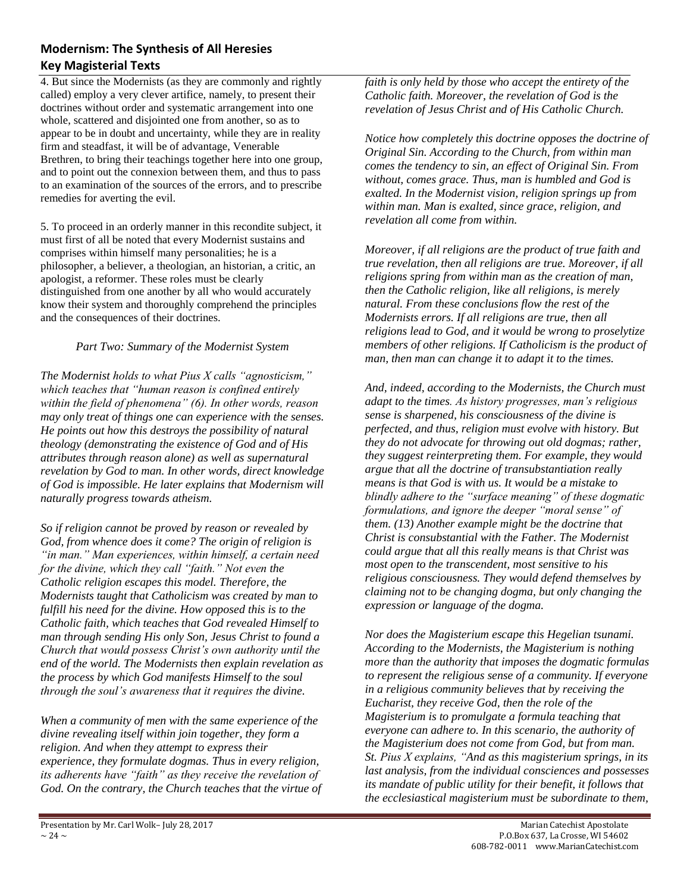## Modernism: The Synthesis of All Heresies
## Key Magisterial Texts

4. But since the Modernists (as they are commonly and rightly called) employ a very clever artifice, namely, to present their doctrines without order and systematic arrangement into one whole, scattered and disjointed one from another, so as to appear to be in doubt and uncertainty, while they are in reality firm and steadfast, it will be of advantage, Venerable Brethren, to bring their teachings together here into one group, and to point out the connexion between them, and thus to pass to an examination of the sources of the errors, and to prescribe remedies for averting the evil.

5. To proceed in an orderly manner in this recondite subject, it must first of all be noted that every Modernist sustains and comprises within himself many personalities; he is a philosopher, a believer, a theologian, an historian, a critic, an apologist, a reformer. These roles must be clearly distinguished from one another by all who would accurately know their system and thoroughly comprehend the principles and the consequences of their doctrines.

*Part Two: Summary of the Modernist System*

*The Modernist holds to what Pius X calls "agnosticism," which teaches that "human reason is confined entirely within the field of phenomena" (6). In other words, reason may only treat of things one can experience with the senses. He points out how this destroys the possibility of natural theology (demonstrating the existence of God and of His attributes through reason alone) as well as supernatural revelation by God to man. In other words, direct knowledge of God is impossible. He later explains that Modernism will naturally progress towards atheism.*

*So if religion cannot be proved by reason or revealed by God, from whence does it come? The origin of religion is "in man." Man experiences, within himself, a certain need for the divine, which they call "faith." Not even the Catholic religion escapes this model. Therefore, the Modernists taught that Catholicism was created by man to fulfill his need for the divine. How opposed this is to the Catholic faith, which teaches that God revealed Himself to man through sending His only Son, Jesus Christ to found a Church that would possess Christ's own authority until the end of the world. The Modernists then explain revelation as the process by which God manifests Himself to the soul through the soul's awareness that it requires the divine.*

*When a community of men with the same experience of the divine revealing itself within join together, they form a religion. And when they attempt to express their experience, they formulate dogmas. Thus in every religion, its adherents have "faith" as they receive the revelation of God. On the contrary, the Church teaches that the virtue of faith is only held by those who accept the entirety of the Catholic faith. Moreover, the revelation of God is the revelation of Jesus Christ and of His Catholic Church.*

*Notice how completely this doctrine opposes the doctrine of Original Sin. According to the Church, from within man comes the tendency to sin, an effect of Original Sin. From without, comes grace. Thus, man is humbled and God is exalted. In the Modernist vision, religion springs up from within man. Man is exalted, since grace, religion, and revelation all come from within.*

*Moreover, if all religions are the product of true faith and true revelation, then all religions are true. Moreover, if all religions spring from within man as the creation of man, then the Catholic religion, like all religions, is merely natural. From these conclusions flow the rest of the Modernists errors. If all religions are true, then all religions lead to God, and it would be wrong to proselytize members of other religions. If Catholicism is the product of man, then man can change it to adapt it to the times.*

*And, indeed, according to the Modernists, the Church must adapt to the times. As history progresses, man's religious sense is sharpened, his consciousness of the divine is perfected, and thus, religion must evolve with history. But they do not advocate for throwing out old dogmas; rather, they suggest reinterpreting them. For example, they would argue that all the doctrine of transubstantiation really means is that God is with us. It would be a mistake to blindly adhere to the "surface meaning" of these dogmatic formulations, and ignore the deeper "moral sense" of them. (13) Another example might be the doctrine that Christ is consubstantial with the Father. The Modernist could argue that all this really means is that Christ was most open to the transcendent, most sensitive to his religious consciousness. They would defend themselves by claiming not to be changing dogma, but only changing the expression or language of the dogma.*

*Nor does the Magisterium escape this Hegelian tsunami. According to the Modernists, the Magisterium is nothing more than the authority that imposes the dogmatic formulas to represent the religious sense of a community. If everyone in a religious community believes that by receiving the Eucharist, they receive God, then the role of the Magisterium is to promulgate a formula teaching that everyone can adhere to. In this scenario, the authority of the Magisterium does not come from God, but from man. St. Pius X explains, "And as this magisterium springs, in its last analysis, from the individual consciences and possesses its mandate of public utility for their benefit, it follows that the ecclesiastical magisterium must be subordinate to them,*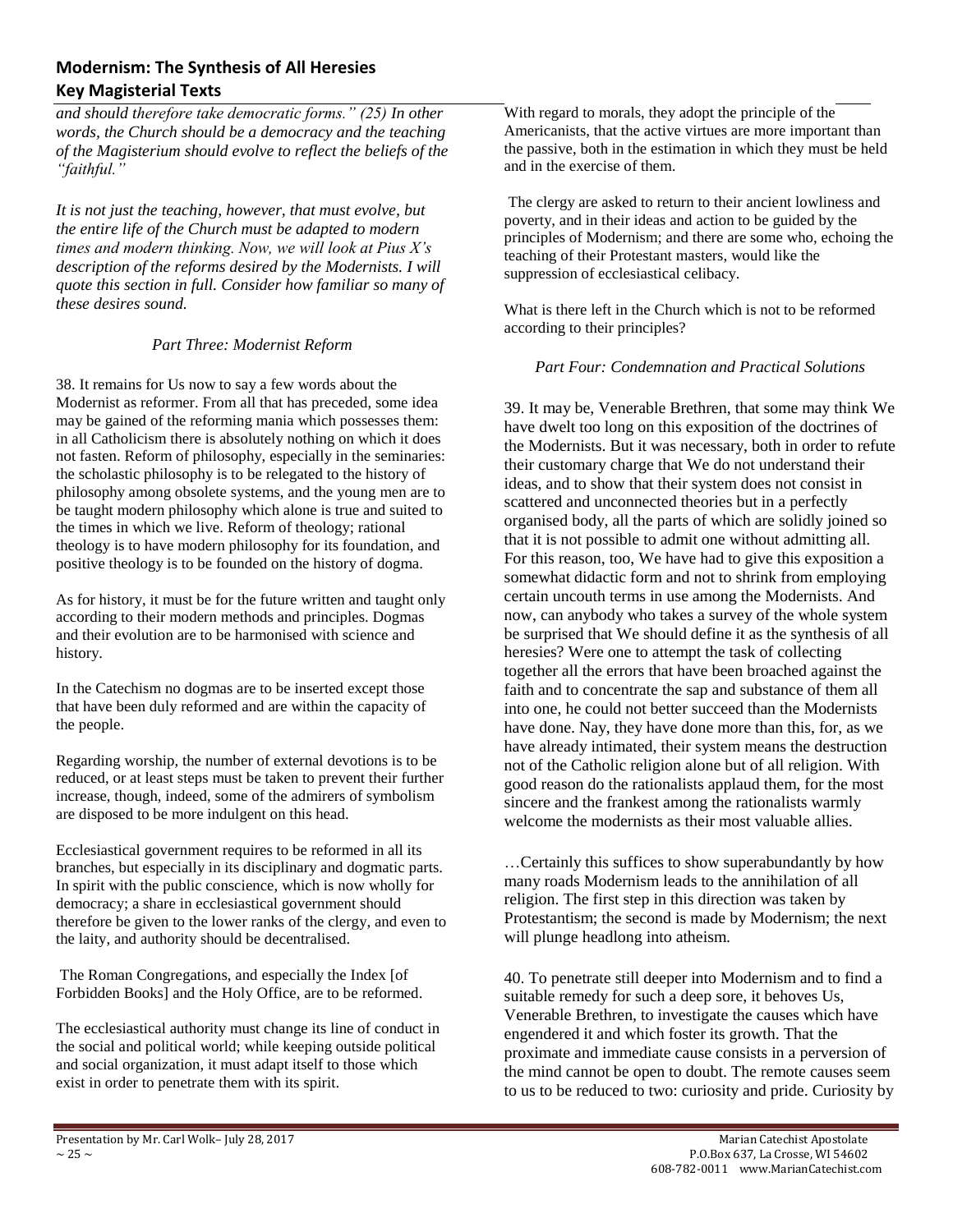*and should therefore take democratic forms." (25) In other words, the Church should be a democracy and the teaching of the Magisterium should evolve to reflect the beliefs of the "faithful."*

*It is not just the teaching, however, that must evolve, but the entire life of the Church must be adapted to modern times and modern thinking. Now, we will look at Pius X's description of the reforms desired by the Modernists. I will quote this section in full. Consider how familiar so many of these desires sound.*

### *Part Three: Modernist Reform*

38. It remains for Us now to say a few words about the Modernist as reformer. From all that has preceded, some idea may be gained of the reforming mania which possesses them: in all Catholicism there is absolutely nothing on which it does not fasten. Reform of philosophy, especially in the seminaries: the scholastic philosophy is to be relegated to the history of philosophy among obsolete systems, and the young men are to be taught modern philosophy which alone is true and suited to the times in which we live. Reform of theology; rational theology is to have modern philosophy for its foundation, and positive theology is to be founded on the history of dogma.

As for history, it must be for the future written and taught only according to their modern methods and principles. Dogmas and their evolution are to be harmonised with science and history.

In the Catechism no dogmas are to be inserted except those that have been duly reformed and are within the capacity of the people.

Regarding worship, the number of external devotions is to be reduced, or at least steps must be taken to prevent their further increase, though, indeed, some of the admirers of symbolism are disposed to be more indulgent on this head.

Ecclesiastical government requires to be reformed in all its branches, but especially in its disciplinary and dogmatic parts. In spirit with the public conscience, which is now wholly for democracy; a share in ecclesiastical government should therefore be given to the lower ranks of the clergy, and even to the laity, and authority should be decentralised.

The Roman Congregations, and especially the Index [of Forbidden Books] and the Holy Office, are to be reformed.

The ecclesiastical authority must change its line of conduct in the social and political world; while keeping outside political and social organization, it must adapt itself to those which exist in order to penetrate them with its spirit.

With regard to morals, they adopt the principle of the Americanists, that the active virtues are more important than the passive, both in the estimation in which they must be held and in the exercise of them.

The clergy are asked to return to their ancient lowliness and poverty, and in their ideas and action to be guided by the principles of Modernism; and there are some who, echoing the teaching of their Protestant masters, would like the suppression of ecclesiastical celibacy.

What is there left in the Church which is not to be reformed according to their principles?

### *Part Four: Condemnation and Practical Solutions*

39. It may be, Venerable Brethren, that some may think We have dwelt too long on this exposition of the doctrines of the Modernists. But it was necessary, both in order to refute their customary charge that We do not understand their ideas, and to show that their system does not consist in scattered and unconnected theories but in a perfectly organised body, all the parts of which are solidly joined so that it is not possible to admit one without admitting all. For this reason, too, We have had to give this exposition a somewhat didactic form and not to shrink from employing certain uncouth terms in use among the Modernists. And now, can anybody who takes a survey of the whole system be surprised that We should define it as the synthesis of all heresies? Were one to attempt the task of collecting together all the errors that have been broached against the faith and to concentrate the sap and substance of them all into one, he could not better succeed than the Modernists have done. Nay, they have done more than this, for, as we have already intimated, their system means the destruction not of the Catholic religion alone but of all religion. With good reason do the rationalists applaud them, for the most sincere and the frankest among the rationalists warmly welcome the modernists as their most valuable allies.

…Certainly this suffices to show superabundantly by how many roads Modernism leads to the annihilation of all religion. The first step in this direction was taken by Protestantism; the second is made by Modernism; the next will plunge headlong into atheism.

40. To penetrate still deeper into Modernism and to find a suitable remedy for such a deep sore, it behoves Us, Venerable Brethren, to investigate the causes which have engendered it and which foster its growth. That the proximate and immediate cause consists in a perversion of the mind cannot be open to doubt. The remote causes seem to us to be reduced to two: curiosity and pride. Curiosity by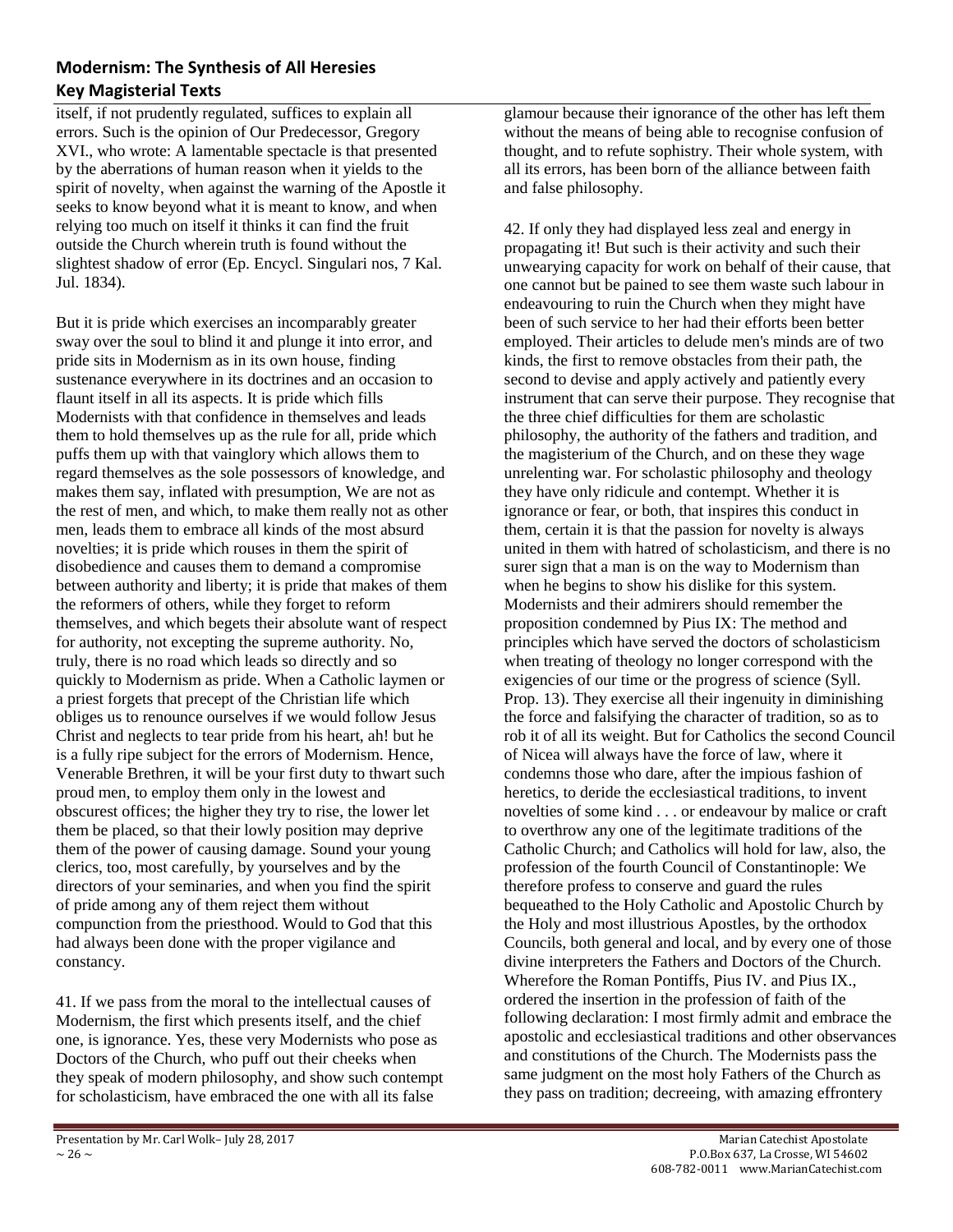itself, if not prudently regulated, suffices to explain all errors. Such is the opinion of Our Predecessor, Gregory XVI., who wrote: A lamentable spectacle is that presented by the aberrations of human reason when it yields to the spirit of novelty, when against the warning of the Apostle it seeks to know beyond what it is meant to know, and when relying too much on itself it thinks it can find the fruit outside the Church wherein truth is found without the slightest shadow of error (Ep. Encycl. Singulari nos, 7 Kal. Jul. 1834).

But it is pride which exercises an incomparably greater sway over the soul to blind it and plunge it into error, and pride sits in Modernism as in its own house, finding sustenance everywhere in its doctrines and an occasion to flaunt itself in all its aspects. It is pride which fills Modernists with that confidence in themselves and leads them to hold themselves up as the rule for all, pride which puffs them up with that vainglory which allows them to regard themselves as the sole possessors of knowledge, and makes them say, inflated with presumption, We are not as the rest of men, and which, to make them really not as other men, leads them to embrace all kinds of the most absurd novelties; it is pride which rouses in them the spirit of disobedience and causes them to demand a compromise between authority and liberty; it is pride that makes of them the reformers of others, while they forget to reform themselves, and which begets their absolute want of respect for authority, not excepting the supreme authority. No, truly, there is no road which leads so directly and so quickly to Modernism as pride. When a Catholic laymen or a priest forgets that precept of the Christian life which obliges us to renounce ourselves if we would follow Jesus Christ and neglects to tear pride from his heart, ah! but he is a fully ripe subject for the errors of Modernism. Hence, Venerable Brethren, it will be your first duty to thwart such proud men, to employ them only in the lowest and obscurest offices; the higher they try to rise, the lower let them be placed, so that their lowly position may deprive them of the power of causing damage. Sound your young clerics, too, most carefully, by yourselves and by the directors of your seminaries, and when you find the spirit of pride among any of them reject them without compunction from the priesthood. Would to God that this had always been done with the proper vigilance and constancy.

41. If we pass from the moral to the intellectual causes of Modernism, the first which presents itself, and the chief one, is ignorance. Yes, these very Modernists who pose as Doctors of the Church, who puff out their cheeks when they speak of modern philosophy, and show such contempt for scholasticism, have embraced the one with all its false glamour because their ignorance of the other has left them without the means of being able to recognise confusion of thought, and to refute sophistry. Their whole system, with all its errors, has been born of the alliance between faith and false philosophy.

42. If only they had displayed less zeal and energy in propagating it! But such is their activity and such their unwearying capacity for work on behalf of their cause, that one cannot but be pained to see them waste such labour in endeavouring to ruin the Church when they might have been of such service to her had their efforts been better employed. Their articles to delude men's minds are of two kinds, the first to remove obstacles from their path, the second to devise and apply actively and patiently every instrument that can serve their purpose. They recognise that the three chief difficulties for them are scholastic philosophy, the authority of the fathers and tradition, and the magisterium of the Church, and on these they wage unrelenting war. For scholastic philosophy and theology they have only ridicule and contempt. Whether it is ignorance or fear, or both, that inspires this conduct in them, certain it is that the passion for novelty is always united in them with hatred of scholasticism, and there is no surer sign that a man is on the way to Modernism than when he begins to show his dislike for this system. Modernists and their admirers should remember the proposition condemned by Pius IX: The method and principles which have served the doctors of scholasticism when treating of theology no longer correspond with the exigencies of our time or the progress of science (Syll. Prop. 13). They exercise all their ingenuity in diminishing the force and falsifying the character of tradition, so as to rob it of all its weight. But for Catholics the second Council of Nicea will always have the force of law, where it condemns those who dare, after the impious fashion of heretics, to deride the ecclesiastical traditions, to invent novelties of some kind . . . or endeavour by malice or craft to overthrow any one of the legitimate traditions of the Catholic Church; and Catholics will hold for law, also, the profession of the fourth Council of Constantinople: We therefore profess to conserve and guard the rules bequeathed to the Holy Catholic and Apostolic Church by the Holy and most illustrious Apostles, by the orthodox Councils, both general and local, and by every one of those divine interpreters the Fathers and Doctors of the Church. Wherefore the Roman Pontiffs, Pius IV. and Pius IX., ordered the insertion in the profession of faith of the following declaration: I most firmly admit and embrace the apostolic and ecclesiastical traditions and other observances and constitutions of the Church. The Modernists pass the same judgment on the most holy Fathers of the Church as they pass on tradition; decreeing, with amazing effrontery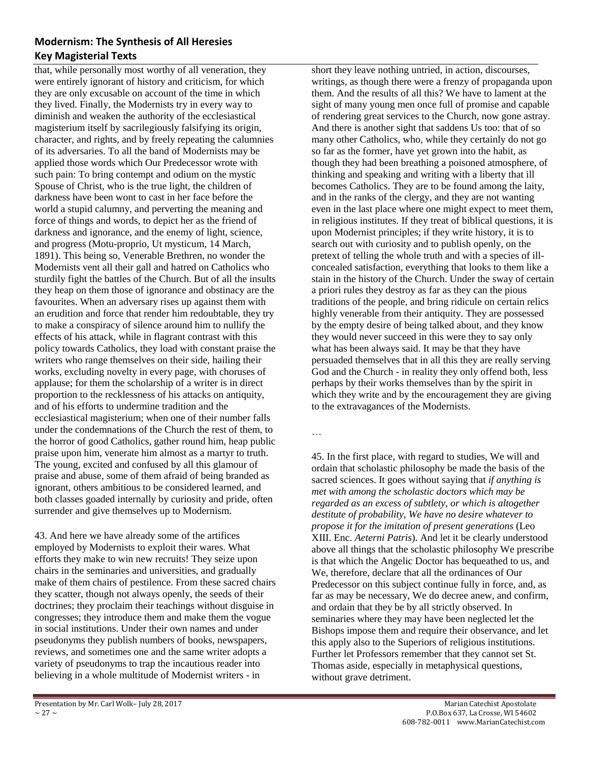that, while personally most worthy of all veneration, they were entirely ignorant of history and criticism, for which they are only excusable on account of the time in which they lived. Finally, the Modernists try in every way to diminish and weaken the authority of the ecclesiastical magisterium itself by sacrilegiously falsifying its origin, character, and rights, and by freely repeating the calumnies of its adversaries. To all the band of Modernists may be applied those words which Our Predecessor wrote with such pain: To bring contempt and odium on the mystic Spouse of Christ, who is the true light, the children of darkness have been wont to cast in her face before the world a stupid calumny, and perverting the meaning and force of things and words, to depict her as the friend of darkness and ignorance, and the enemy of light, science, and progress (Motu-proprio, Ut mysticum, 14 March, 1891). This being so, Venerable Brethren, no wonder the Modernists vent all their gall and hatred on Catholics who sturdily fight the battles of the Church. But of all the insults they heap on them those of ignorance and obstinacy are the favourites. When an adversary rises up against them with an erudition and force that render him redoubtable, they try to make a conspiracy of silence around him to nullify the effects of his attack, while in flagrant contrast with this policy towards Catholics, they load with constant praise the writers who range themselves on their side, hailing their works, excluding novelty in every page, with choruses of applause; for them the scholarship of a writer is in direct proportion to the recklessness of his attacks on antiquity, and of his efforts to undermine tradition and the ecclesiastical magisterium; when one of their number falls under the condemnations of the Church the rest of them, to the horror of good Catholics, gather round him, heap public praise upon him, venerate him almost as a martyr to truth. The young, excited and confused by all this glamour of praise and abuse, some of them afraid of being branded as ignorant, others ambitious to be considered learned, and both classes goaded internally by curiosity and pride, often surrender and give themselves up to Modernism.

43. And here we have already some of the artifices employed by Modernists to exploit their wares. What efforts they make to win new recruits! They seize upon chairs in the seminaries and universities, and gradually make of them chairs of pestilence. From these sacred chairs they scatter, though not always openly, the seeds of their doctrines; they proclaim their teachings without disguise in congresses; they introduce them and make them the vogue in social institutions. Under their own names and under pseudonyms they publish numbers of books, newspapers, reviews, and sometimes one and the same writer adopts a variety of pseudonyms to trap the incautious reader into believing in a whole multitude of Modernist writers - in short they leave nothing untried, in action, discourses, writings, as though there were a frenzy of propaganda upon them. And the results of all this? We have to lament at the sight of many young men once full of promise and capable of rendering great services to the Church, now gone astray. And there is another sight that saddens Us too: that of so many other Catholics, who, while they certainly do not go so far as the former, have yet grown into the habit, as though they had been breathing a poisoned atmosphere, of thinking and speaking and writing with a liberty that ill becomes Catholics. They are to be found among the laity, and in the ranks of the clergy, and they are not wanting even in the last place where one might expect to meet them, in religious institutes. If they treat of biblical questions, it is upon Modernist principles; if they write history, it is to search out with curiosity and to publish openly, on the pretext of telling the whole truth and with a species of ill-concealed satisfaction, everything that looks to them like a stain in the history of the Church. Under the sway of certain a priori rules they destroy as far as they can the pious traditions of the people, and bring ridicule on certain relics highly venerable from their antiquity. They are possessed by the empty desire of being talked about, and they know they would never succeed in this were they to say only what has been always said. It may be that they have persuaded themselves that in all this they are really serving God and the Church - in reality they only offend both, less perhaps by their works themselves than by the spirit in which they write and by the encouragement they are giving to the extravagances of the Modernists.

…

45. In the first place, with regard to studies, We will and ordain that scholastic philosophy be made the basis of the sacred sciences. It goes without saying that *if anything is met with among the scholastic doctors which may be regarded as an excess of subtlety, or which is altogether destitute of probability, We have no desire whatever to propose it for the imitation of present generations* (Leo XIII. Enc. *Aeterni Patris*). And let it be clearly understood above all things that the scholastic philosophy We prescribe is that which the Angelic Doctor has bequeathed to us, and We, therefore, declare that all the ordinances of Our Predecessor on this subject continue fully in force, and, as far as may be necessary, We do decree anew, and confirm, and ordain that they be by all strictly observed. In seminaries where they may have been neglected let the Bishops impose them and require their observance, and let this apply also to the Superiors of religious institutions. Further let Professors remember that they cannot set St. Thomas aside, especially in metaphysical questions, without grave detriment.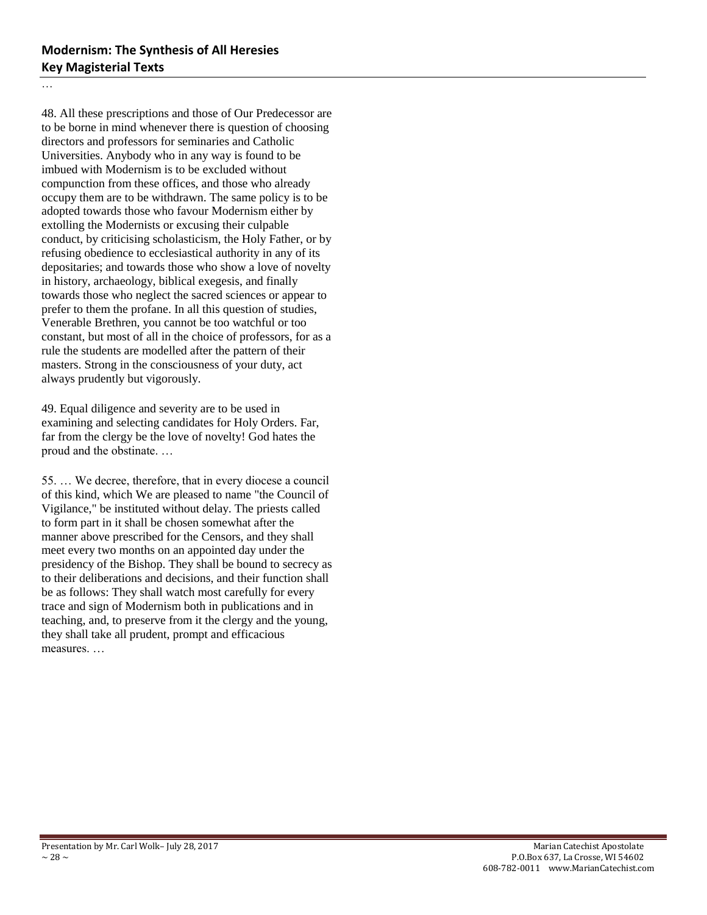…

48. All these prescriptions and those of Our Predecessor are to be borne in mind whenever there is question of choosing directors and professors for seminaries and Catholic Universities. Anybody who in any way is found to be imbued with Modernism is to be excluded without compunction from these offices, and those who already occupy them are to be withdrawn. The same policy is to be adopted towards those who favour Modernism either by extolling the Modernists or excusing their culpable conduct, by criticising scholasticism, the Holy Father, or by refusing obedience to ecclesiastical authority in any of its depositaries; and towards those who show a love of novelty in history, archaeology, biblical exegesis, and finally towards those who neglect the sacred sciences or appear to prefer to them the profane. In all this question of studies, Venerable Brethren, you cannot be too watchful or too constant, but most of all in the choice of professors, for as a rule the students are modelled after the pattern of their masters. Strong in the consciousness of your duty, act always prudently but vigorously.

49. Equal diligence and severity are to be used in examining and selecting candidates for Holy Orders. Far, far from the clergy be the love of novelty! God hates the proud and the obstinate. …

55. … We decree, therefore, that in every diocese a council of this kind, which We are pleased to name "the Council of Vigilance," be instituted without delay. The priests called to form part in it shall be chosen somewhat after the manner above prescribed for the Censors, and they shall meet every two months on an appointed day under the presidency of the Bishop. They shall be bound to secrecy as to their deliberations and decisions, and their function shall be as follows: They shall watch most carefully for every trace and sign of Modernism both in publications and in teaching, and, to preserve from it the clergy and the young, they shall take all prudent, prompt and efficacious measures. …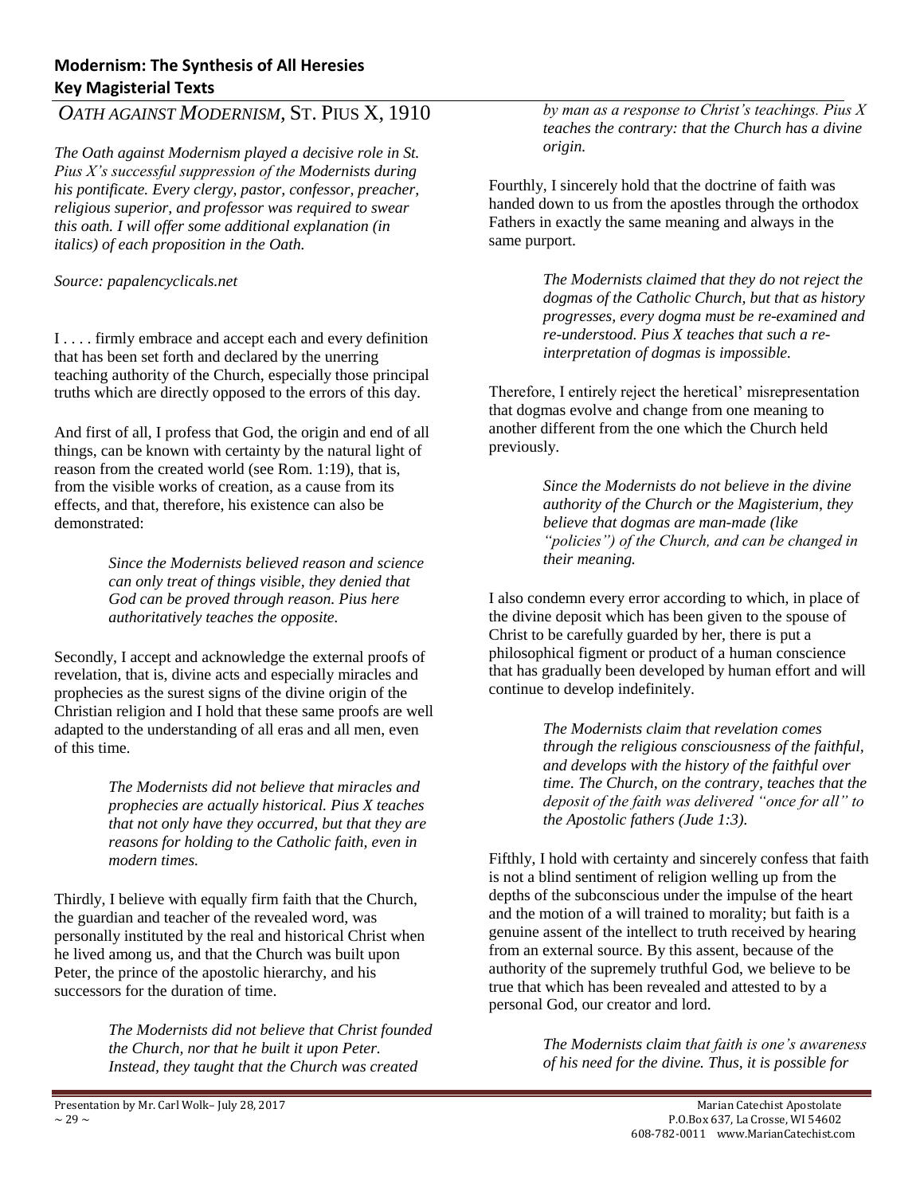**Modernism: The Synthesis of All Heresies**
**Key Magisterial Texts**

## *OATH AGAINST MODERNISM*, ST. PIUS X, 1910

*The Oath against Modernism played a decisive role in St. Pius X's successful suppression of the Modernists during his pontificate. Every clergy, pastor, confessor, preacher, religious superior, and professor was required to swear this oath. I will offer some additional explanation (in italics) of each proposition in the Oath.*

*Source: papalencyclicals.net*

I . . . . firmly embrace and accept each and every definition that has been set forth and declared by the unerring teaching authority of the Church, especially those principal truths which are directly opposed to the errors of this day.

And first of all, I profess that God, the origin and end of all things, can be known with certainty by the natural light of reason from the created world (see Rom. 1:19), that is, from the visible works of creation, as a cause from its effects, and that, therefore, his existence can also be demonstrated:

> *Since the Modernists believed reason and science can only treat of things visible, they denied that God can be proved through reason. Pius here authoritatively teaches the opposite.*

Secondly, I accept and acknowledge the external proofs of revelation, that is, divine acts and especially miracles and prophecies as the surest signs of the divine origin of the Christian religion and I hold that these same proofs are well adapted to the understanding of all eras and all men, even of this time.

> *The Modernists did not believe that miracles and prophecies are actually historical. Pius X teaches that not only have they occurred, but that they are reasons for holding to the Catholic faith, even in modern times.*

Thirdly, I believe with equally firm faith that the Church, the guardian and teacher of the revealed word, was personally instituted by the real and historical Christ when he lived among us, and that the Church was built upon Peter, the prince of the apostolic hierarchy, and his successors for the duration of time.

> *The Modernists did not believe that Christ founded the Church, nor that he built it upon Peter. Instead, they taught that the Church was created by man as a response to Christ's teachings. Pius X teaches the contrary: that the Church has a divine origin.*

Fourthly, I sincerely hold that the doctrine of faith was handed down to us from the apostles through the orthodox Fathers in exactly the same meaning and always in the same purport.

> *The Modernists claimed that they do not reject the dogmas of the Catholic Church, but that as history progresses, every dogma must be re-examined and re-understood. Pius X teaches that such a re-interpretation of dogmas is impossible.*

Therefore, I entirely reject the heretical' misrepresentation that dogmas evolve and change from one meaning to another different from the one which the Church held previously.

> *Since the Modernists do not believe in the divine authority of the Church or the Magisterium, they believe that dogmas are man-made (like "policies") of the Church, and can be changed in their meaning.*

I also condemn every error according to which, in place of the divine deposit which has been given to the spouse of Christ to be carefully guarded by her, there is put a philosophical figment or product of a human conscience that has gradually been developed by human effort and will continue to develop indefinitely.

> *The Modernists claim that revelation comes through the religious consciousness of the faithful, and develops with the history of the faithful over time. The Church, on the contrary, teaches that the deposit of the faith was delivered "once for all" to the Apostolic fathers (Jude 1:3).*

Fifthly, I hold with certainty and sincerely confess that faith is not a blind sentiment of religion welling up from the depths of the subconscious under the impulse of the heart and the motion of a will trained to morality; but faith is a genuine assent of the intellect to truth received by hearing from an external source. By this assent, because of the authority of the supremely truthful God, we believe to be true that which has been revealed and attested to by a personal God, our creator and lord.

> *The Modernists claim that faith is one's awareness of his need for the divine. Thus, it is possible for*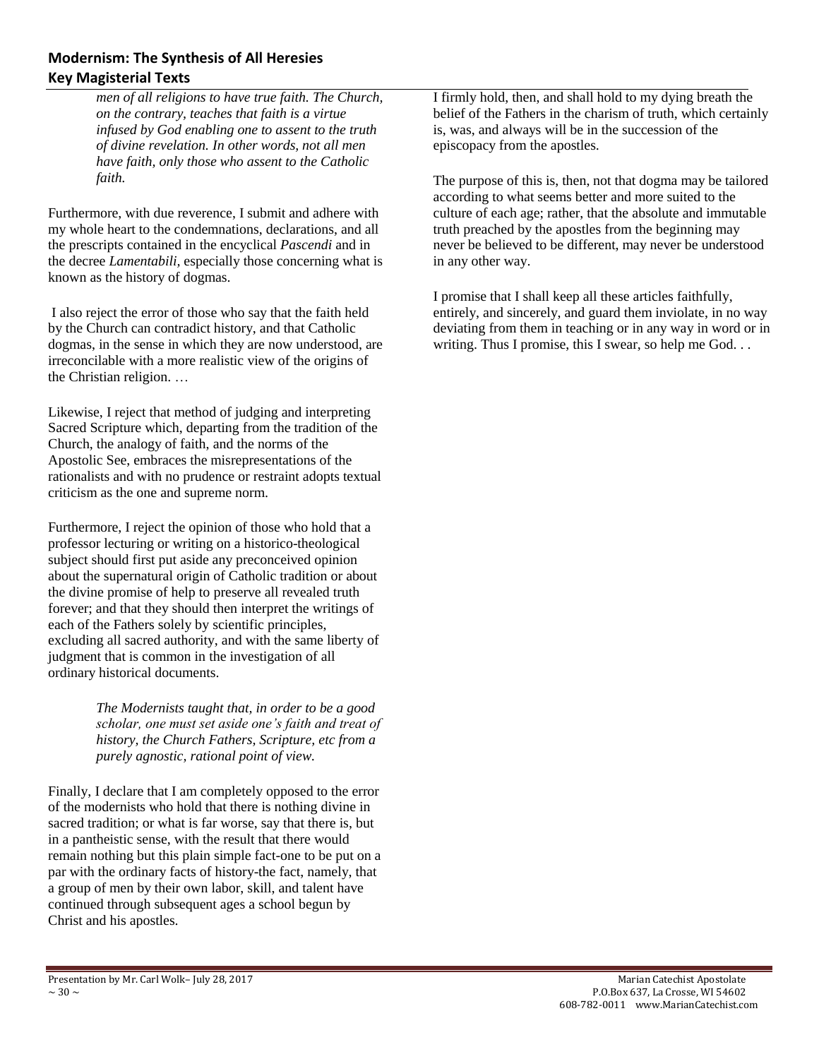*men of all religions to have true faith. The Church, on the contrary, teaches that faith is a virtue infused by God enabling one to assent to the truth of divine revelation. In other words, not all men have faith, only those who assent to the Catholic faith.*

Furthermore, with due reverence, I submit and adhere with my whole heart to the condemnations, declarations, and all the prescripts contained in the encyclical *Pascendi* and in the decree *Lamentabili*, especially those concerning what is known as the history of dogmas.

I also reject the error of those who say that the faith held by the Church can contradict history, and that Catholic dogmas, in the sense in which they are now understood, are irreconcilable with a more realistic view of the origins of the Christian religion. …

Likewise, I reject that method of judging and interpreting Sacred Scripture which, departing from the tradition of the Church, the analogy of faith, and the norms of the Apostolic See, embraces the misrepresentations of the rationalists and with no prudence or restraint adopts textual criticism as the one and supreme norm.

Furthermore, I reject the opinion of those who hold that a professor lecturing or writing on a historico-theological subject should first put aside any preconceived opinion about the supernatural origin of Catholic tradition or about the divine promise of help to preserve all revealed truth forever; and that they should then interpret the writings of each of the Fathers solely by scientific principles, excluding all sacred authority, and with the same liberty of judgment that is common in the investigation of all ordinary historical documents.

> *The Modernists taught that, in order to be a good scholar, one must set aside one's faith and treat of history, the Church Fathers, Scripture, etc from a purely agnostic, rational point of view.*

Finally, I declare that I am completely opposed to the error of the modernists who hold that there is nothing divine in sacred tradition; or what is far worse, say that there is, but in a pantheistic sense, with the result that there would remain nothing but this plain simple fact-one to be put on a par with the ordinary facts of history-the fact, namely, that a group of men by their own labor, skill, and talent have continued through subsequent ages a school begun by Christ and his apostles.

I firmly hold, then, and shall hold to my dying breath the belief of the Fathers in the charism of truth, which certainly is, was, and always will be in the succession of the episcopacy from the apostles.

The purpose of this is, then, not that dogma may be tailored according to what seems better and more suited to the culture of each age; rather, that the absolute and immutable truth preached by the apostles from the beginning may never be believed to be different, may never be understood in any other way.

I promise that I shall keep all these articles faithfully, entirely, and sincerely, and guard them inviolate, in no way deviating from them in teaching or in any way in word or in writing. Thus I promise, this I swear, so help me God. . .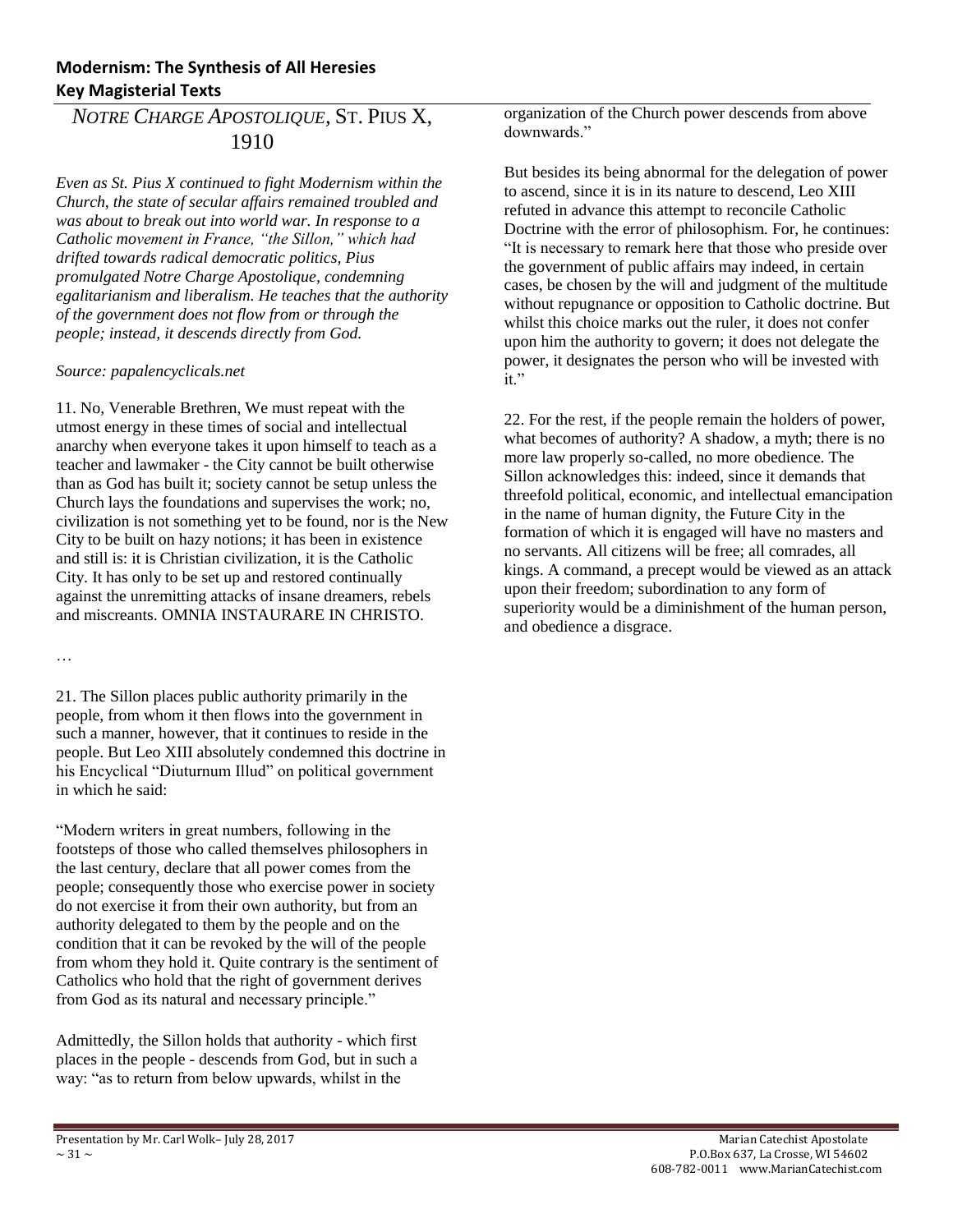## *NOTRE CHARGE APOSTOLIQUE*, ST. PIUS X, 1910

*Even as St. Pius X continued to fight Modernism within the Church, the state of secular affairs remained troubled and was about to break out into world war. In response to a Catholic movement in France, "the Sillon," which had drifted towards radical democratic politics, Pius promulgated Notre Charge Apostolique, condemning egalitarianism and liberalism. He teaches that the authority of the government does not flow from or through the people; instead, it descends directly from God.*

*Source: papalencyclicals.net*

11. No, Venerable Brethren, We must repeat with the utmost energy in these times of social and intellectual anarchy when everyone takes it upon himself to teach as a teacher and lawmaker - the City cannot be built otherwise than as God has built it; society cannot be setup unless the Church lays the foundations and supervises the work; no, civilization is not something yet to be found, nor is the New City to be built on hazy notions; it has been in existence and still is: it is Christian civilization, it is the Catholic City. It has only to be set up and restored continually against the unremitting attacks of insane dreamers, rebels and miscreants. OMNIA INSTAURARE IN CHRISTO.

…

21. The Sillon places public authority primarily in the people, from whom it then flows into the government in such a manner, however, that it continues to reside in the people. But Leo XIII absolutely condemned this doctrine in his Encyclical "Diuturnum Illud" on political government in which he said:

"Modern writers in great numbers, following in the footsteps of those who called themselves philosophers in the last century, declare that all power comes from the people; consequently those who exercise power in society do not exercise it from their own authority, but from an authority delegated to them by the people and on the condition that it can be revoked by the will of the people from whom they hold it. Quite contrary is the sentiment of Catholics who hold that the right of government derives from God as its natural and necessary principle."

Admittedly, the Sillon holds that authority - which first places in the people - descends from God, but in such a way: "as to return from below upwards, whilst in the organization of the Church power descends from above downwards."

But besides its being abnormal for the delegation of power to ascend, since it is in its nature to descend, Leo XIII refuted in advance this attempt to reconcile Catholic Doctrine with the error of philosophism. For, he continues: "It is necessary to remark here that those who preside over the government of public affairs may indeed, in certain cases, be chosen by the will and judgment of the multitude without repugnance or opposition to Catholic doctrine. But whilst this choice marks out the ruler, it does not confer upon him the authority to govern; it does not delegate the power, it designates the person who will be invested with it."

22. For the rest, if the people remain the holders of power, what becomes of authority? A shadow, a myth; there is no more law properly so-called, no more obedience. The Sillon acknowledges this: indeed, since it demands that threefold political, economic, and intellectual emancipation in the name of human dignity, the Future City in the formation of which it is engaged will have no masters and no servants. All citizens will be free; all comrades, all kings. A command, a precept would be viewed as an attack upon their freedom; subordination to any form of superiority would be a diminishment of the human person, and obedience a disgrace.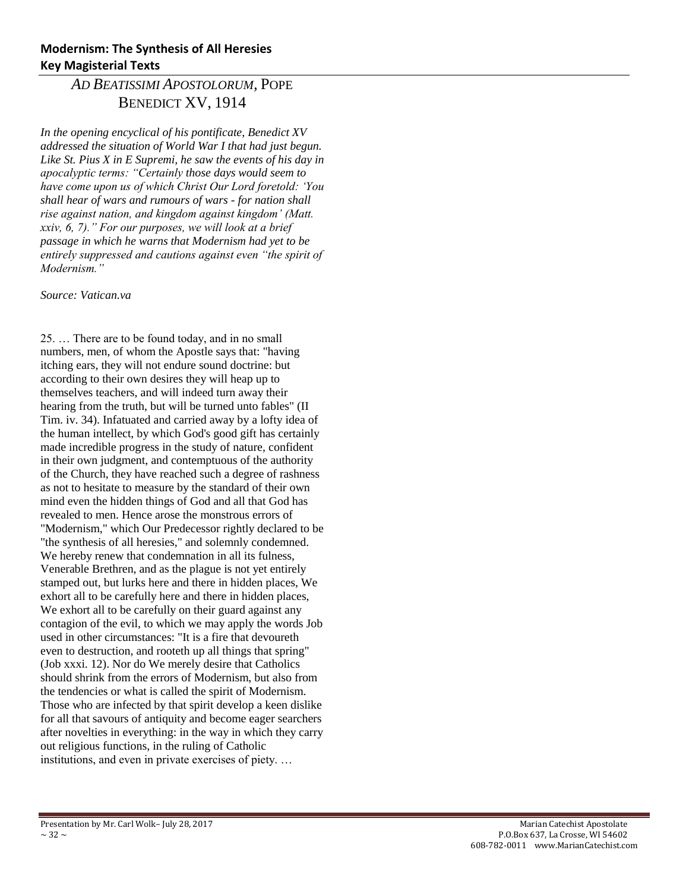## *AD BEATISSIMI APOSTOLORUM*, POPE BENEDICT XV, 1914

***In the opening encyclical of his pontificate, Benedict XV addressed the situation of World War I that had just begun. Like St. Pius X in E Supremi, he saw the events of his day in apocalyptic terms: "Certainly those days would seem to have come upon us of which Christ Our Lord foretold: 'You shall hear of wars and rumours of wars - for nation shall rise against nation, and kingdom against kingdom' (Matt. xxiv, 6, 7)." For our purposes, we will look at a brief passage in which he warns that Modernism had yet to be entirely suppressed and cautions against even "the spirit of Modernism."***

*Source: Vatican.va*

25. … There are to be found today, and in no small numbers, men, of whom the Apostle says that: "having itching ears, they will not endure sound doctrine: but according to their own desires they will heap up to themselves teachers, and will indeed turn away their hearing from the truth, but will be turned unto fables" (II Tim. iv. 34). Infatuated and carried away by a lofty idea of the human intellect, by which God's good gift has certainly made incredible progress in the study of nature, confident in their own judgment, and contemptuous of the authority of the Church, they have reached such a degree of rashness as not to hesitate to measure by the standard of their own mind even the hidden things of God and all that God has revealed to men. Hence arose the monstrous errors of "Modernism," which Our Predecessor rightly declared to be "the synthesis of all heresies," and solemnly condemned. We hereby renew that condemnation in all its fulness, Venerable Brethren, and as the plague is not yet entirely stamped out, but lurks here and there in hidden places, We exhort all to be carefully here and there in hidden places, We exhort all to be carefully on their guard against any contagion of the evil, to which we may apply the words Job used in other circumstances: "It is a fire that devoureth even to destruction, and rooteth up all things that spring" (Job xxxi. 12). Nor do We merely desire that Catholics should shrink from the errors of Modernism, but also from the tendencies or what is called the spirit of Modernism. Those who are infected by that spirit develop a keen dislike for all that savours of antiquity and become eager searchers after novelties in everything: in the way in which they carry out religious functions, in the ruling of Catholic institutions, and even in private exercises of piety. …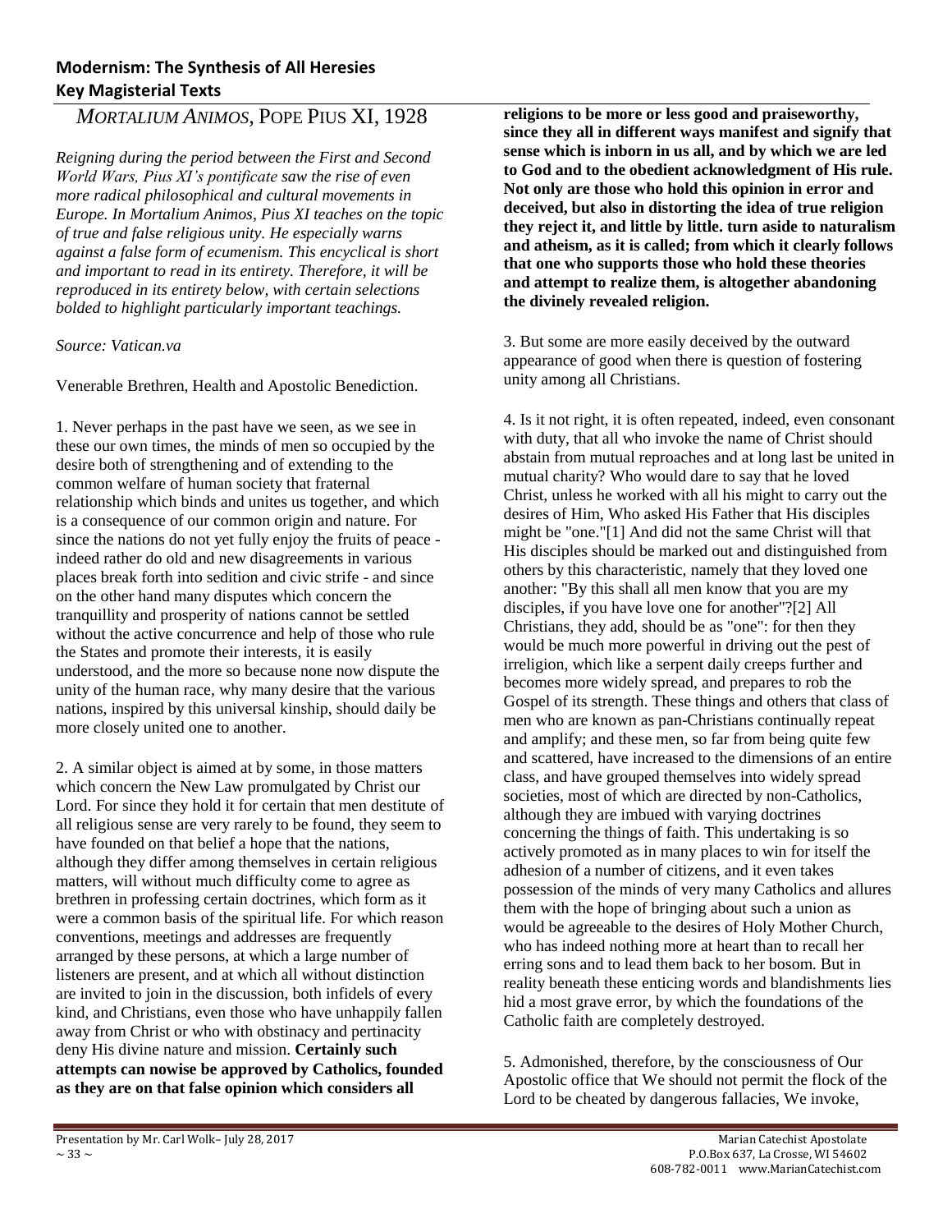## Modernism: The Synthesis of All Heresies
## Key Magisterial Texts

# *MORTALIUM ANIMOS*, POPE PIUS XI, 1928

*Reigning during the period between the First and Second World Wars, Pius XI's pontificate saw the rise of even more radical philosophical and cultural movements in Europe. In Mortalium Animos, Pius XI teaches on the topic of true and false religious unity. He especially warns against a false form of ecumenism. This encyclical is short and important to read in its entirety. Therefore, it will be reproduced in its entirety below, with certain selections bolded to highlight particularly important teachings.*

*Source: Vatican.va*

Venerable Brethren, Health and Apostolic Benediction.

1. Never perhaps in the past have we seen, as we see in these our own times, the minds of men so occupied by the desire both of strengthening and of extending to the common welfare of human society that fraternal relationship which binds and unites us together, and which is a consequence of our common origin and nature. For since the nations do not yet fully enjoy the fruits of peace - indeed rather do old and new disagreements in various places break forth into sedition and civic strife - and since on the other hand many disputes which concern the tranquillity and prosperity of nations cannot be settled without the active concurrence and help of those who rule the States and promote their interests, it is easily understood, and the more so because none now dispute the unity of the human race, why many desire that the various nations, inspired by this universal kinship, should daily be more closely united one to another.

2. A similar object is aimed at by some, in those matters which concern the New Law promulgated by Christ our Lord. For since they hold it for certain that men destitute of all religious sense are very rarely to be found, they seem to have founded on that belief a hope that the nations, although they differ among themselves in certain religious matters, will without much difficulty come to agree as brethren in professing certain doctrines, which form as it were a common basis of the spiritual life. For which reason conventions, meetings and addresses are frequently arranged by these persons, at which a large number of listeners are present, and at which all without distinction are invited to join in the discussion, both infidels of every kind, and Christians, even those who have unhappily fallen away from Christ or who with obstinacy and pertinacity deny His divine nature and mission. **Certainly such attempts can nowise be approved by Catholics, founded as they are on that false opinion which considers all religions to be more or less good and praiseworthy, since they all in different ways manifest and signify that sense which is inborn in us all, and by which we are led to God and to the obedient acknowledgment of His rule. Not only are those who hold this opinion in error and deceived, but also in distorting the idea of true religion they reject it, and little by little. turn aside to naturalism and atheism, as it is called; from which it clearly follows that one who supports those who hold these theories and attempt to realize them, is altogether abandoning the divinely revealed religion.**

3. But some are more easily deceived by the outward appearance of good when there is question of fostering unity among all Christians.

4. Is it not right, it is often repeated, indeed, even consonant with duty, that all who invoke the name of Christ should abstain from mutual reproaches and at long last be united in mutual charity? Who would dare to say that he loved Christ, unless he worked with all his might to carry out the desires of Him, Who asked His Father that His disciples might be "one."[1] And did not the same Christ will that His disciples should be marked out and distinguished from others by this characteristic, namely that they loved one another: "By this shall all men know that you are my disciples, if you have love one for another"?[2] All Christians, they add, should be as "one": for then they would be much more powerful in driving out the pest of irreligion, which like a serpent daily creeps further and becomes more widely spread, and prepares to rob the Gospel of its strength. These things and others that class of men who are known as pan-Christians continually repeat and amplify; and these men, so far from being quite few and scattered, have increased to the dimensions of an entire class, and have grouped themselves into widely spread societies, most of which are directed by non-Catholics, although they are imbued with varying doctrines concerning the things of faith. This undertaking is so actively promoted as in many places to win for itself the adhesion of a number of citizens, and it even takes possession of the minds of very many Catholics and allures them with the hope of bringing about such a union as would be agreeable to the desires of Holy Mother Church, who has indeed nothing more at heart than to recall her erring sons and to lead them back to her bosom. But in reality beneath these enticing words and blandishments lies hid a most grave error, by which the foundations of the Catholic faith are completely destroyed.

5. Admonished, therefore, by the consciousness of Our Apostolic office that We should not permit the flock of the Lord to be cheated by dangerous fallacies, We invoke,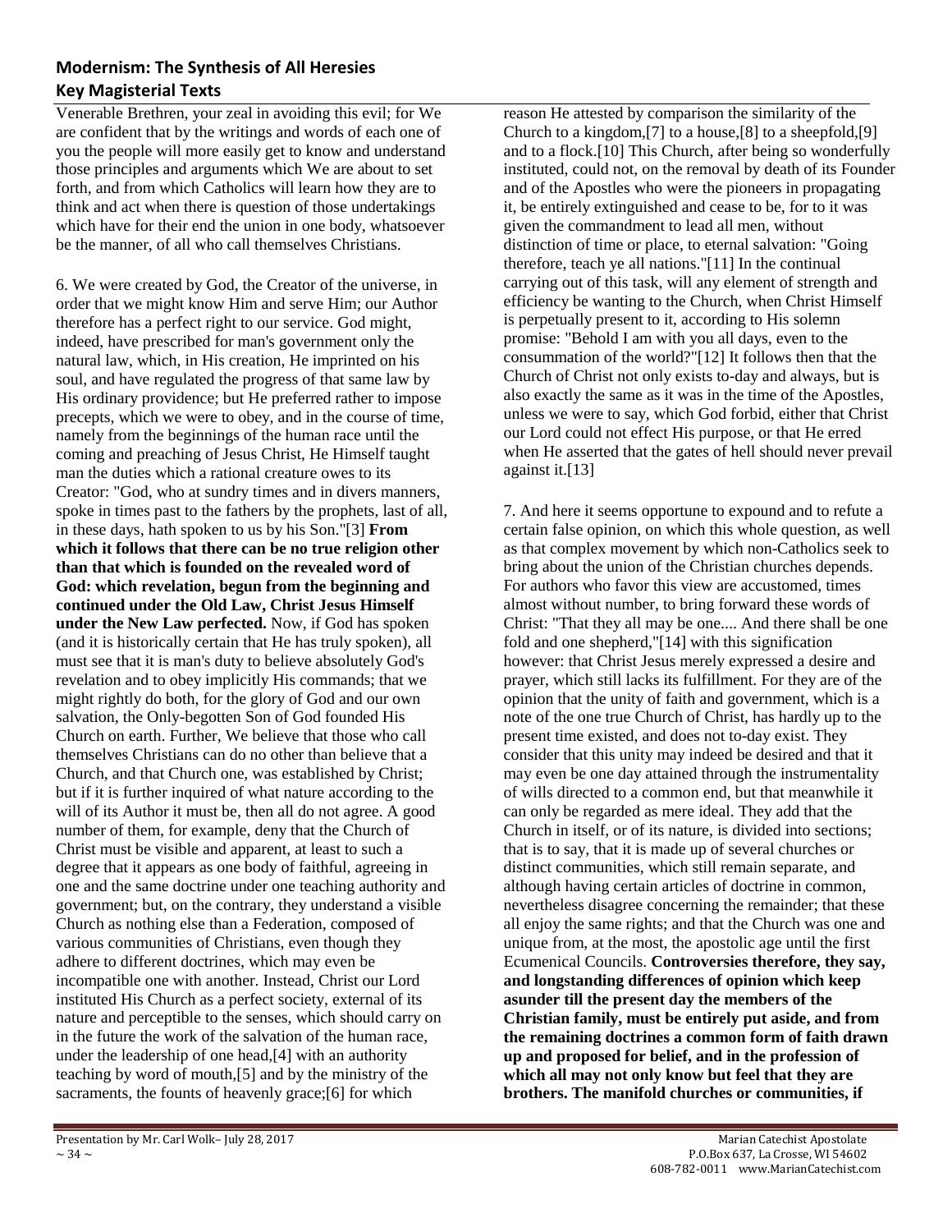Venerable Brethren, your zeal in avoiding this evil; for We are confident that by the writings and words of each one of you the people will more easily get to know and understand those principles and arguments which We are about to set forth, and from which Catholics will learn how they are to think and act when there is question of those undertakings which have for their end the union in one body, whatsoever be the manner, of all who call themselves Christians.

6. We were created by God, the Creator of the universe, in order that we might know Him and serve Him; our Author therefore has a perfect right to our service. God might, indeed, have prescribed for man's government only the natural law, which, in His creation, He imprinted on his soul, and have regulated the progress of that same law by His ordinary providence; but He preferred rather to impose precepts, which we were to obey, and in the course of time, namely from the beginnings of the human race until the coming and preaching of Jesus Christ, He Himself taught man the duties which a rational creature owes to its Creator: "God, who at sundry times and in divers manners, spoke in times past to the fathers by the prophets, last of all, in these days, hath spoken to us by his Son."[3] **From which it follows that there can be no true religion other than that which is founded on the revealed word of God: which revelation, begun from the beginning and continued under the Old Law, Christ Jesus Himself under the New Law perfected.** Now, if God has spoken (and it is historically certain that He has truly spoken), all must see that it is man's duty to believe absolutely God's revelation and to obey implicitly His commands; that we might rightly do both, for the glory of God and our own salvation, the Only-begotten Son of God founded His Church on earth. Further, We believe that those who call themselves Christians can do no other than believe that a Church, and that Church one, was established by Christ; but if it is further inquired of what nature according to the will of its Author it must be, then all do not agree. A good number of them, for example, deny that the Church of Christ must be visible and apparent, at least to such a degree that it appears as one body of faithful, agreeing in one and the same doctrine under one teaching authority and government; but, on the contrary, they understand a visible Church as nothing else than a Federation, composed of various communities of Christians, even though they adhere to different doctrines, which may even be incompatible one with another. Instead, Christ our Lord instituted His Church as a perfect society, external of its nature and perceptible to the senses, which should carry on in the future the work of the salvation of the human race, under the leadership of one head,[4] with an authority teaching by word of mouth,[5] and by the ministry of the sacraments, the founts of heavenly grace;[6] for which reason He attested by comparison the similarity of the Church to a kingdom,[7] to a house,[8] to a sheepfold,[9] and to a flock.[10] This Church, after being so wonderfully instituted, could not, on the removal by death of its Founder and of the Apostles who were the pioneers in propagating it, be entirely extinguished and cease to be, for to it was given the commandment to lead all men, without distinction of time or place, to eternal salvation: "Going therefore, teach ye all nations."[11] In the continual carrying out of this task, will any element of strength and efficiency be wanting to the Church, when Christ Himself is perpetually present to it, according to His solemn promise: "Behold I am with you all days, even to the consummation of the world?"[12] It follows then that the Church of Christ not only exists to-day and always, but is also exactly the same as it was in the time of the Apostles, unless we were to say, which God forbid, either that Christ our Lord could not effect His purpose, or that He erred when He asserted that the gates of hell should never prevail against it.[13]

7. And here it seems opportune to expound and to refute a certain false opinion, on which this whole question, as well as that complex movement by which non-Catholics seek to bring about the union of the Christian churches depends. For authors who favor this view are accustomed, times almost without number, to bring forward these words of Christ: "That they all may be one.... And there shall be one fold and one shepherd,"[14] with this signification however: that Christ Jesus merely expressed a desire and prayer, which still lacks its fulfillment. For they are of the opinion that the unity of faith and government, which is a note of the one true Church of Christ, has hardly up to the present time existed, and does not to-day exist. They consider that this unity may indeed be desired and that it may even be one day attained through the instrumentality of wills directed to a common end, but that meanwhile it can only be regarded as mere ideal. They add that the Church in itself, or of its nature, is divided into sections; that is to say, that it is made up of several churches or distinct communities, which still remain separate, and although having certain articles of doctrine in common, nevertheless disagree concerning the remainder; that these all enjoy the same rights; and that the Church was one and unique from, at the most, the apostolic age until the first Ecumenical Councils. **Controversies therefore, they say, and longstanding differences of opinion which keep asunder till the present day the members of the Christian family, must be entirely put aside, and from the remaining doctrines a common form of faith drawn up and proposed for belief, and in the profession of which all may not only know but feel that they are brothers. The manifold churches or communities, if**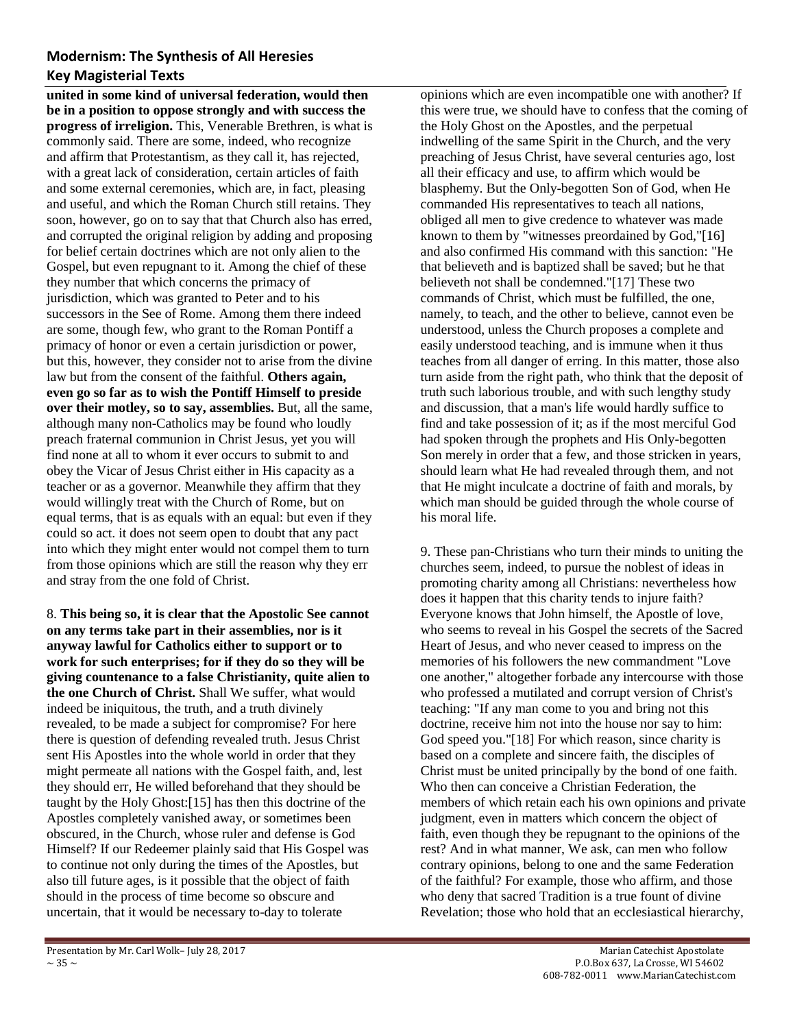**united in some kind of universal federation, would then be in a position to oppose strongly and with success the progress of irreligion.** This, Venerable Brethren, is what is commonly said. There are some, indeed, who recognize and affirm that Protestantism, as they call it, has rejected, with a great lack of consideration, certain articles of faith and some external ceremonies, which are, in fact, pleasing and useful, and which the Roman Church still retains. They soon, however, go on to say that that Church also has erred, and corrupted the original religion by adding and proposing for belief certain doctrines which are not only alien to the Gospel, but even repugnant to it. Among the chief of these they number that which concerns the primacy of jurisdiction, which was granted to Peter and to his successors in the See of Rome. Among them there indeed are some, though few, who grant to the Roman Pontiff a primacy of honor or even a certain jurisdiction or power, but this, however, they consider not to arise from the divine law but from the consent of the faithful. **Others again, even go so far as to wish the Pontiff Himself to preside over their motley, so to say, assemblies.** But, all the same, although many non-Catholics may be found who loudly preach fraternal communion in Christ Jesus, yet you will find none at all to whom it ever occurs to submit to and obey the Vicar of Jesus Christ either in His capacity as a teacher or as a governor. Meanwhile they affirm that they would willingly treat with the Church of Rome, but on equal terms, that is as equals with an equal: but even if they could so act. it does not seem open to doubt that any pact into which they might enter would not compel them to turn from those opinions which are still the reason why they err and stray from the one fold of Christ.

8. **This being so, it is clear that the Apostolic See cannot on any terms take part in their assemblies, nor is it anyway lawful for Catholics either to support or to work for such enterprises; for if they do so they will be giving countenance to a false Christianity, quite alien to the one Church of Christ.** Shall We suffer, what would indeed be iniquitous, the truth, and a truth divinely revealed, to be made a subject for compromise? For here there is question of defending revealed truth. Jesus Christ sent His Apostles into the whole world in order that they might permeate all nations with the Gospel faith, and, lest they should err, He willed beforehand that they should be taught by the Holy Ghost:[15] has then this doctrine of the Apostles completely vanished away, or sometimes been obscured, in the Church, whose ruler and defense is God Himself? If our Redeemer plainly said that His Gospel was to continue not only during the times of the Apostles, but also till future ages, is it possible that the object of faith should in the process of time become so obscure and uncertain, that it would be necessary to-day to tolerate opinions which are even incompatible one with another? If this were true, we should have to confess that the coming of the Holy Ghost on the Apostles, and the perpetual indwelling of the same Spirit in the Church, and the very preaching of Jesus Christ, have several centuries ago, lost all their efficacy and use, to affirm which would be blasphemy. But the Only-begotten Son of God, when He commanded His representatives to teach all nations, obliged all men to give credence to whatever was made known to them by "witnesses preordained by God,"[16] and also confirmed His command with this sanction: "He that believeth and is baptized shall be saved; but he that believeth not shall be condemned."[17] These two commands of Christ, which must be fulfilled, the one, namely, to teach, and the other to believe, cannot even be understood, unless the Church proposes a complete and easily understood teaching, and is immune when it thus teaches from all danger of erring. In this matter, those also turn aside from the right path, who think that the deposit of truth such laborious trouble, and with such lengthy study and discussion, that a man's life would hardly suffice to find and take possession of it; as if the most merciful God had spoken through the prophets and His Only-begotten Son merely in order that a few, and those stricken in years, should learn what He had revealed through them, and not that He might inculcate a doctrine of faith and morals, by which man should be guided through the whole course of his moral life.

9. These pan-Christians who turn their minds to uniting the churches seem, indeed, to pursue the noblest of ideas in promoting charity among all Christians: nevertheless how does it happen that this charity tends to injure faith? Everyone knows that John himself, the Apostle of love, who seems to reveal in his Gospel the secrets of the Sacred Heart of Jesus, and who never ceased to impress on the memories of his followers the new commandment "Love one another," altogether forbade any intercourse with those who professed a mutilated and corrupt version of Christ's teaching: "If any man come to you and bring not this doctrine, receive him not into the house nor say to him: God speed you."[18] For which reason, since charity is based on a complete and sincere faith, the disciples of Christ must be united principally by the bond of one faith. Who then can conceive a Christian Federation, the members of which retain each his own opinions and private judgment, even in matters which concern the object of faith, even though they be repugnant to the opinions of the rest? And in what manner, We ask, can men who follow contrary opinions, belong to one and the same Federation of the faithful? For example, those who affirm, and those who deny that sacred Tradition is a true fount of divine Revelation; those who hold that an ecclesiastical hierarchy,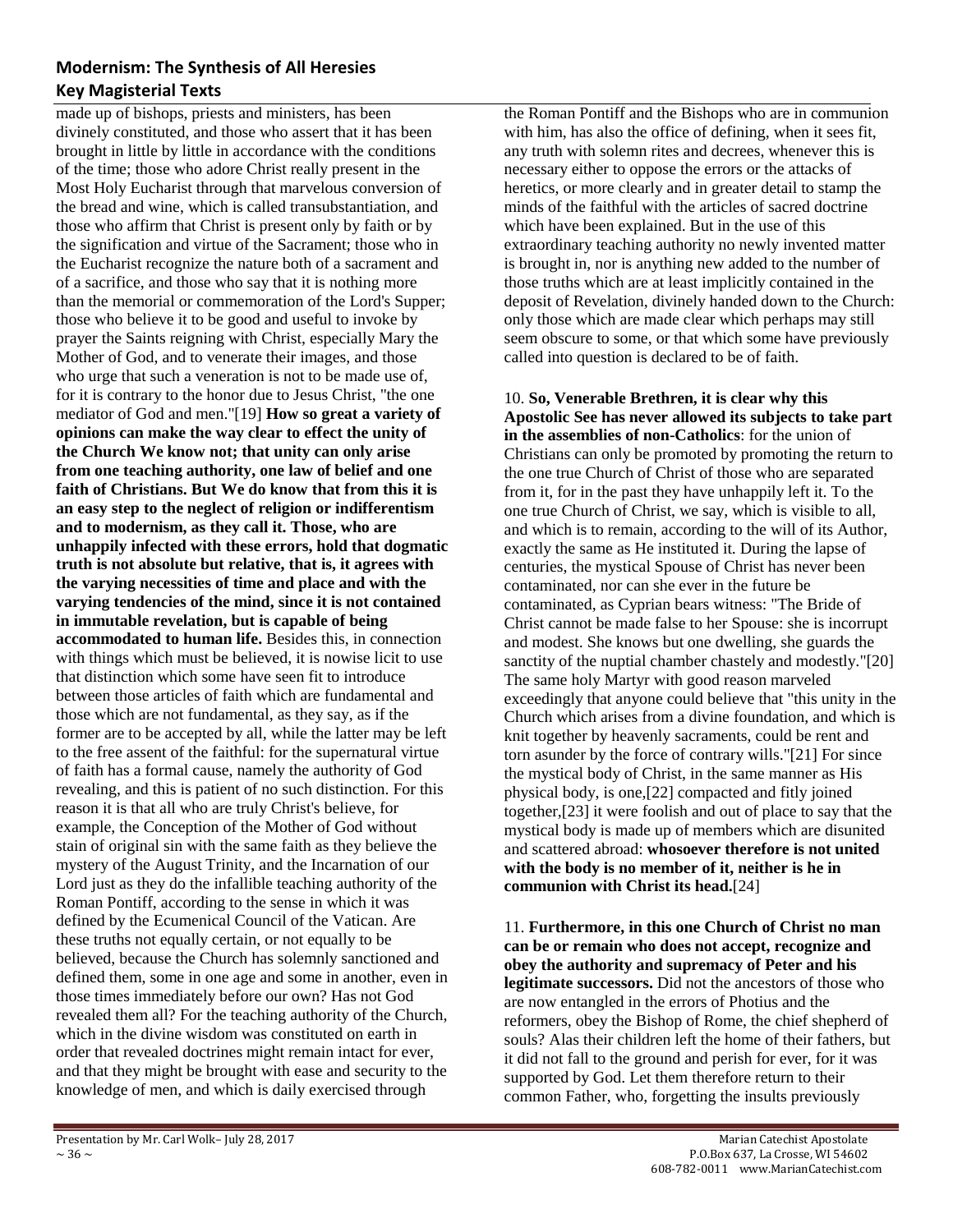made up of bishops, priests and ministers, has been divinely constituted, and those who assert that it has been brought in little by little in accordance with the conditions of the time; those who adore Christ really present in the Most Holy Eucharist through that marvelous conversion of the bread and wine, which is called transubstantiation, and those who affirm that Christ is present only by faith or by the signification and virtue of the Sacrament; those who in the Eucharist recognize the nature both of a sacrament and of a sacrifice, and those who say that it is nothing more than the memorial or commemoration of the Lord's Supper; those who believe it to be good and useful to invoke by prayer the Saints reigning with Christ, especially Mary the Mother of God, and to venerate their images, and those who urge that such a veneration is not to be made use of, for it is contrary to the honor due to Jesus Christ, "the one mediator of God and men."[19] **How so great a variety of opinions can make the way clear to effect the unity of the Church We know not; that unity can only arise from one teaching authority, one law of belief and one faith of Christians. But We do know that from this it is an easy step to the neglect of religion or indifferentism and to modernism, as they call it. Those, who are unhappily infected with these errors, hold that dogmatic truth is not absolute but relative, that is, it agrees with the varying necessities of time and place and with the varying tendencies of the mind, since it is not contained in immutable revelation, but is capable of being accommodated to human life.** Besides this, in connection with things which must be believed, it is nowise licit to use that distinction which some have seen fit to introduce between those articles of faith which are fundamental and those which are not fundamental, as they say, as if the former are to be accepted by all, while the latter may be left to the free assent of the faithful: for the supernatural virtue of faith has a formal cause, namely the authority of God revealing, and this is patient of no such distinction. For this reason it is that all who are truly Christ's believe, for example, the Conception of the Mother of God without stain of original sin with the same faith as they believe the mystery of the August Trinity, and the Incarnation of our Lord just as they do the infallible teaching authority of the Roman Pontiff, according to the sense in which it was defined by the Ecumenical Council of the Vatican. Are these truths not equally certain, or not equally to be believed, because the Church has solemnly sanctioned and defined them, some in one age and some in another, even in those times immediately before our own? Has not God revealed them all? For the teaching authority of the Church, which in the divine wisdom was constituted on earth in order that revealed doctrines might remain intact for ever, and that they might be brought with ease and security to the knowledge of men, and which is daily exercised through the Roman Pontiff and the Bishops who are in communion with him, has also the office of defining, when it sees fit, any truth with solemn rites and decrees, whenever this is necessary either to oppose the errors or the attacks of heretics, or more clearly and in greater detail to stamp the minds of the faithful with the articles of sacred doctrine which have been explained. But in the use of this extraordinary teaching authority no newly invented matter is brought in, nor is anything new added to the number of those truths which are at least implicitly contained in the deposit of Revelation, divinely handed down to the Church: only those which are made clear which perhaps may still seem obscure to some, or that which some have previously called into question is declared to be of faith.

10. **So, Venerable Brethren, it is clear why this Apostolic See has never allowed its subjects to take part in the assemblies of non-Catholics**: for the union of Christians can only be promoted by promoting the return to the one true Church of Christ of those who are separated from it, for in the past they have unhappily left it. To the one true Church of Christ, we say, which is visible to all, and which is to remain, according to the will of its Author, exactly the same as He instituted it. During the lapse of centuries, the mystical Spouse of Christ has never been contaminated, nor can she ever in the future be contaminated, as Cyprian bears witness: "The Bride of Christ cannot be made false to her Spouse: she is incorrupt and modest. She knows but one dwelling, she guards the sanctity of the nuptial chamber chastely and modestly."[20] The same holy Martyr with good reason marveled exceedingly that anyone could believe that "this unity in the Church which arises from a divine foundation, and which is knit together by heavenly sacraments, could be rent and torn asunder by the force of contrary wills."[21] For since the mystical body of Christ, in the same manner as His physical body, is one,[22] compacted and fitly joined together,[23] it were foolish and out of place to say that the mystical body is made up of members which are disunited and scattered abroad: **whosoever therefore is not united with the body is no member of it, neither is he in communion with Christ its head.**[24]

11. **Furthermore, in this one Church of Christ no man can be or remain who does not accept, recognize and obey the authority and supremacy of Peter and his legitimate successors.** Did not the ancestors of those who are now entangled in the errors of Photius and the reformers, obey the Bishop of Rome, the chief shepherd of souls? Alas their children left the home of their fathers, but it did not fall to the ground and perish for ever, for it was supported by God. Let them therefore return to their common Father, who, forgetting the insults previously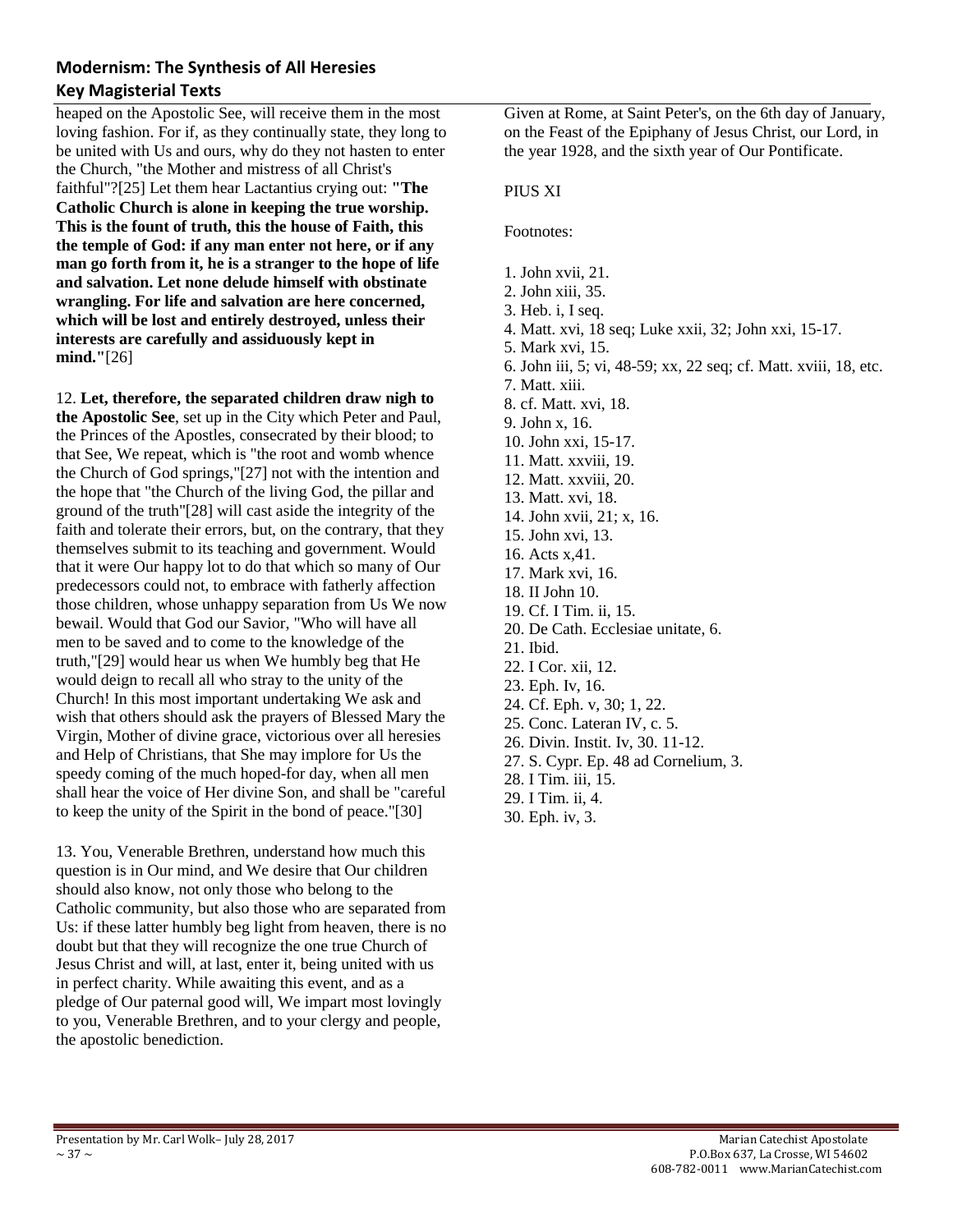heaped on the Apostolic See, will receive them in the most loving fashion. For if, as they continually state, they long to be united with Us and ours, why do they not hasten to enter the Church, "the Mother and mistress of all Christ's faithful"?[25] Let them hear Lactantius crying out: **"The Catholic Church is alone in keeping the true worship. This is the fount of truth, this the house of Faith, this the temple of God: if any man enter not here, or if any man go forth from it, he is a stranger to the hope of life and salvation. Let none delude himself with obstinate wrangling. For life and salvation are here concerned, which will be lost and entirely destroyed, unless their interests are carefully and assiduously kept in mind."**[26]

12. **Let, therefore, the separated children draw nigh to the Apostolic See**, set up in the City which Peter and Paul, the Princes of the Apostles, consecrated by their blood; to that See, We repeat, which is "the root and womb whence the Church of God springs,"[27] not with the intention and the hope that "the Church of the living God, the pillar and ground of the truth"[28] will cast aside the integrity of the faith and tolerate their errors, but, on the contrary, that they themselves submit to its teaching and government. Would that it were Our happy lot to do that which so many of Our predecessors could not, to embrace with fatherly affection those children, whose unhappy separation from Us We now bewail. Would that God our Savior, "Who will have all men to be saved and to come to the knowledge of the truth,"[29] would hear us when We humbly beg that He would deign to recall all who stray to the unity of the Church! In this most important undertaking We ask and wish that others should ask the prayers of Blessed Mary the Virgin, Mother of divine grace, victorious over all heresies and Help of Christians, that She may implore for Us the speedy coming of the much hoped-for day, when all men shall hear the voice of Her divine Son, and shall be "careful to keep the unity of the Spirit in the bond of peace."[30]

13. You, Venerable Brethren, understand how much this question is in Our mind, and We desire that Our children should also know, not only those who belong to the Catholic community, but also those who are separated from Us: if these latter humbly beg light from heaven, there is no doubt but that they will recognize the one true Church of Jesus Christ and will, at last, enter it, being united with us in perfect charity. While awaiting this event, and as a pledge of Our paternal good will, We impart most lovingly to you, Venerable Brethren, and to your clergy and people, the apostolic benediction.

Given at Rome, at Saint Peter's, on the 6th day of January, on the Feast of the Epiphany of Jesus Christ, our Lord, in the year 1928, and the sixth year of Our Pontificate.

PIUS XI

Footnotes:

1. John xvii, 21.
2. John xiii, 35.
3. Heb. i, I seq.
4. Matt. xvi, 18 seq; Luke xxii, 32; John xxi, 15-17.
5. Mark xvi, 15.
6. John iii, 5; vi, 48-59; xx, 22 seq; cf. Matt. xviii, 18, etc.
7. Matt. xiii.
8. cf. Matt. xvi, 18.
9. John x, 16.
10. John xxi, 15-17.
11. Matt. xxviii, 19.
12. Matt. xxviii, 20.
13. Matt. xvi, 18.
14. John xvii, 21; x, 16.
15. John xvi, 13.
16. Acts x,41.
17. Mark xvi, 16.
18. II John 10.
19. Cf. I Tim. ii, 15.
20. De Cath. Ecclesiae unitate, 6.
21. Ibid.
22. I Cor. xii, 12.
23. Eph. Iv, 16.
24. Cf. Eph. v, 30; 1, 22.
25. Conc. Lateran IV, c. 5.
26. Divin. Instit. Iv, 30. 11-12.
27. S. Cypr. Ep. 48 ad Cornelium, 3.
28. I Tim. iii, 15.
29. I Tim. ii, 4.
30. Eph. iv, 3.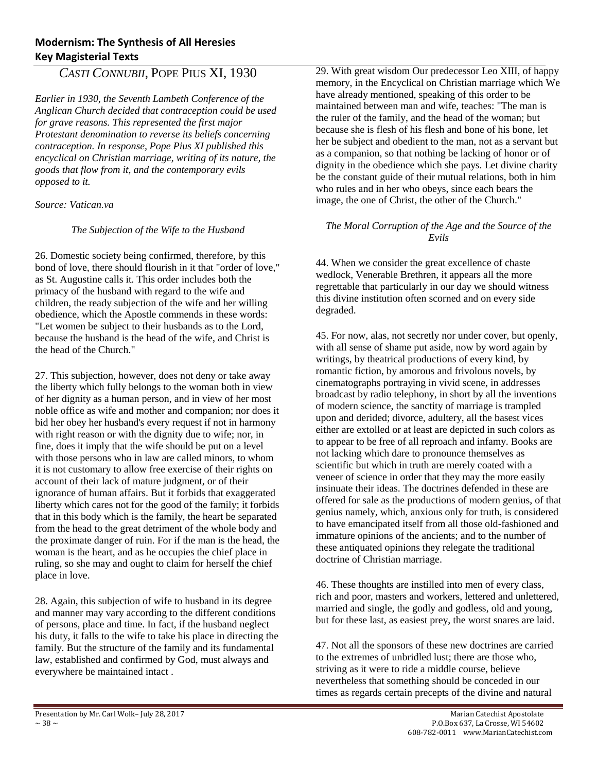# Modernism: The Synthesis of All Heresies
## Key Magisterial Texts

## *CASTI CONNUBII*, POPE PIUS XI, 1930

*Earlier in 1930, the Seventh Lambeth Conference of the Anglican Church decided that contraception could be used for grave reasons. This represented the first major Protestant denomination to reverse its beliefs concerning contraception. In response, Pope Pius XI published this encyclical on Christian marriage, writing of its nature, the goods that flow from it, and the contemporary evils opposed to it.*

*Source: Vatican.va*

### *The Subjection of the Wife to the Husband*

26. Domestic society being confirmed, therefore, by this bond of love, there should flourish in it that "order of love," as St. Augustine calls it. This order includes both the primacy of the husband with regard to the wife and children, the ready subjection of the wife and her willing obedience, which the Apostle commends in these words: "Let women be subject to their husbands as to the Lord, because the husband is the head of the wife, and Christ is the head of the Church."

27. This subjection, however, does not deny or take away the liberty which fully belongs to the woman both in view of her dignity as a human person, and in view of her most noble office as wife and mother and companion; nor does it bid her obey her husband's every request if not in harmony with right reason or with the dignity due to wife; nor, in fine, does it imply that the wife should be put on a level with those persons who in law are called minors, to whom it is not customary to allow free exercise of their rights on account of their lack of mature judgment, or of their ignorance of human affairs. But it forbids that exaggerated liberty which cares not for the good of the family; it forbids that in this body which is the family, the heart be separated from the head to the great detriment of the whole body and the proximate danger of ruin. For if the man is the head, the woman is the heart, and as he occupies the chief place in ruling, so she may and ought to claim for herself the chief place in love.

28. Again, this subjection of wife to husband in its degree and manner may vary according to the different conditions of persons, place and time. In fact, if the husband neglect his duty, it falls to the wife to take his place in directing the family. But the structure of the family and its fundamental law, established and confirmed by God, must always and everywhere be maintained intact .

29. With great wisdom Our predecessor Leo XIII, of happy memory, in the Encyclical on Christian marriage which We have already mentioned, speaking of this order to be maintained between man and wife, teaches: "The man is the ruler of the family, and the head of the woman; but because she is flesh of his flesh and bone of his bone, let her be subject and obedient to the man, not as a servant but as a companion, so that nothing be lacking of honor or of dignity in the obedience which she pays. Let divine charity be the constant guide of their mutual relations, both in him who rules and in her who obeys, since each bears the image, the one of Christ, the other of the Church."

### *The Moral Corruption of the Age and the Source of the Evils*

44. When we consider the great excellence of chaste wedlock, Venerable Brethren, it appears all the more regrettable that particularly in our day we should witness this divine institution often scorned and on every side degraded.

45. For now, alas, not secretly nor under cover, but openly, with all sense of shame put aside, now by word again by writings, by theatrical productions of every kind, by romantic fiction, by amorous and frivolous novels, by cinematographs portraying in vivid scene, in addresses broadcast by radio telephony, in short by all the inventions of modern science, the sanctity of marriage is trampled upon and derided; divorce, adultery, all the basest vices either are extolled or at least are depicted in such colors as to appear to be free of all reproach and infamy. Books are not lacking which dare to pronounce themselves as scientific but which in truth are merely coated with a veneer of science in order that they may the more easily insinuate their ideas. The doctrines defended in these are offered for sale as the productions of modern genius, of that genius namely, which, anxious only for truth, is considered to have emancipated itself from all those old-fashioned and immature opinions of the ancients; and to the number of these antiquated opinions they relegate the traditional doctrine of Christian marriage.

46. These thoughts are instilled into men of every class, rich and poor, masters and workers, lettered and unlettered, married and single, the godly and godless, old and young, but for these last, as easiest prey, the worst snares are laid.

47. Not all the sponsors of these new doctrines are carried to the extremes of unbridled lust; there are those who, striving as it were to ride a middle course, believe nevertheless that something should be conceded in our times as regards certain precepts of the divine and natural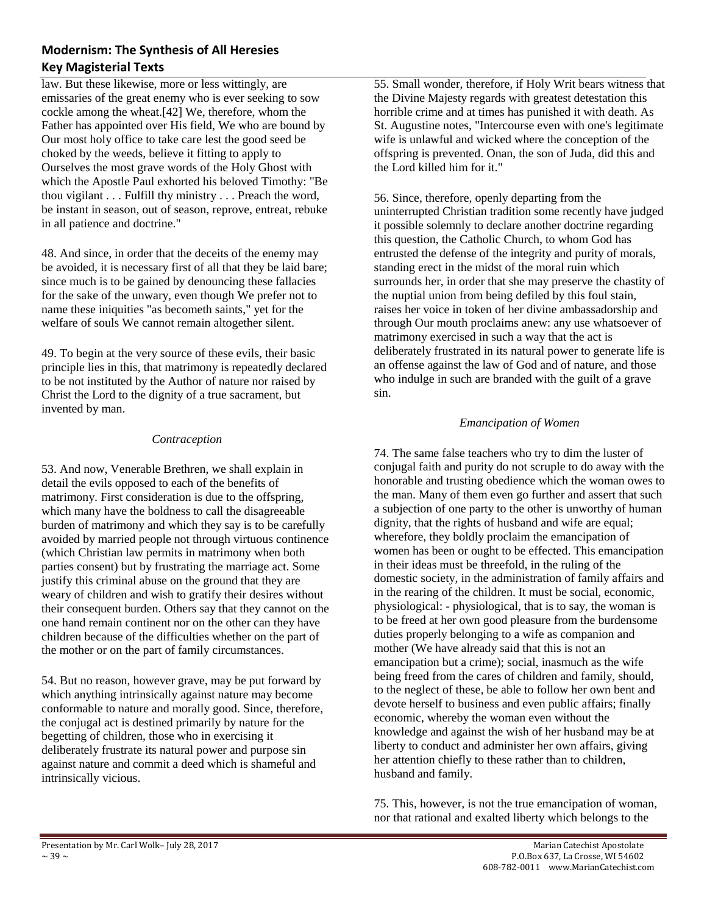law. But these likewise, more or less wittingly, are emissaries of the great enemy who is ever seeking to sow cockle among the wheat.[42] We, therefore, whom the Father has appointed over His field, We who are bound by Our most holy office to take care lest the good seed be choked by the weeds, believe it fitting to apply to Ourselves the most grave words of the Holy Ghost with which the Apostle Paul exhorted his beloved Timothy: "Be thou vigilant . . . Fulfill thy ministry . . . Preach the word, be instant in season, out of season, reprove, entreat, rebuke in all patience and doctrine."

48. And since, in order that the deceits of the enemy may be avoided, it is necessary first of all that they be laid bare; since much is to be gained by denouncing these fallacies for the sake of the unwary, even though We prefer not to name these iniquities "as becometh saints," yet for the welfare of souls We cannot remain altogether silent.

49. To begin at the very source of these evils, their basic principle lies in this, that matrimony is repeatedly declared to be not instituted by the Author of nature nor raised by Christ the Lord to the dignity of a true sacrament, but invented by man.

*Contraception*

53. And now, Venerable Brethren, we shall explain in detail the evils opposed to each of the benefits of matrimony. First consideration is due to the offspring, which many have the boldness to call the disagreeable burden of matrimony and which they say is to be carefully avoided by married people not through virtuous continence (which Christian law permits in matrimony when both parties consent) but by frustrating the marriage act. Some justify this criminal abuse on the ground that they are weary of children and wish to gratify their desires without their consequent burden. Others say that they cannot on the one hand remain continent nor on the other can they have children because of the difficulties whether on the part of the mother or on the part of family circumstances.

54. But no reason, however grave, may be put forward by which anything intrinsically against nature may become conformable to nature and morally good. Since, therefore, the conjugal act is destined primarily by nature for the begetting of children, those who in exercising it deliberately frustrate its natural power and purpose sin against nature and commit a deed which is shameful and intrinsically vicious.

55. Small wonder, therefore, if Holy Writ bears witness that the Divine Majesty regards with greatest detestation this horrible crime and at times has punished it with death. As St. Augustine notes, "Intercourse even with one's legitimate wife is unlawful and wicked where the conception of the offspring is prevented. Onan, the son of Juda, did this and the Lord killed him for it."

56. Since, therefore, openly departing from the uninterrupted Christian tradition some recently have judged it possible solemnly to declare another doctrine regarding this question, the Catholic Church, to whom God has entrusted the defense of the integrity and purity of morals, standing erect in the midst of the moral ruin which surrounds her, in order that she may preserve the chastity of the nuptial union from being defiled by this foul stain, raises her voice in token of her divine ambassadorship and through Our mouth proclaims anew: any use whatsoever of matrimony exercised in such a way that the act is deliberately frustrated in its natural power to generate life is an offense against the law of God and of nature, and those who indulge in such are branded with the guilt of a grave sin.

*Emancipation of Women*

74. The same false teachers who try to dim the luster of conjugal faith and purity do not scruple to do away with the honorable and trusting obedience which the woman owes to the man. Many of them even go further and assert that such a subjection of one party to the other is unworthy of human dignity, that the rights of husband and wife are equal; wherefore, they boldly proclaim the emancipation of women has been or ought to be effected. This emancipation in their ideas must be threefold, in the ruling of the domestic society, in the administration of family affairs and in the rearing of the children. It must be social, economic, physiological: - physiological, that is to say, the woman is to be freed at her own good pleasure from the burdensome duties properly belonging to a wife as companion and mother (We have already said that this is not an emancipation but a crime); social, inasmuch as the wife being freed from the cares of children and family, should, to the neglect of these, be able to follow her own bent and devote herself to business and even public affairs; finally economic, whereby the woman even without the knowledge and against the wish of her husband may be at liberty to conduct and administer her own affairs, giving her attention chiefly to these rather than to children, husband and family.

75. This, however, is not the true emancipation of woman, nor that rational and exalted liberty which belongs to the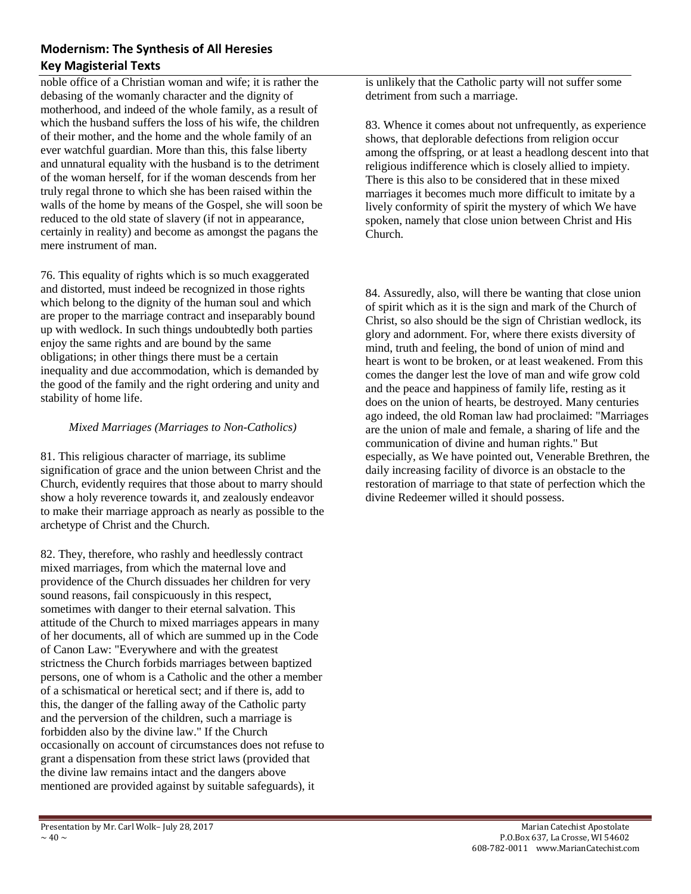noble office of a Christian woman and wife; it is rather the debasing of the womanly character and the dignity of motherhood, and indeed of the whole family, as a result of which the husband suffers the loss of his wife, the children of their mother, and the home and the whole family of an ever watchful guardian. More than this, this false liberty and unnatural equality with the husband is to the detriment of the woman herself, for if the woman descends from her truly regal throne to which she has been raised within the walls of the home by means of the Gospel, she will soon be reduced to the old state of slavery (if not in appearance, certainly in reality) and become as amongst the pagans the mere instrument of man.

76. This equality of rights which is so much exaggerated and distorted, must indeed be recognized in those rights which belong to the dignity of the human soul and which are proper to the marriage contract and inseparably bound up with wedlock. In such things undoubtedly both parties enjoy the same rights and are bound by the same obligations; in other things there must be a certain inequality and due accommodation, which is demanded by the good of the family and the right ordering and unity and stability of home life.

*Mixed Marriages (Marriages to Non-Catholics)*

81. This religious character of marriage, its sublime signification of grace and the union between Christ and the Church, evidently requires that those about to marry should show a holy reverence towards it, and zealously endeavor to make their marriage approach as nearly as possible to the archetype of Christ and the Church.

82. They, therefore, who rashly and heedlessly contract mixed marriages, from which the maternal love and providence of the Church dissuades her children for very sound reasons, fail conspicuously in this respect, sometimes with danger to their eternal salvation. This attitude of the Church to mixed marriages appears in many of her documents, all of which are summed up in the Code of Canon Law: "Everywhere and with the greatest strictness the Church forbids marriages between baptized persons, one of whom is a Catholic and the other a member of a schismatical or heretical sect; and if there is, add to this, the danger of the falling away of the Catholic party and the perversion of the children, such a marriage is forbidden also by the divine law." If the Church occasionally on account of circumstances does not refuse to grant a dispensation from these strict laws (provided that the divine law remains intact and the dangers above mentioned are provided against by suitable safeguards), it is unlikely that the Catholic party will not suffer some detriment from such a marriage.

83. Whence it comes about not unfrequently, as experience shows, that deplorable defections from religion occur among the offspring, or at least a headlong descent into that religious indifference which is closely allied to impiety. There is this also to be considered that in these mixed marriages it becomes much more difficult to imitate by a lively conformity of spirit the mystery of which We have spoken, namely that close union between Christ and His Church.

84. Assuredly, also, will there be wanting that close union of spirit which as it is the sign and mark of the Church of Christ, so also should be the sign of Christian wedlock, its glory and adornment. For, where there exists diversity of mind, truth and feeling, the bond of union of mind and heart is wont to be broken, or at least weakened. From this comes the danger lest the love of man and wife grow cold and the peace and happiness of family life, resting as it does on the union of hearts, be destroyed. Many centuries ago indeed, the old Roman law had proclaimed: "Marriages are the union of male and female, a sharing of life and the communication of divine and human rights." But especially, as We have pointed out, Venerable Brethren, the daily increasing facility of divorce is an obstacle to the restoration of marriage to that state of perfection which the divine Redeemer willed it should possess.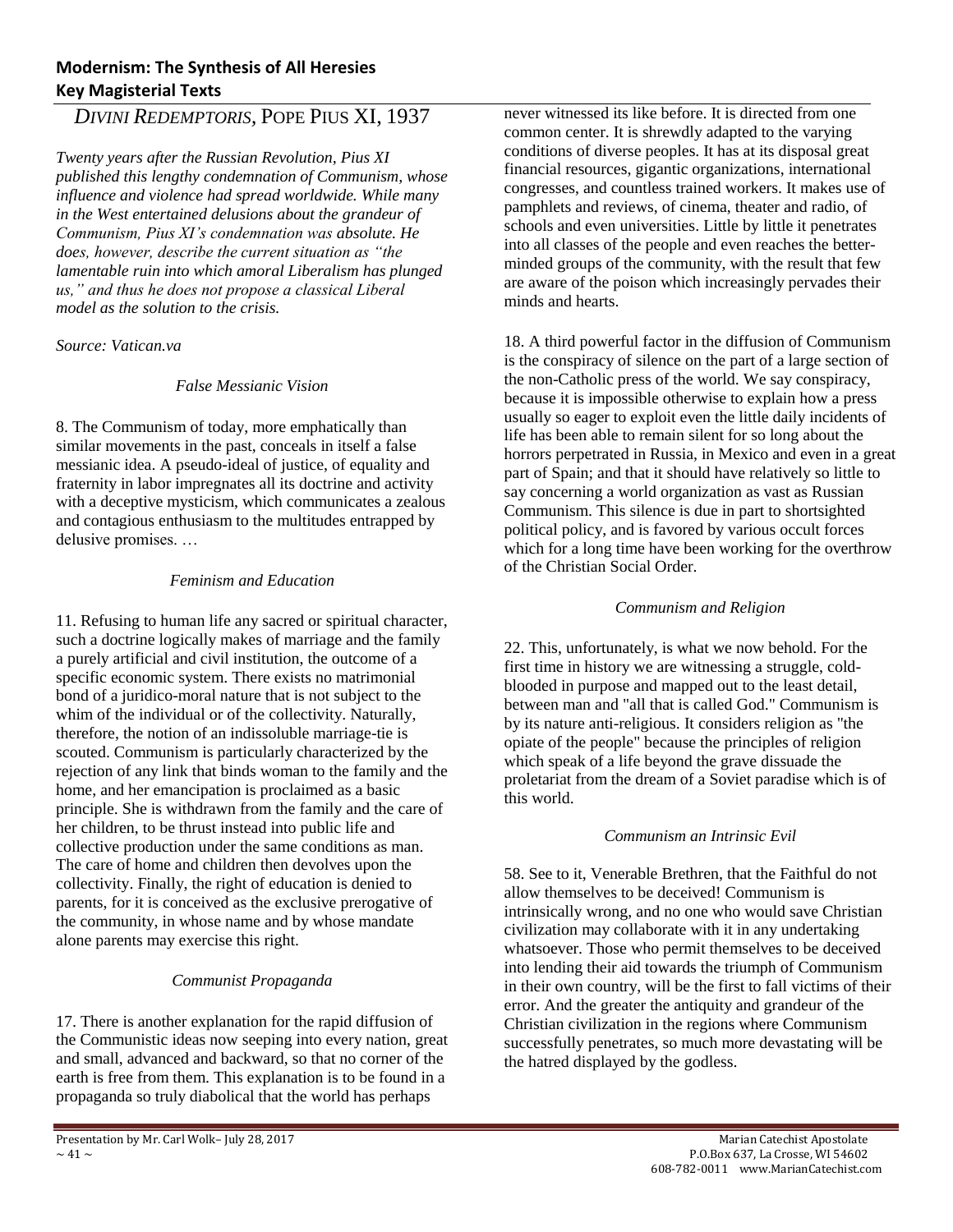## *DIVINI REDEMPTORIS*, POPE PIUS XI, 1937

*Twenty years after the Russian Revolution, Pius XI published this lengthy condemnation of Communism, whose influence and violence had spread worldwide. While many in the West entertained delusions about the grandeur of Communism, Pius XI's condemnation was absolute. He does, however, describe the current situation as "the lamentable ruin into which amoral Liberalism has plunged us," and thus he does not propose a classical Liberal model as the solution to the crisis.*

*Source: Vatican.va*

### *False Messianic Vision*

8. The Communism of today, more emphatically than similar movements in the past, conceals in itself a false messianic idea. A pseudo-ideal of justice, of equality and fraternity in labor impregnates all its doctrine and activity with a deceptive mysticism, which communicates a zealous and contagious enthusiasm to the multitudes entrapped by delusive promises. …

### *Feminism and Education*

11. Refusing to human life any sacred or spiritual character, such a doctrine logically makes of marriage and the family a purely artificial and civil institution, the outcome of a specific economic system. There exists no matrimonial bond of a juridico-moral nature that is not subject to the whim of the individual or of the collectivity. Naturally, therefore, the notion of an indissoluble marriage-tie is scouted. Communism is particularly characterized by the rejection of any link that binds woman to the family and the home, and her emancipation is proclaimed as a basic principle. She is withdrawn from the family and the care of her children, to be thrust instead into public life and collective production under the same conditions as man. The care of home and children then devolves upon the collectivity. Finally, the right of education is denied to parents, for it is conceived as the exclusive prerogative of the community, in whose name and by whose mandate alone parents may exercise this right.

### *Communist Propaganda*

17. There is another explanation for the rapid diffusion of the Communistic ideas now seeping into every nation, great and small, advanced and backward, so that no corner of the earth is free from them. This explanation is to be found in a propaganda so truly diabolical that the world has perhaps never witnessed its like before. It is directed from one common center. It is shrewdly adapted to the varying conditions of diverse peoples. It has at its disposal great financial resources, gigantic organizations, international congresses, and countless trained workers. It makes use of pamphlets and reviews, of cinema, theater and radio, of schools and even universities. Little by little it penetrates into all classes of the people and even reaches the better-minded groups of the community, with the result that few are aware of the poison which increasingly pervades their minds and hearts.

18. A third powerful factor in the diffusion of Communism is the conspiracy of silence on the part of a large section of the non-Catholic press of the world. We say conspiracy, because it is impossible otherwise to explain how a press usually so eager to exploit even the little daily incidents of life has been able to remain silent for so long about the horrors perpetrated in Russia, in Mexico and even in a great part of Spain; and that it should have relatively so little to say concerning a world organization as vast as Russian Communism. This silence is due in part to shortsighted political policy, and is favored by various occult forces which for a long time have been working for the overthrow of the Christian Social Order.

### *Communism and Religion*

22. This, unfortunately, is what we now behold. For the first time in history we are witnessing a struggle, cold-blooded in purpose and mapped out to the least detail, between man and "all that is called God." Communism is by its nature anti-religious. It considers religion as "the opiate of the people" because the principles of religion which speak of a life beyond the grave dissuade the proletariat from the dream of a Soviet paradise which is of this world.

### *Communism an Intrinsic Evil*

58. See to it, Venerable Brethren, that the Faithful do not allow themselves to be deceived! Communism is intrinsically wrong, and no one who would save Christian civilization may collaborate with it in any undertaking whatsoever. Those who permit themselves to be deceived into lending their aid towards the triumph of Communism in their own country, will be the first to fall victims of their error. And the greater the antiquity and grandeur of the Christian civilization in the regions where Communism successfully penetrates, so much more devastating will be the hatred displayed by the godless.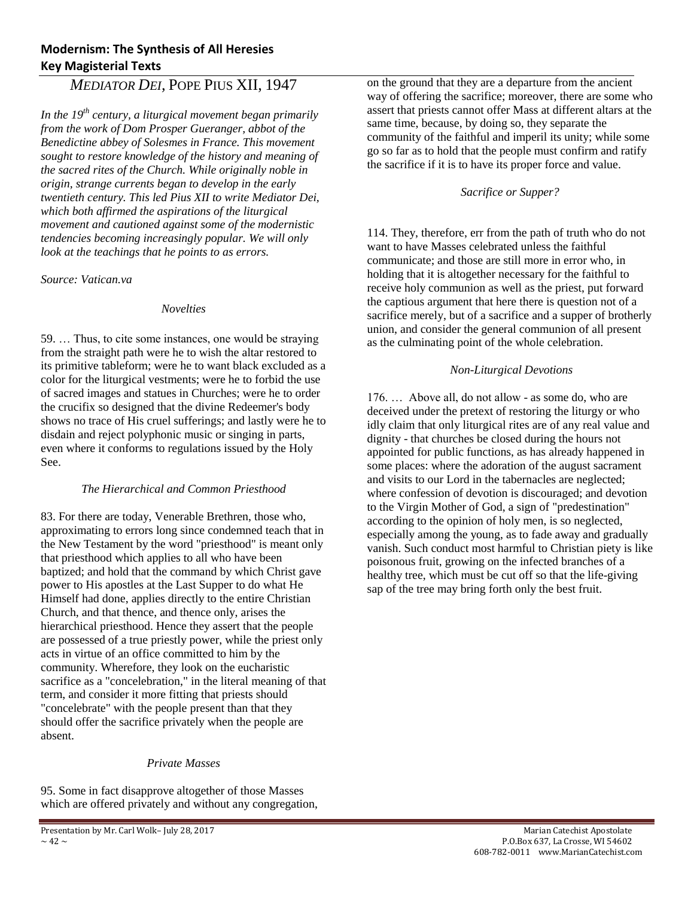## *MEDIATOR DEI*, POPE PIUS XII, 1947

*In the 19th century, a liturgical movement began primarily from the work of Dom Prosper Gueranger, abbot of the Benedictine abbey of Solesmes in France. This movement sought to restore knowledge of the history and meaning of the sacred rites of the Church. While originally noble in origin, strange currents began to develop in the early twentieth century. This led Pius XII to write Mediator Dei, which both affirmed the aspirations of the liturgical movement and cautioned against some of the modernistic tendencies becoming increasingly popular. We will only look at the teachings that he points to as errors.*

*Source: Vatican.va*

### *Novelties*

59. … Thus, to cite some instances, one would be straying from the straight path were he to wish the altar restored to its primitive tableform; were he to want black excluded as a color for the liturgical vestments; were he to forbid the use of sacred images and statues in Churches; were he to order the crucifix so designed that the divine Redeemer's body shows no trace of His cruel sufferings; and lastly were he to disdain and reject polyphonic music or singing in parts, even where it conforms to regulations issued by the Holy See.

### *The Hierarchical and Common Priesthood*

83. For there are today, Venerable Brethren, those who, approximating to errors long since condemned teach that in the New Testament by the word "priesthood" is meant only that priesthood which applies to all who have been baptized; and hold that the command by which Christ gave power to His apostles at the Last Supper to do what He Himself had done, applies directly to the entire Christian Church, and that thence, and thence only, arises the hierarchical priesthood. Hence they assert that the people are possessed of a true priestly power, while the priest only acts in virtue of an office committed to him by the community. Wherefore, they look on the eucharistic sacrifice as a "concelebration," in the literal meaning of that term, and consider it more fitting that priests should "concelebrate" with the people present than that they should offer the sacrifice privately when the people are absent.

### *Private Masses*

95. Some in fact disapprove altogether of those Masses which are offered privately and without any congregation, on the ground that they are a departure from the ancient way of offering the sacrifice; moreover, there are some who assert that priests cannot offer Mass at different altars at the same time, because, by doing so, they separate the community of the faithful and imperil its unity; while some go so far as to hold that the people must confirm and ratify the sacrifice if it is to have its proper force and value.

### *Sacrifice or Supper?*

114. They, therefore, err from the path of truth who do not want to have Masses celebrated unless the faithful communicate; and those are still more in error who, in holding that it is altogether necessary for the faithful to receive holy communion as well as the priest, put forward the captious argument that here there is question not of a sacrifice merely, but of a sacrifice and a supper of brotherly union, and consider the general communion of all present as the culminating point of the whole celebration.

### *Non-Liturgical Devotions*

176. … Above all, do not allow - as some do, who are deceived under the pretext of restoring the liturgy or who idly claim that only liturgical rites are of any real value and dignity - that churches be closed during the hours not appointed for public functions, as has already happened in some places: where the adoration of the august sacrament and visits to our Lord in the tabernacles are neglected; where confession of devotion is discouraged; and devotion to the Virgin Mother of God, a sign of "predestination" according to the opinion of holy men, is so neglected, especially among the young, as to fade away and gradually vanish. Such conduct most harmful to Christian piety is like poisonous fruit, growing on the infected branches of a healthy tree, which must be cut off so that the life-giving sap of the tree may bring forth only the best fruit.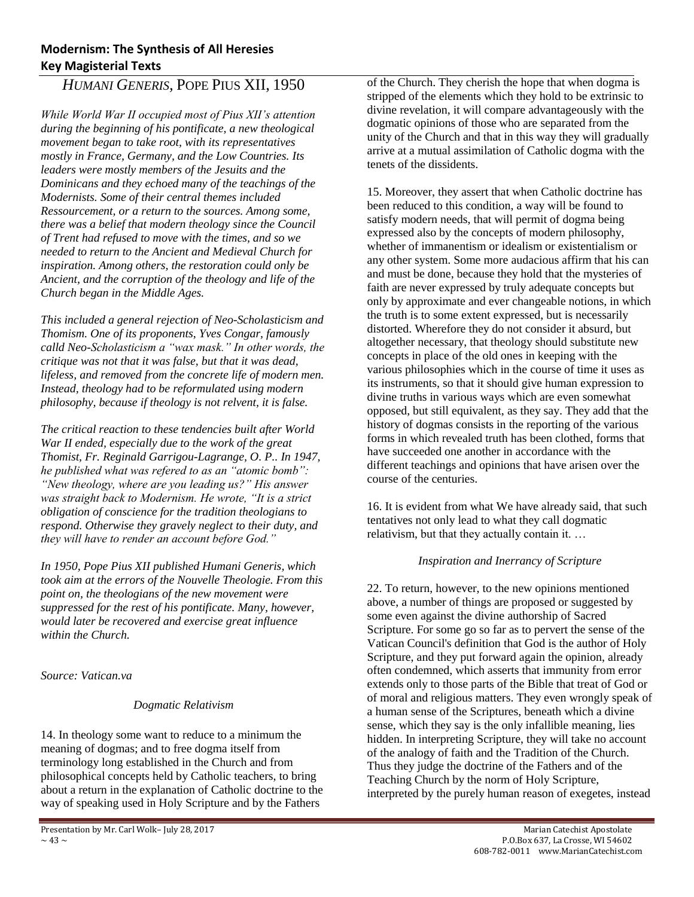## *HUMANI GENERIS*, POPE PIUS XII, 1950

*While World War II occupied most of Pius XII's attention during the beginning of his pontificate, a new theological movement began to take root, with its representatives mostly in France, Germany, and the Low Countries. Its leaders were mostly members of the Jesuits and the Dominicans and they echoed many of the teachings of the Modernists. Some of their central themes included Ressourcement, or a return to the sources. Among some, there was a belief that modern theology since the Council of Trent had refused to move with the times, and so we needed to return to the Ancient and Medieval Church for inspiration. Among others, the restoration could only be Ancient, and the corruption of the theology and life of the Church began in the Middle Ages.*

*This included a general rejection of Neo-Scholasticism and Thomism. One of its proponents, Yves Congar, famously calld Neo-Scholasticism a "wax mask." In other words, the critique was not that it was false, but that it was dead, lifeless, and removed from the concrete life of modern men. Instead, theology had to be reformulated using modern philosophy, because if theology is not relvent, it is false.*

*The critical reaction to these tendencies built after World War II ended, especially due to the work of the great Thomist, Fr. Reginald Garrigou-Lagrange, O. P.. In 1947, he published what was refered to as an "atomic bomb": "New theology, where are you leading us?" His answer was straight back to Modernism. He wrote, "It is a strict obligation of conscience for the tradition theologians to respond. Otherwise they gravely neglect to their duty, and they will have to render an account before God."*

*In 1950, Pope Pius XII published Humani Generis, which took aim at the errors of the Nouvelle Theologie. From this point on, the theologians of the new movement were suppressed for the rest of his pontificate. Many, however, would later be recovered and exercise great influence within the Church.*

*Source: Vatican.va*

### *Dogmatic Relativism*

14. In theology some want to reduce to a minimum the meaning of dogmas; and to free dogma itself from terminology long established in the Church and from philosophical concepts held by Catholic teachers, to bring about a return in the explanation of Catholic doctrine to the way of speaking used in Holy Scripture and by the Fathers of the Church. They cherish the hope that when dogma is stripped of the elements which they hold to be extrinsic to divine revelation, it will compare advantageously with the dogmatic opinions of those who are separated from the unity of the Church and that in this way they will gradually arrive at a mutual assimilation of Catholic dogma with the tenets of the dissidents.

15. Moreover, they assert that when Catholic doctrine has been reduced to this condition, a way will be found to satisfy modern needs, that will permit of dogma being expressed also by the concepts of modern philosophy, whether of immanentism or idealism or existentialism or any other system. Some more audacious affirm that his can and must be done, because they hold that the mysteries of faith are never expressed by truly adequate concepts but only by approximate and ever changeable notions, in which the truth is to some extent expressed, but is necessarily distorted. Wherefore they do not consider it absurd, but altogether necessary, that theology should substitute new concepts in place of the old ones in keeping with the various philosophies which in the course of time it uses as its instruments, so that it should give human expression to divine truths in various ways which are even somewhat opposed, but still equivalent, as they say. They add that the history of dogmas consists in the reporting of the various forms in which revealed truth has been clothed, forms that have succeeded one another in accordance with the different teachings and opinions that have arisen over the course of the centuries.

16. It is evident from what We have already said, that such tentatives not only lead to what they call dogmatic relativism, but that they actually contain it. …

### *Inspiration and Inerrancy of Scripture*

22. To return, however, to the new opinions mentioned above, a number of things are proposed or suggested by some even against the divine authorship of Sacred Scripture. For some go so far as to pervert the sense of the Vatican Council's definition that God is the author of Holy Scripture, and they put forward again the opinion, already often condemned, which asserts that immunity from error extends only to those parts of the Bible that treat of God or of moral and religious matters. They even wrongly speak of a human sense of the Scriptures, beneath which a divine sense, which they say is the only infallible meaning, lies hidden. In interpreting Scripture, they will take no account of the analogy of faith and the Tradition of the Church. Thus they judge the doctrine of the Fathers and of the Teaching Church by the norm of Holy Scripture, interpreted by the purely human reason of exegetes, instead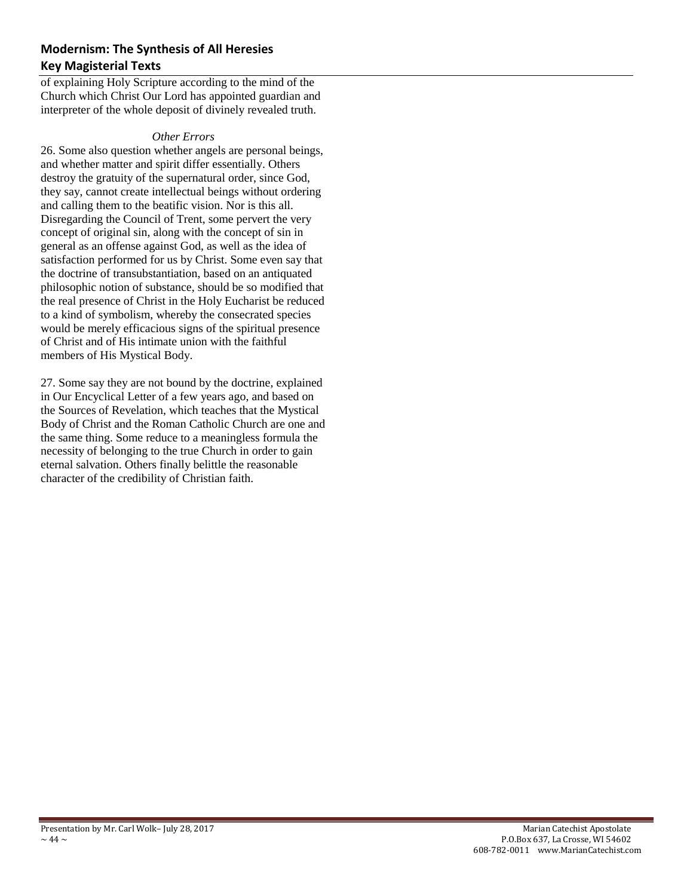of explaining Holy Scripture according to the mind of the Church which Christ Our Lord has appointed guardian and interpreter of the whole deposit of divinely revealed truth.

*Other Errors*

26. Some also question whether angels are personal beings, and whether matter and spirit differ essentially. Others destroy the gratuity of the supernatural order, since God, they say, cannot create intellectual beings without ordering and calling them to the beatific vision. Nor is this all. Disregarding the Council of Trent, some pervert the very concept of original sin, along with the concept of sin in general as an offense against God, as well as the idea of satisfaction performed for us by Christ. Some even say that the doctrine of transubstantiation, based on an antiquated philosophic notion of substance, should be so modified that the real presence of Christ in the Holy Eucharist be reduced to a kind of symbolism, whereby the consecrated species would be merely efficacious signs of the spiritual presence of Christ and of His intimate union with the faithful members of His Mystical Body.

27. Some say they are not bound by the doctrine, explained in Our Encyclical Letter of a few years ago, and based on the Sources of Revelation, which teaches that the Mystical Body of Christ and the Roman Catholic Church are one and the same thing. Some reduce to a meaningless formula the necessity of belonging to the true Church in order to gain eternal salvation. Others finally belittle the reasonable character of the credibility of Christian faith.